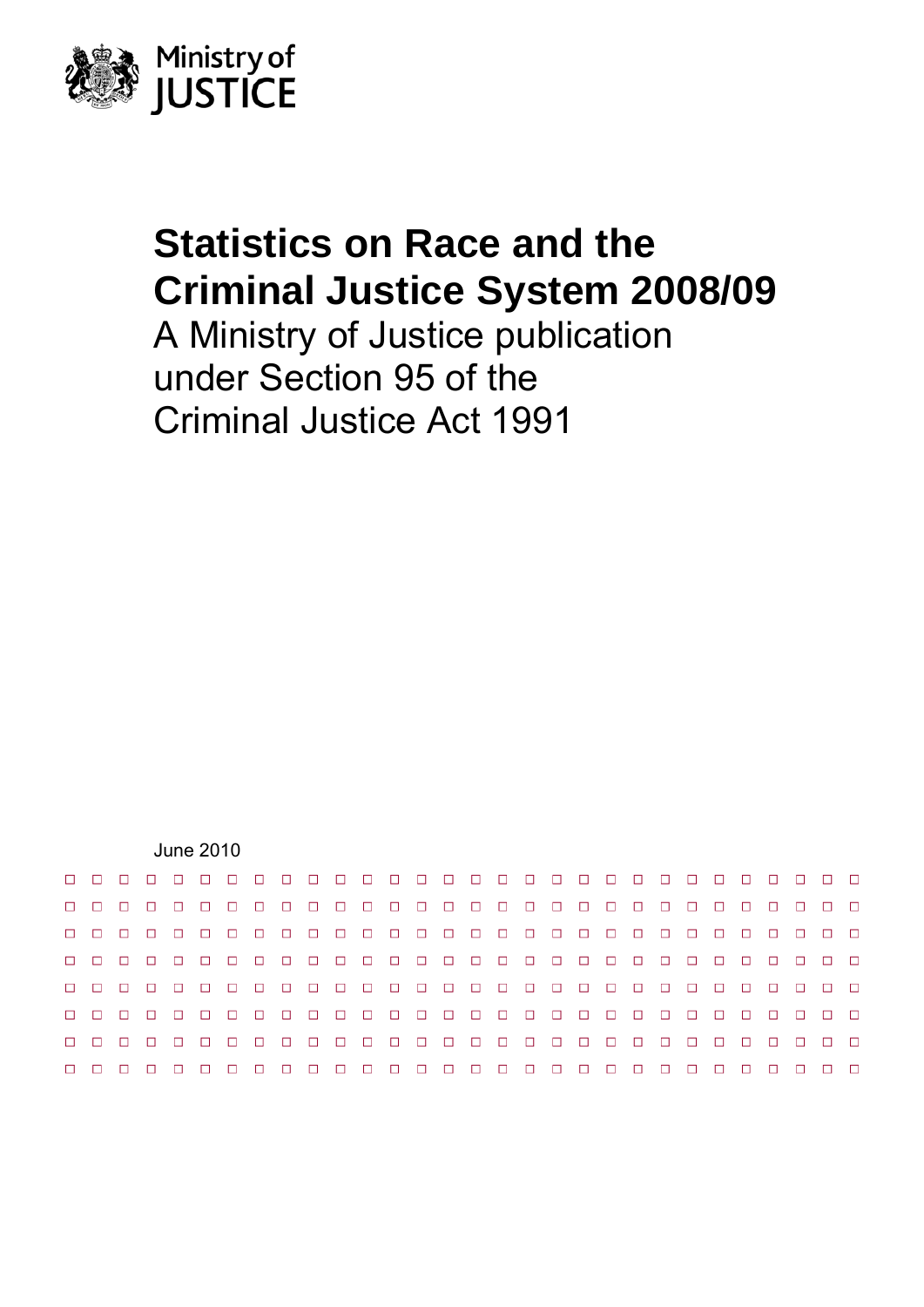Ministry of JUSTICE

# Statistics on Race and the Criminal Justice System 2008/09

A Ministry of Justice publication under Section 95 of the Criminal Justice Act 1991

June 2010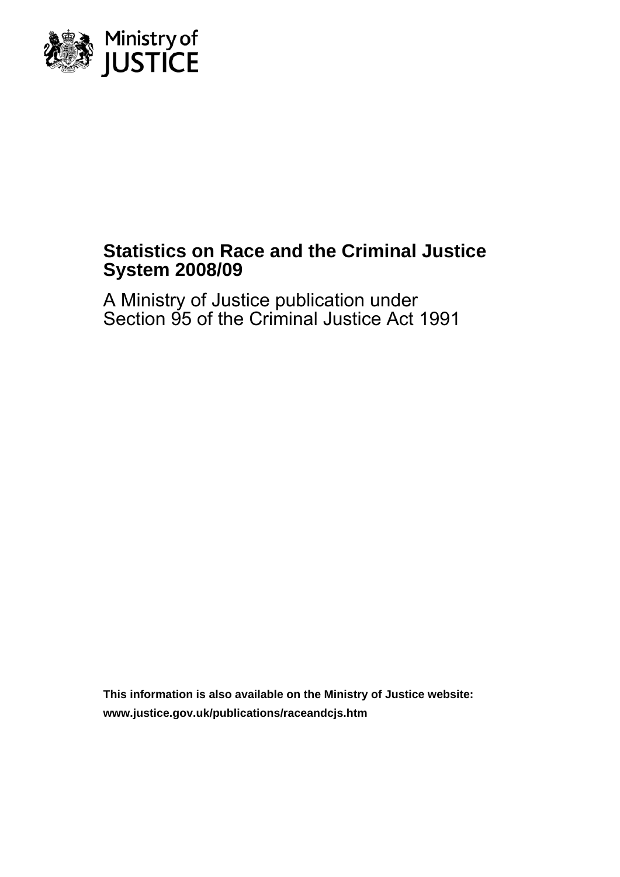Ministry of JUSTICE

# Statistics on Race and the Criminal Justice System 2008/09

A Ministry of Justice publication under Section 95 of the Criminal Justice Act 1991

**This information is also available on the Ministry of Justice website:**
**www.justice.gov.uk/publications/raceandcjs.htm**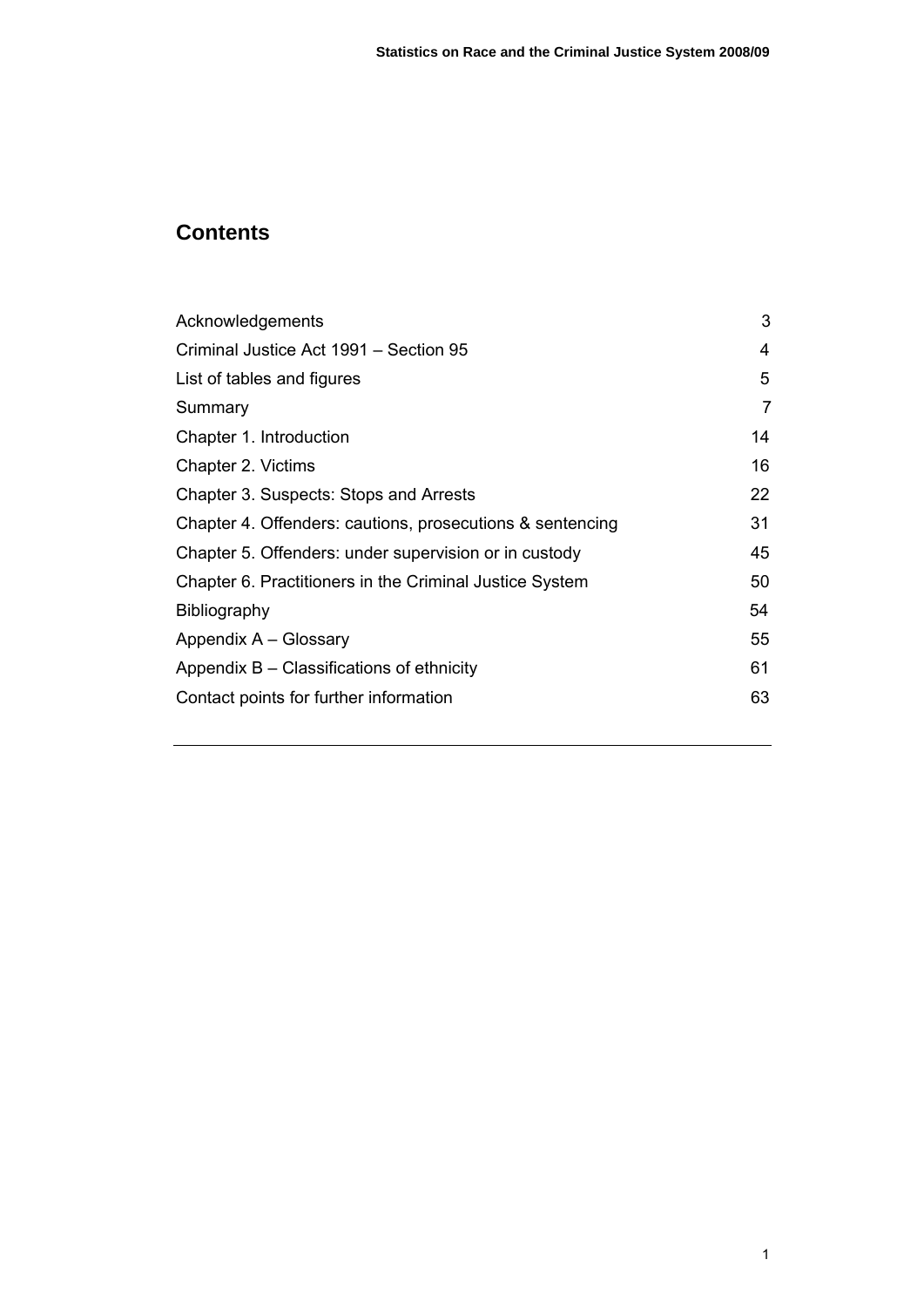# Contents

| | |
|---|---|
| Acknowledgements | 3 |
| Criminal Justice Act 1991 – Section 95 | 4 |
| List of tables and figures | 5 |
| Summary | 7 |
| Chapter 1. Introduction | 14 |
| Chapter 2. Victims | 16 |
| Chapter 3. Suspects: Stops and Arrests | 22 |
| Chapter 4. Offenders: cautions, prosecutions & sentencing | 31 |
| Chapter 5. Offenders: under supervision or in custody | 45 |
| Chapter 6. Practitioners in the Criminal Justice System | 50 |
| Bibliography | 54 |
| Appendix A – Glossary | 55 |
| Appendix B – Classifications of ethnicity | 61 |
| Contact points for further information | 63 |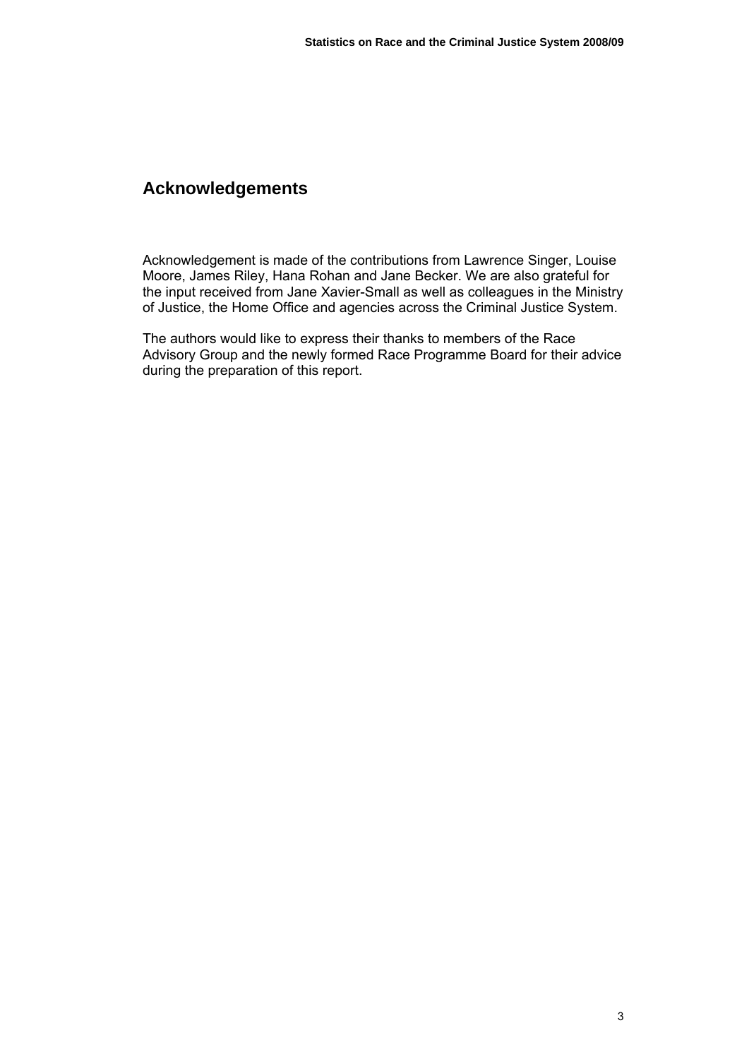## Acknowledgements

Acknowledgement is made of the contributions from Lawrence Singer, Louise Moore, James Riley, Hana Rohan and Jane Becker. We are also grateful for the input received from Jane Xavier-Small as well as colleagues in the Ministry of Justice, the Home Office and agencies across the Criminal Justice System.

The authors would like to express their thanks to members of the Race Advisory Group and the newly formed Race Programme Board for their advice during the preparation of this report.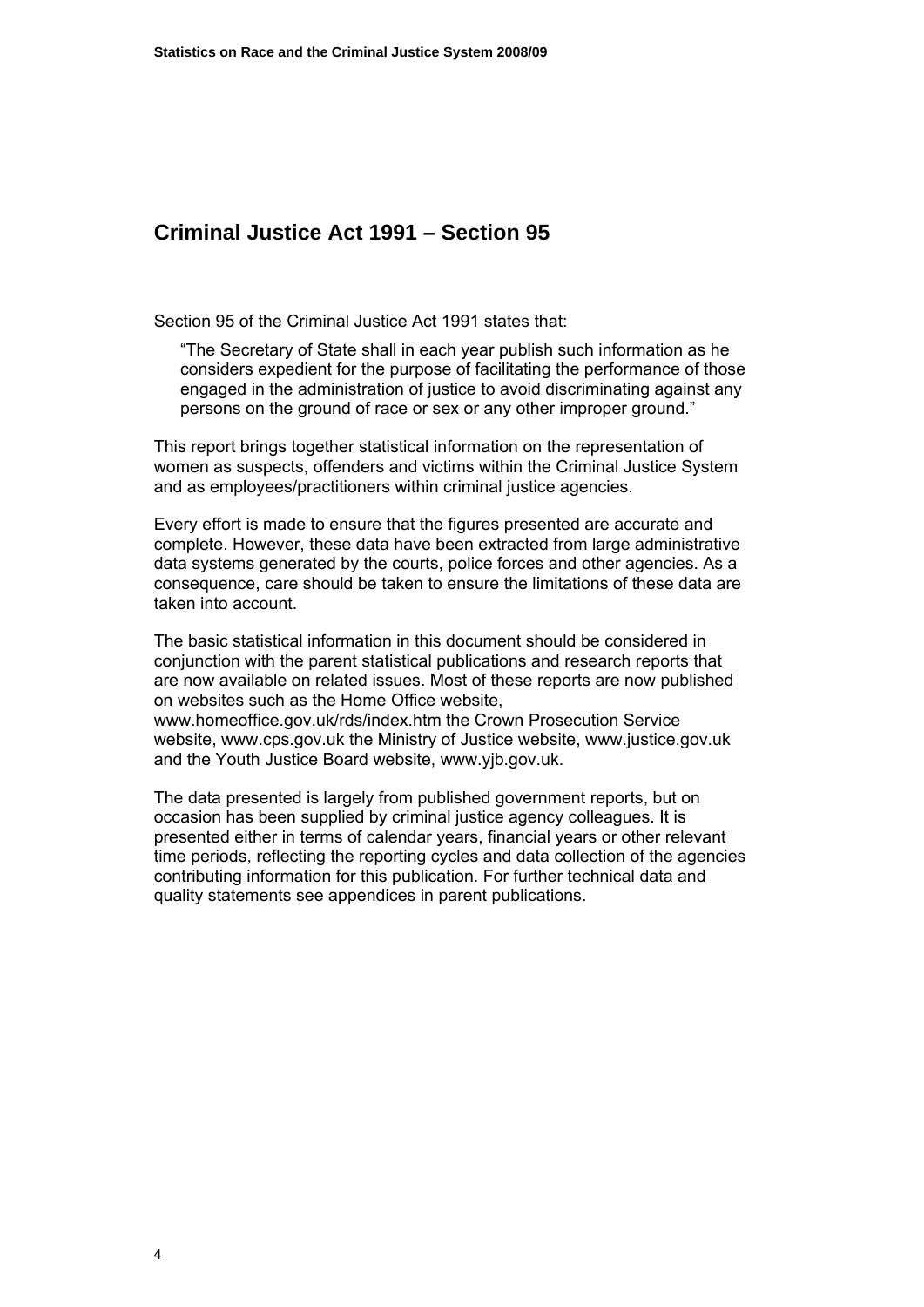## Criminal Justice Act 1991 – Section 95

Section 95 of the Criminal Justice Act 1991 states that:

> "The Secretary of State shall in each year publish such information as he considers expedient for the purpose of facilitating the performance of those engaged in the administration of justice to avoid discriminating against any persons on the ground of race or sex or any other improper ground."

This report brings together statistical information on the representation of women as suspects, offenders and victims within the Criminal Justice System and as employees/practitioners within criminal justice agencies.

Every effort is made to ensure that the figures presented are accurate and complete. However, these data have been extracted from large administrative data systems generated by the courts, police forces and other agencies. As a consequence, care should be taken to ensure the limitations of these data are taken into account.

The basic statistical information in this document should be considered in conjunction with the parent statistical publications and research reports that are now available on related issues. Most of these reports are now published on websites such as the Home Office website, www.homeoffice.gov.uk/rds/index.htm the Crown Prosecution Service website, www.cps.gov.uk the Ministry of Justice website, www.justice.gov.uk and the Youth Justice Board website, www.yjb.gov.uk.

The data presented is largely from published government reports, but on occasion has been supplied by criminal justice agency colleagues. It is presented either in terms of calendar years, financial years or other relevant time periods, reflecting the reporting cycles and data collection of the agencies contributing information for this publication. For further technical data and quality statements see appendices in parent publications.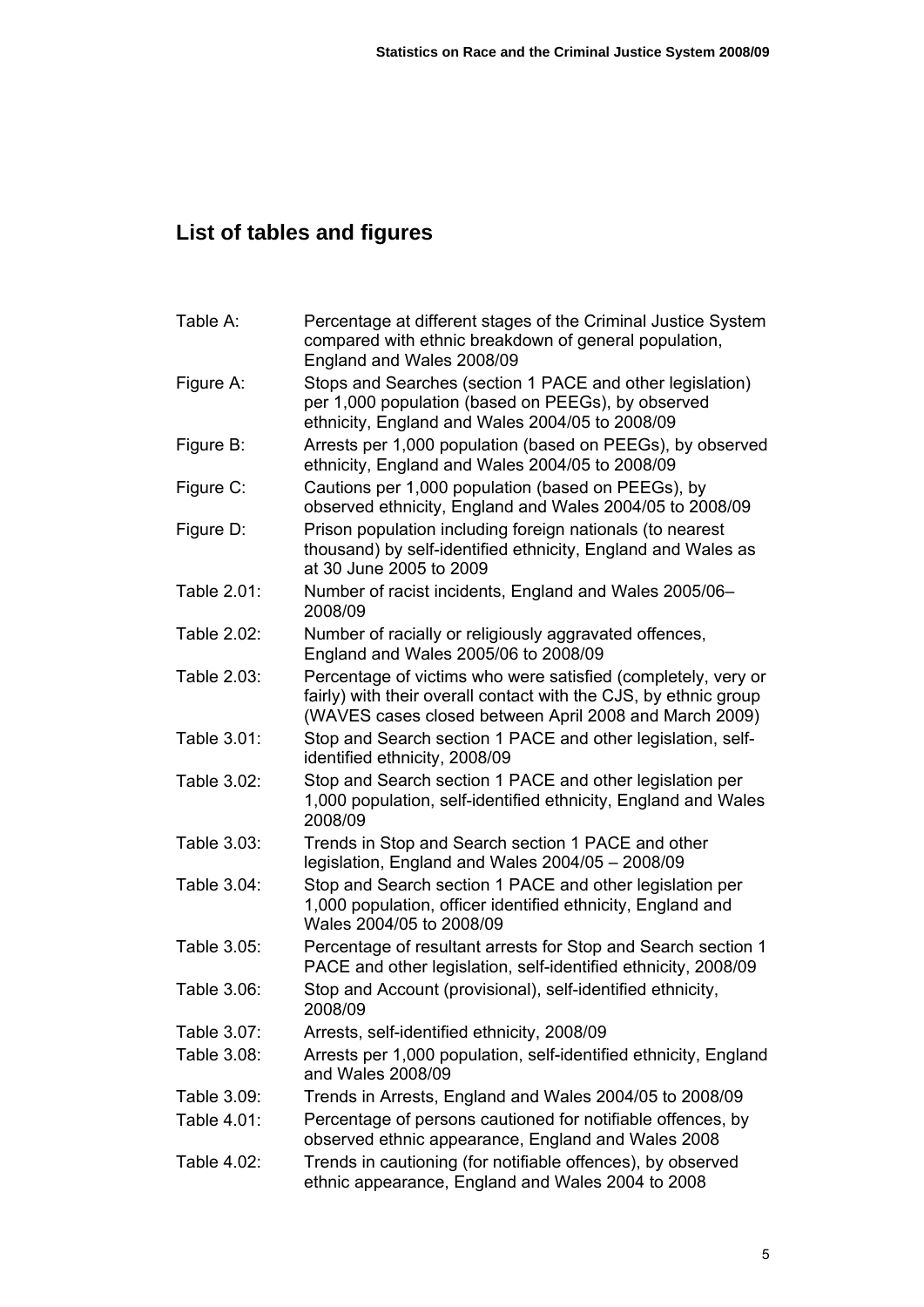## List of tables and figures

| | |
|---|---|
| Table A: | Percentage at different stages of the Criminal Justice System compared with ethnic breakdown of general population, England and Wales 2008/09 |
| Figure A: | Stops and Searches (section 1 PACE and other legislation) per 1,000 population (based on PEEGs), by observed ethnicity, England and Wales 2004/05 to 2008/09 |
| Figure B: | Arrests per 1,000 population (based on PEEGs), by observed ethnicity, England and Wales 2004/05 to 2008/09 |
| Figure C: | Cautions per 1,000 population (based on PEEGs), by observed ethnicity, England and Wales 2004/05 to 2008/09 |
| Figure D: | Prison population including foreign nationals (to nearest thousand) by self-identified ethnicity, England and Wales as at 30 June 2005 to 2009 |
| Table 2.01: | Number of racist incidents, England and Wales 2005/06–2008/09 |
| Table 2.02: | Number of racially or religiously aggravated offences, England and Wales 2005/06 to 2008/09 |
| Table 2.03: | Percentage of victims who were satisfied (completely, very or fairly) with their overall contact with the CJS, by ethnic group (WAVES cases closed between April 2008 and March 2009) |
| Table 3.01: | Stop and Search section 1 PACE and other legislation, self-identified ethnicity, 2008/09 |
| Table 3.02: | Stop and Search section 1 PACE and other legislation per 1,000 population, self-identified ethnicity, England and Wales 2008/09 |
| Table 3.03: | Trends in Stop and Search section 1 PACE and other legislation, England and Wales 2004/05 – 2008/09 |
| Table 3.04: | Stop and Search section 1 PACE and other legislation per 1,000 population, officer identified ethnicity, England and Wales 2004/05 to 2008/09 |
| Table 3.05: | Percentage of resultant arrests for Stop and Search section 1 PACE and other legislation, self-identified ethnicity, 2008/09 |
| Table 3.06: | Stop and Account (provisional), self-identified ethnicity, 2008/09 |
| Table 3.07: | Arrests, self-identified ethnicity, 2008/09 |
| Table 3.08: | Arrests per 1,000 population, self-identified ethnicity, England and Wales 2008/09 |
| Table 3.09: | Trends in Arrests, England and Wales 2004/05 to 2008/09 |
| Table 4.01: | Percentage of persons cautioned for notifiable offences, by observed ethnic appearance, England and Wales 2008 |
| Table 4.02: | Trends in cautioning (for notifiable offences), by observed ethnic appearance, England and Wales 2004 to 2008 |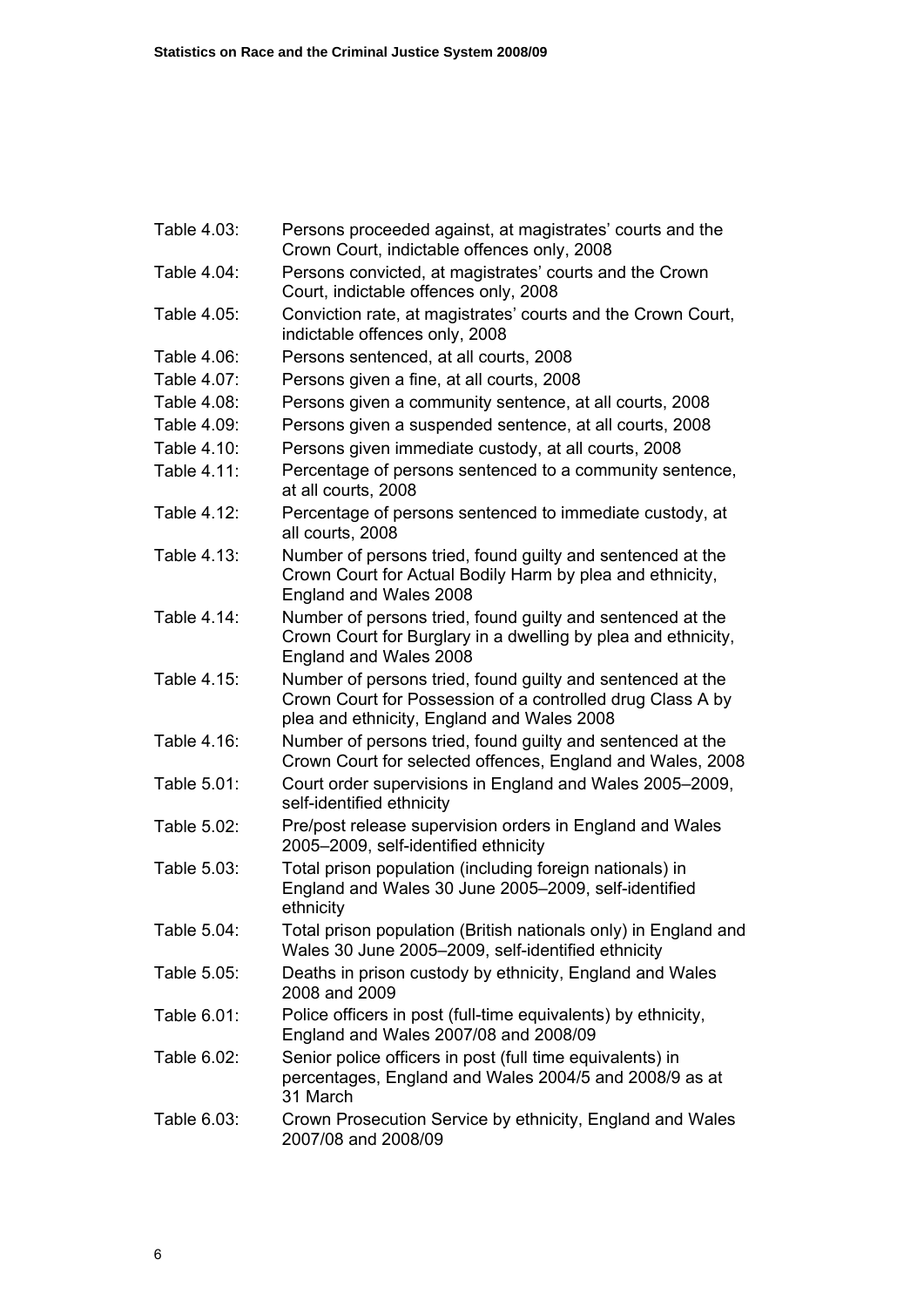| | |
|---|---|
| Table 4.03: | Persons proceeded against, at magistrates' courts and the Crown Court, indictable offences only, 2008 |
| Table 4.04: | Persons convicted, at magistrates' courts and the Crown Court, indictable offences only, 2008 |
| Table 4.05: | Conviction rate, at magistrates' courts and the Crown Court, indictable offences only, 2008 |
| Table 4.06: | Persons sentenced, at all courts, 2008 |
| Table 4.07: | Persons given a fine, at all courts, 2008 |
| Table 4.08: | Persons given a community sentence, at all courts, 2008 |
| Table 4.09: | Persons given a suspended sentence, at all courts, 2008 |
| Table 4.10: | Persons given immediate custody, at all courts, 2008 |
| Table 4.11: | Percentage of persons sentenced to a community sentence, at all courts, 2008 |
| Table 4.12: | Percentage of persons sentenced to immediate custody, at all courts, 2008 |
| Table 4.13: | Number of persons tried, found guilty and sentenced at the Crown Court for Actual Bodily Harm by plea and ethnicity, England and Wales 2008 |
| Table 4.14: | Number of persons tried, found guilty and sentenced at the Crown Court for Burglary in a dwelling by plea and ethnicity, England and Wales 2008 |
| Table 4.15: | Number of persons tried, found guilty and sentenced at the Crown Court for Possession of a controlled drug Class A by plea and ethnicity, England and Wales 2008 |
| Table 4.16: | Number of persons tried, found guilty and sentenced at the Crown Court for selected offences, England and Wales, 2008 |
| Table 5.01: | Court order supervisions in England and Wales 2005–2009, self-identified ethnicity |
| Table 5.02: | Pre/post release supervision orders in England and Wales 2005–2009, self-identified ethnicity |
| Table 5.03: | Total prison population (including foreign nationals) in England and Wales 30 June 2005–2009, self-identified ethnicity |
| Table 5.04: | Total prison population (British nationals only) in England and Wales 30 June 2005–2009, self-identified ethnicity |
| Table 5.05: | Deaths in prison custody by ethnicity, England and Wales 2008 and 2009 |
| Table 6.01: | Police officers in post (full-time equivalents) by ethnicity, England and Wales 2007/08 and 2008/09 |
| Table 6.02: | Senior police officers in post (full time equivalents) in percentages, England and Wales 2004/5 and 2008/9 as at 31 March |
| Table 6.03: | Crown Prosecution Service by ethnicity, England and Wales 2007/08 and 2008/09 |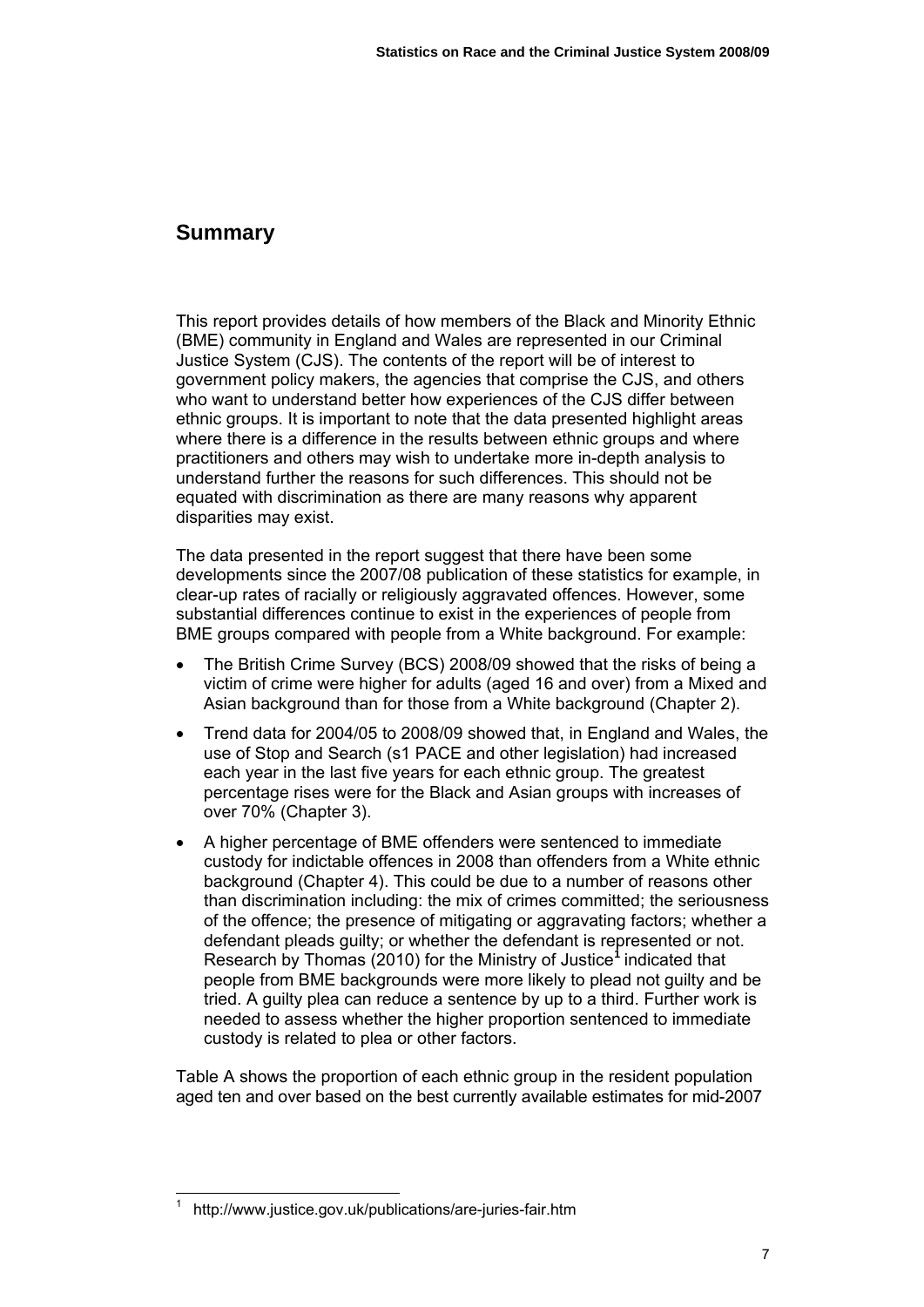## Summary

This report provides details of how members of the Black and Minority Ethnic (BME) community in England and Wales are represented in our Criminal Justice System (CJS). The contents of the report will be of interest to government policy makers, the agencies that comprise the CJS, and others who want to understand better how experiences of the CJS differ between ethnic groups. It is important to note that the data presented highlight areas where there is a difference in the results between ethnic groups and where practitioners and others may wish to undertake more in-depth analysis to understand further the reasons for such differences. This should not be equated with discrimination as there are many reasons why apparent disparities may exist.

The data presented in the report suggest that there have been some developments since the 2007/08 publication of these statistics for example, in clear-up rates of racially or religiously aggravated offences. However, some substantial differences continue to exist in the experiences of people from BME groups compared with people from a White background. For example:

- The British Crime Survey (BCS) 2008/09 showed that the risks of being a victim of crime were higher for adults (aged 16 and over) from a Mixed and Asian background than for those from a White background (Chapter 2).
- Trend data for 2004/05 to 2008/09 showed that, in England and Wales, the use of Stop and Search (s1 PACE and other legislation) had increased each year in the last five years for each ethnic group. The greatest percentage rises were for the Black and Asian groups with increases of over 70% (Chapter 3).
- A higher percentage of BME offenders were sentenced to immediate custody for indictable offences in 2008 than offenders from a White ethnic background (Chapter 4). This could be due to a number of reasons other than discrimination including: the mix of crimes committed; the seriousness of the offence; the presence of mitigating or aggravating factors; whether a defendant pleads guilty; or whether the defendant is represented or not. Research by Thomas (2010) for the Ministry of Justice[1] indicated that people from BME backgrounds were more likely to plead not guilty and be tried. A guilty plea can reduce a sentence by up to a third. Further work is needed to assess whether the higher proportion sentenced to immediate custody is related to plea or other factors.

Table A shows the proportion of each ethnic group in the resident population aged ten and over based on the best currently available estimates for mid-2007

---

[1] http://www.justice.gov.uk/publications/are-juries-fair.htm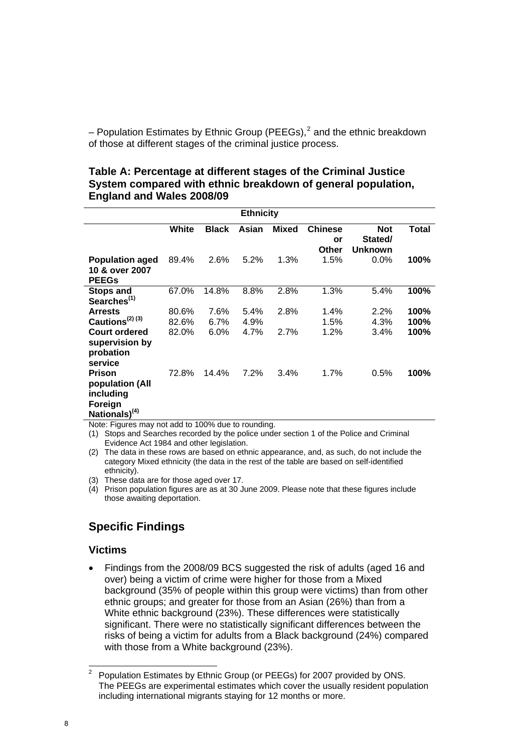– Population Estimates by Ethnic Group (PEEGs),[2] and the ethnic breakdown of those at different stages of the criminal justice process.

### Table A: Percentage at different stages of the Criminal Justice System compared with ethnic breakdown of general population, England and Wales 2008/09

| | Ethnicity | | | | | | |
|---|---|---|---|---|---|---|---|
| | **White** | **Black** | **Asian** | **Mixed** | **Chinese or Other** | **Not Stated/ Unknown** | **Total** |
| **Population aged 10 & over 2007 PEEGs** | 89.4% | 2.6% | 5.2% | 1.3% | 1.5% | 0.0% | **100%** |
| **Stops and Searches**(1) | 67.0% | 14.8% | 8.8% | 2.8% | 1.3% | 5.4% | **100%** |
| **Arrests** | 80.6% | 7.6% | 5.4% | 2.8% | 1.4% | 2.2% | **100%** |
| **Cautions**(2) (3) | 82.6% | 6.7% | 4.9% | | 1.5% | 4.3% | **100%** |
| **Court ordered supervision by probation service** | 82.0% | 6.0% | 4.7% | 2.7% | 1.2% | 3.4% | **100%** |
| **Prison population (All including Foreign Nationals)**(4) | 72.8% | 14.4% | 7.2% | 3.4% | 1.7% | 0.5% | **100%** |

Note: Figures may not add to 100% due to rounding.

(1) Stops and Searches recorded by the police under section 1 of the Police and Criminal Evidence Act 1984 and other legislation.

(2) The data in these rows are based on ethnic appearance, and, as such, do not include the category Mixed ethnicity (the data in the rest of the table are based on self-identified ethnicity).

(3) These data are for those aged over 17.

(4) Prison population figures are as at 30 June 2009. Please note that these figures include those awaiting deportation.

## Specific Findings

### Victims

- Findings from the 2008/09 BCS suggested the risk of adults (aged 16 and over) being a victim of crime were higher for those from a Mixed background (35% of people within this group were victims) than from other ethnic groups; and greater for those from an Asian (26%) than from a White ethnic background (23%). These differences were statistically significant. There were no statistically significant differences between the risks of being a victim for adults from a Black background (24%) compared with those from a White background (23%).

[2] Population Estimates by Ethnic Group (or PEEGs) for 2007 provided by ONS. The PEEGs are experimental estimates which cover the usually resident population including international migrants staying for 12 months or more.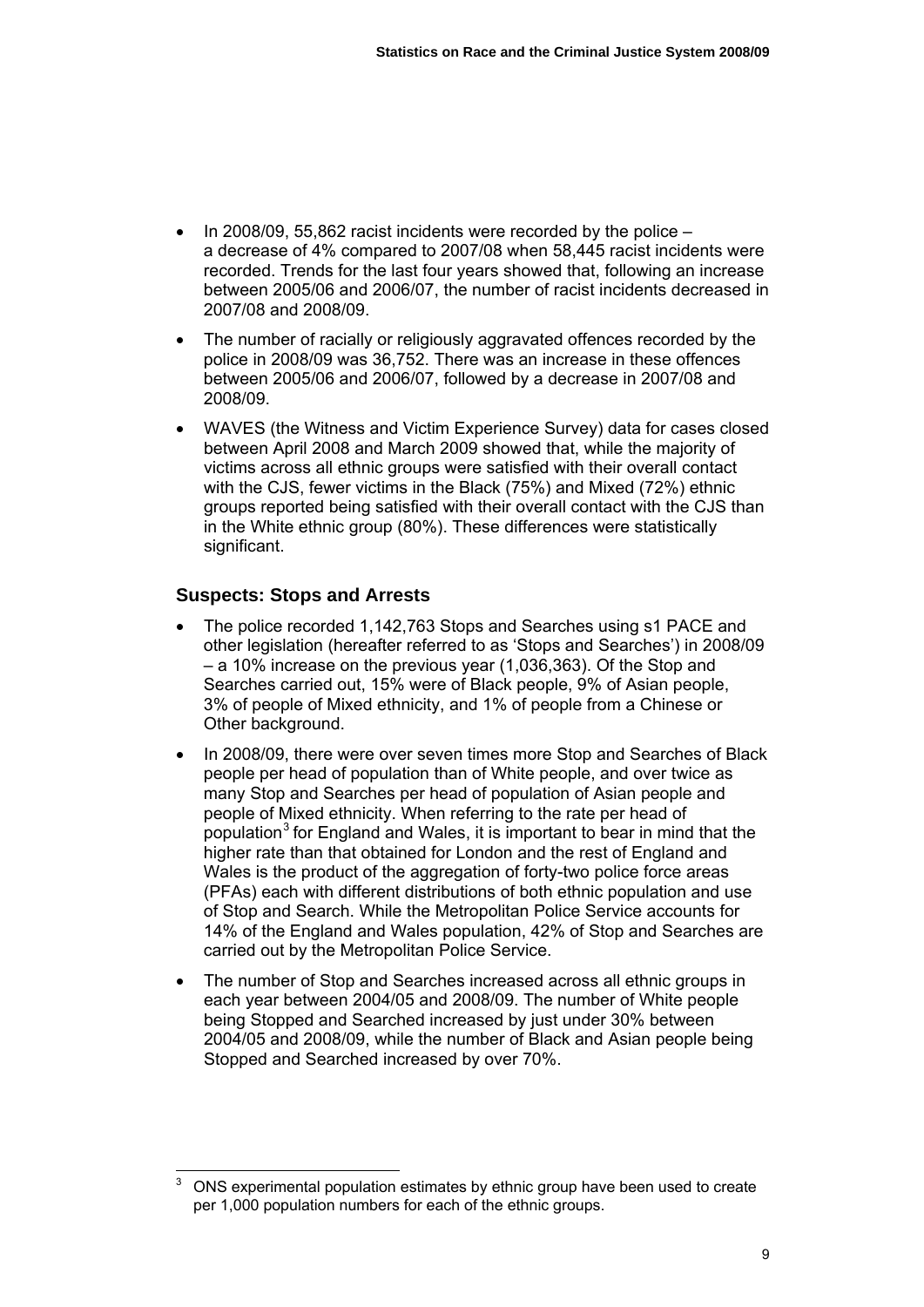- In 2008/09, 55,862 racist incidents were recorded by the police – a decrease of 4% compared to 2007/08 when 58,445 racist incidents were recorded. Trends for the last four years showed that, following an increase between 2005/06 and 2006/07, the number of racist incidents decreased in 2007/08 and 2008/09.
- The number of racially or religiously aggravated offences recorded by the police in 2008/09 was 36,752. There was an increase in these offences between 2005/06 and 2006/07, followed by a decrease in 2007/08 and 2008/09.
- WAVES (the Witness and Victim Experience Survey) data for cases closed between April 2008 and March 2009 showed that, while the majority of victims across all ethnic groups were satisfied with their overall contact with the CJS, fewer victims in the Black (75%) and Mixed (72%) ethnic groups reported being satisfied with their overall contact with the CJS than in the White ethnic group (80%). These differences were statistically significant.

### Suspects: Stops and Arrests

- The police recorded 1,142,763 Stops and Searches using s1 PACE and other legislation (hereafter referred to as 'Stops and Searches') in 2008/09 – a 10% increase on the previous year (1,036,363). Of the Stop and Searches carried out, 15% were of Black people, 9% of Asian people, 3% of people of Mixed ethnicity, and 1% of people from a Chinese or Other background.
- In 2008/09, there were over seven times more Stop and Searches of Black people per head of population than of White people, and over twice as many Stop and Searches per head of population of Asian people and people of Mixed ethnicity. When referring to the rate per head of population[3] for England and Wales, it is important to bear in mind that the higher rate than that obtained for London and the rest of England and Wales is the product of the aggregation of forty-two police force areas (PFAs) each with different distributions of both ethnic population and use of Stop and Search. While the Metropolitan Police Service accounts for 14% of the England and Wales population, 42% of Stop and Searches are carried out by the Metropolitan Police Service.
- The number of Stop and Searches increased across all ethnic groups in each year between 2004/05 and 2008/09. The number of White people being Stopped and Searched increased by just under 30% between 2004/05 and 2008/09, while the number of Black and Asian people being Stopped and Searched increased by over 70%.

---

[3] ONS experimental population estimates by ethnic group have been used to create per 1,000 population numbers for each of the ethnic groups.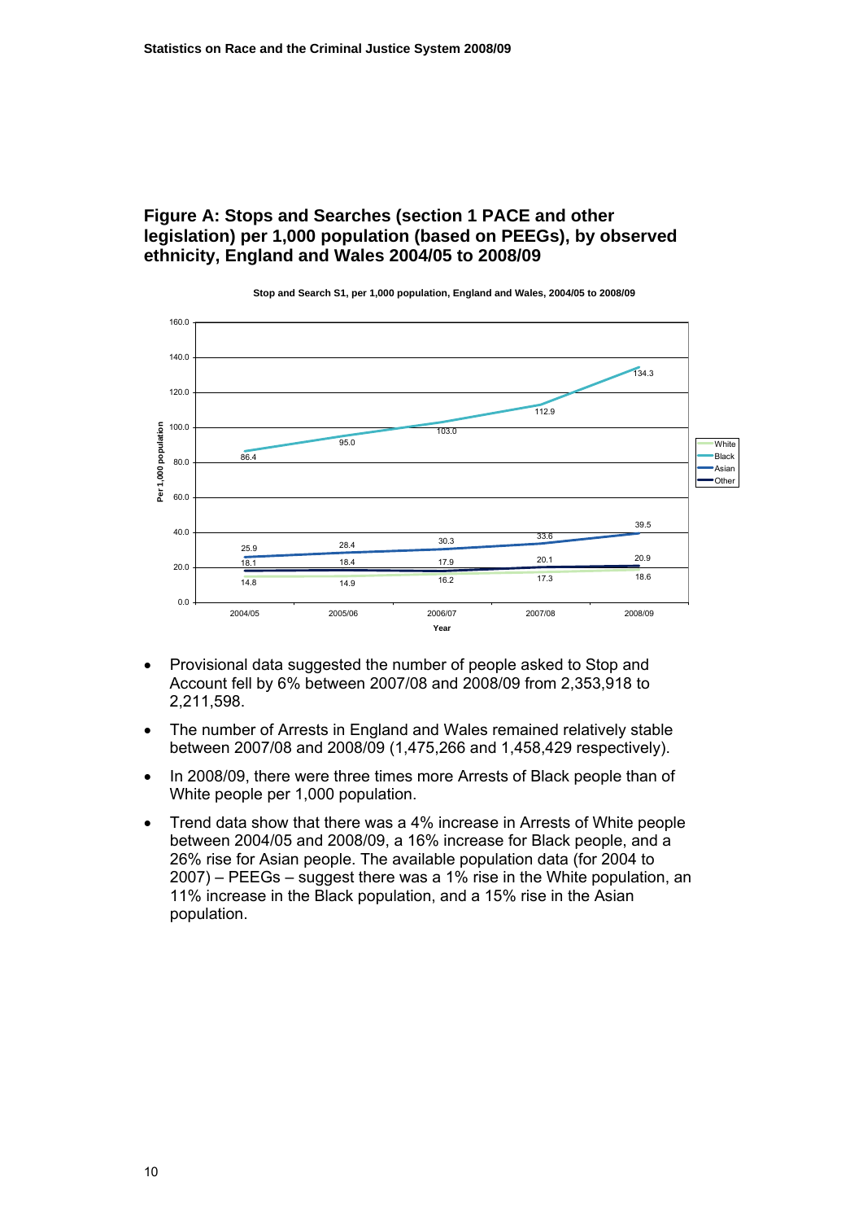## Figure A: Stops and Searches (section 1 PACE and other legislation) per 1,000 population (based on PEEGs), by observed ethnicity, England and Wales 2004/05 to 2008/09

Stop and Search S1, per 1,000 population, England and Wales, 2004/05 to 2008/09

| Year | White | Black | Asian | Other |
|---|---|---|---|---|
| 2004/05 | 14.8 | 86.4 | 25.9 | 18.1 |
| 2005/06 | 14.9 | 95.0 | 28.4 | 18.4 |
| 2006/07 | 16.2 | 103.0 | 30.3 | 17.9 |
| 2007/08 | 17.3 | 112.9 | 33.6 | 20.1 |
| 2008/09 | 18.6 | 134.3 | 39.5 | 20.9 |

- Provisional data suggested the number of people asked to Stop and Account fell by 6% between 2007/08 and 2008/09 from 2,353,918 to 2,211,598.
- The number of Arrests in England and Wales remained relatively stable between 2007/08 and 2008/09 (1,475,266 and 1,458,429 respectively).
- In 2008/09, there were three times more Arrests of Black people than of White people per 1,000 population.
- Trend data show that there was a 4% increase in Arrests of White people between 2004/05 and 2008/09, a 16% increase for Black people, and a 26% rise for Asian people. The available population data (for 2004 to 2007) – PEEGs – suggest there was a 1% rise in the White population, an 11% increase in the Black population, and a 15% rise in the Asian population.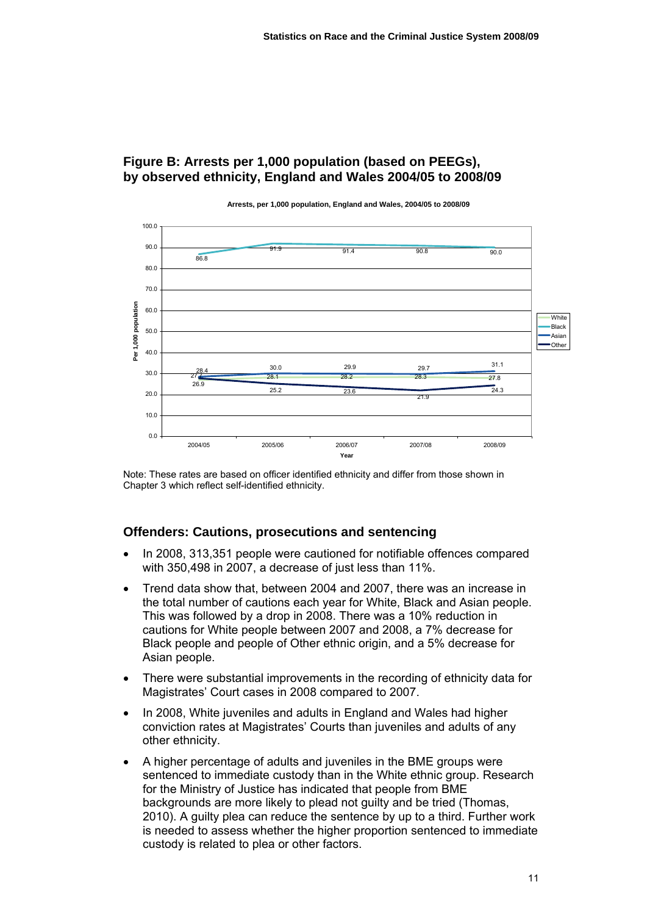## Figure B: Arrests per 1,000 population (based on PEEGs), by observed ethnicity, England and Wales 2004/05 to 2008/09

Note: These rates are based on officer identified ethnicity and differ from those shown in Chapter 3 which reflect self-identified ethnicity.

## Offenders: Cautions, prosecutions and sentencing

- In 2008, 313,351 people were cautioned for notifiable offences compared with 350,498 in 2007, a decrease of just less than 11%.
- Trend data show that, between 2004 and 2007, there was an increase in the total number of cautions each year for White, Black and Asian people. This was followed by a drop in 2008. There was a 10% reduction in cautions for White people between 2007 and 2008, a 7% decrease for Black people and people of Other ethnic origin, and a 5% decrease for Asian people.
- There were substantial improvements in the recording of ethnicity data for Magistrates' Court cases in 2008 compared to 2007.
- In 2008, White juveniles and adults in England and Wales had higher conviction rates at Magistrates' Courts than juveniles and adults of any other ethnicity.
- A higher percentage of adults and juveniles in the BME groups were sentenced to immediate custody than in the White ethnic group. Research for the Ministry of Justice has indicated that people from BME backgrounds are more likely to plead not guilty and be tried (Thomas, 2010). A guilty plea can reduce the sentence by up to a third. Further work is needed to assess whether the higher proportion sentenced to immediate custody is related to plea or other factors.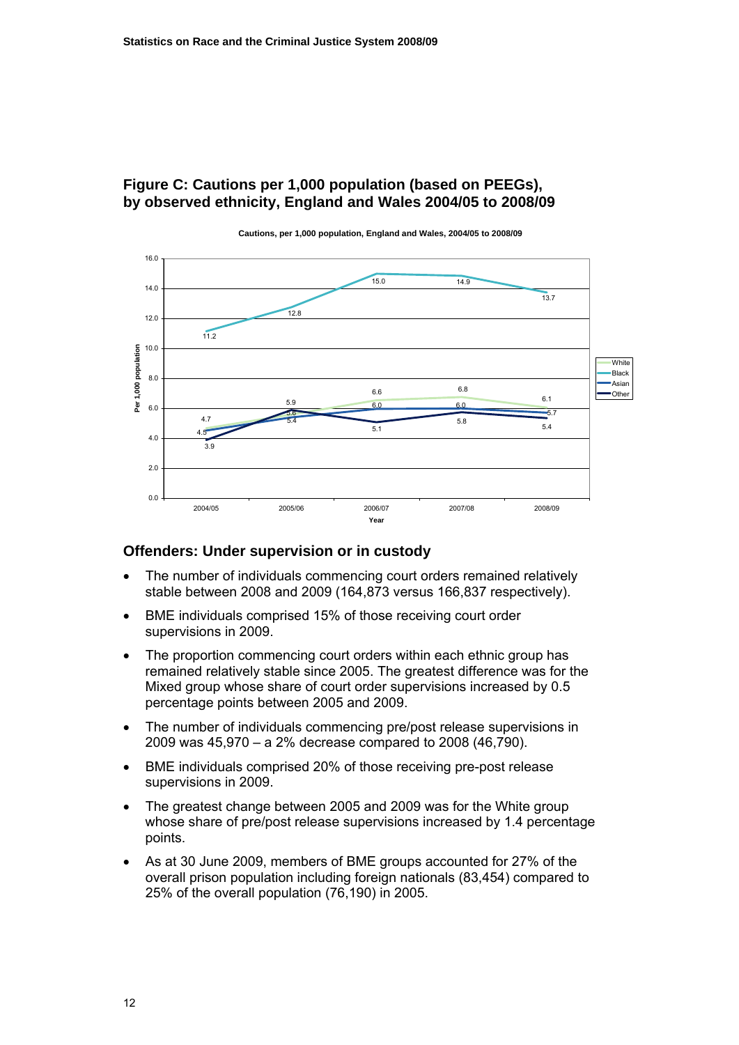### Figure C: Cautions per 1,000 population (based on PEEGs), by observed ethnicity, England and Wales 2004/05 to 2008/09

**Cautions, per 1,000 population, England and Wales, 2004/05 to 2008/09**

| Year | White | Black | Asian | Other |
|---|---|---|---|---|
| 2004/05 | 4.7 | 11.2 | 4.5 | 3.9 |
| 2005/06 | 5.6 | 12.8 | 5.4 | 5.9 |
| 2006/07 | 6.6 | 15.0 | 6.0 | 5.1 |
| 2007/08 | 6.8 | 14.9 | 6.0 | 5.8 |
| 2008/09 | 6.1 | 13.7 | 5.7 | 5.4 |

## Offenders: Under supervision or in custody

- The number of individuals commencing court orders remained relatively stable between 2008 and 2009 (164,873 versus 166,837 respectively).
- BME individuals comprised 15% of those receiving court order supervisions in 2009.
- The proportion commencing court orders within each ethnic group has remained relatively stable since 2005. The greatest difference was for the Mixed group whose share of court order supervisions increased by 0.5 percentage points between 2005 and 2009.
- The number of individuals commencing pre/post release supervisions in 2009 was 45,970 – a 2% decrease compared to 2008 (46,790).
- BME individuals comprised 20% of those receiving pre-post release supervisions in 2009.
- The greatest change between 2005 and 2009 was for the White group whose share of pre/post release supervisions increased by 1.4 percentage points.
- As at 30 June 2009, members of BME groups accounted for 27% of the overall prison population including foreign nationals (83,454) compared to 25% of the overall population (76,190) in 2005.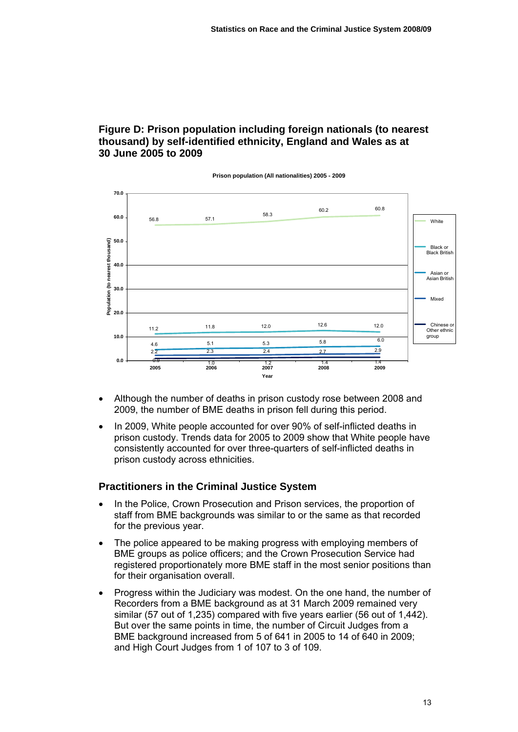**Figure D: Prison population including foreign nationals (to nearest thousand) by self-identified ethnicity, England and Wales as at 30 June 2005 to 2009**

- Although the number of deaths in prison custody rose between 2008 and 2009, the number of BME deaths in prison fell during this period.
- In 2009, White people accounted for over 90% of self-inflicted deaths in prison custody. Trends data for 2005 to 2009 show that White people have consistently accounted for over three-quarters of self-inflicted deaths in prison custody across ethnicities.

## Practitioners in the Criminal Justice System

- In the Police, Crown Prosecution and Prison services, the proportion of staff from BME backgrounds was similar to or the same as that recorded for the previous year.
- The police appeared to be making progress with employing members of BME groups as police officers; and the Crown Prosecution Service had registered proportionately more BME staff in the most senior positions than for their organisation overall.
- Progress within the Judiciary was modest. On the one hand, the number of Recorders from a BME background as at 31 March 2009 remained very similar (57 out of 1,235) compared with five years earlier (56 out of 1,442). But over the same points in time, the number of Circuit Judges from a BME background increased from 5 of 641 in 2005 to 14 of 640 in 2009; and High Court Judges from 1 of 107 to 3 of 109.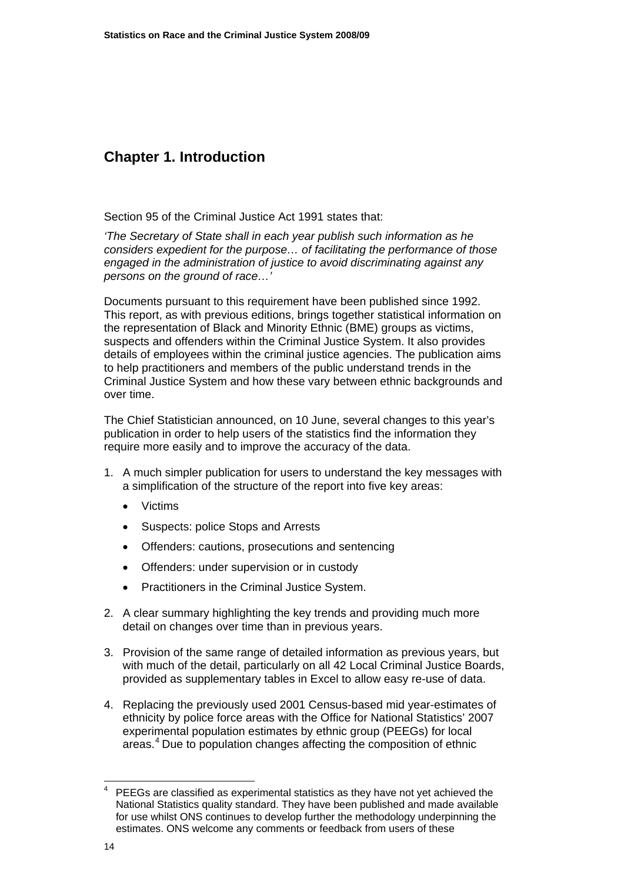# Chapter 1. Introduction

Section 95 of the Criminal Justice Act 1991 states that:

*'The Secretary of State shall in each year publish such information as he considers expedient for the purpose… of facilitating the performance of those engaged in the administration of justice to avoid discriminating against any persons on the ground of race…'*

Documents pursuant to this requirement have been published since 1992. This report, as with previous editions, brings together statistical information on the representation of Black and Minority Ethnic (BME) groups as victims, suspects and offenders within the Criminal Justice System. It also provides details of employees within the criminal justice agencies. The publication aims to help practitioners and members of the public understand trends in the Criminal Justice System and how these vary between ethnic backgrounds and over time.

The Chief Statistician announced, on 10 June, several changes to this year's publication in order to help users of the statistics find the information they require more easily and to improve the accuracy of the data.

1. A much simpler publication for users to understand the key messages with a simplification of the structure of the report into five key areas:
   - Victims
   - Suspects: police Stops and Arrests
   - Offenders: cautions, prosecutions and sentencing
   - Offenders: under supervision or in custody
   - Practitioners in the Criminal Justice System.
2. A clear summary highlighting the key trends and providing much more detail on changes over time than in previous years.
3. Provision of the same range of detailed information as previous years, but with much of the detail, particularly on all 42 Local Criminal Justice Boards, provided as supplementary tables in Excel to allow easy re-use of data.
4. Replacing the previously used 2001 Census-based mid year-estimates of ethnicity by police force areas with the Office for National Statistics' 2007 experimental population estimates by ethnic group (PEEGs) for local areas.[4] Due to population changes affecting the composition of ethnic

---

[4] PEEGs are classified as experimental statistics as they have not yet achieved the National Statistics quality standard. They have been published and made available for use whilst ONS continues to develop further the methodology underpinning the estimates. ONS welcome any comments or feedback from users of these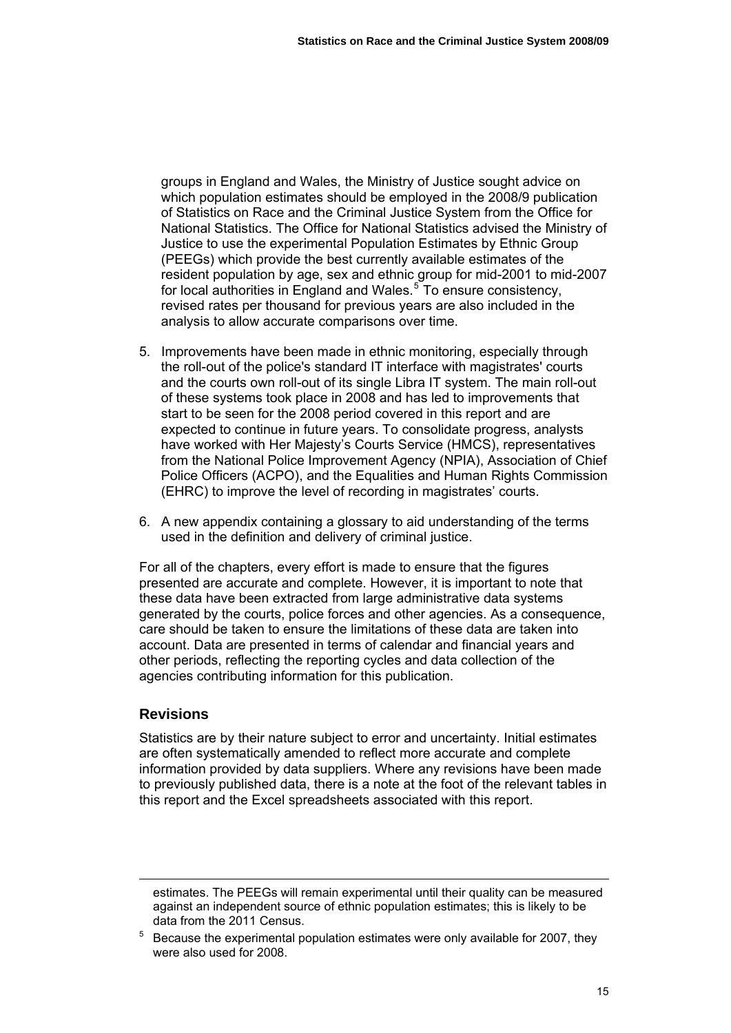groups in England and Wales, the Ministry of Justice sought advice on which population estimates should be employed in the 2008/9 publication of Statistics on Race and the Criminal Justice System from the Office for National Statistics. The Office for National Statistics advised the Ministry of Justice to use the experimental Population Estimates by Ethnic Group (PEEGs) which provide the best currently available estimates of the resident population by age, sex and ethnic group for mid-2001 to mid-2007 for local authorities in England and Wales.[5] To ensure consistency, revised rates per thousand for previous years are also included in the analysis to allow accurate comparisons over time.

5. Improvements have been made in ethnic monitoring, especially through the roll-out of the police's standard IT interface with magistrates' courts and the courts own roll-out of its single Libra IT system. The main roll-out of these systems took place in 2008 and has led to improvements that start to be seen for the 2008 period covered in this report and are expected to continue in future years. To consolidate progress, analysts have worked with Her Majesty's Courts Service (HMCS), representatives from the National Police Improvement Agency (NPIA), Association of Chief Police Officers (ACPO), and the Equalities and Human Rights Commission (EHRC) to improve the level of recording in magistrates' courts.

6. A new appendix containing a glossary to aid understanding of the terms used in the definition and delivery of criminal justice.

For all of the chapters, every effort is made to ensure that the figures presented are accurate and complete. However, it is important to note that these data have been extracted from large administrative data systems generated by the courts, police forces and other agencies. As a consequence, care should be taken to ensure the limitations of these data are taken into account. Data are presented in terms of calendar and financial years and other periods, reflecting the reporting cycles and data collection of the agencies contributing information for this publication.

## Revisions

Statistics are by their nature subject to error and uncertainty. Initial estimates are often systematically amended to reflect more accurate and complete information provided by data suppliers. Where any revisions have been made to previously published data, there is a note at the foot of the relevant tables in this report and the Excel spreadsheets associated with this report.

---

estimates. The PEEGs will remain experimental until their quality can be measured against an independent source of ethnic population estimates; this is likely to be data from the 2011 Census.

[5] Because the experimental population estimates were only available for 2007, they were also used for 2008.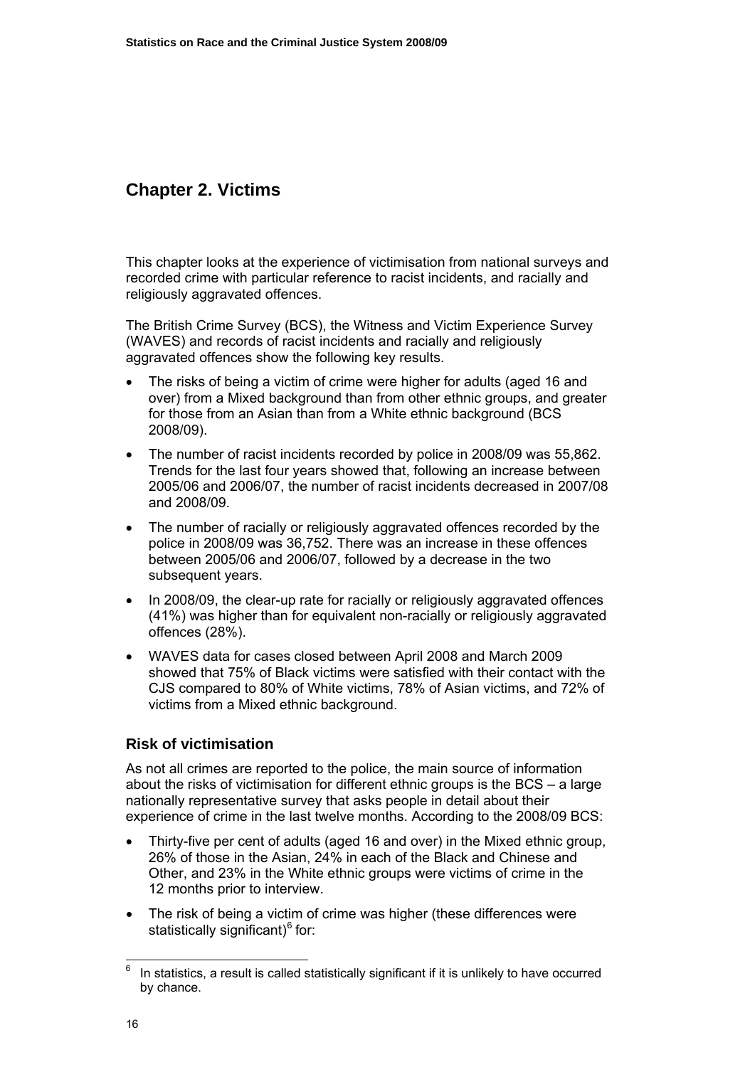# Chapter 2. Victims

This chapter looks at the experience of victimisation from national surveys and recorded crime with particular reference to racist incidents, and racially and religiously aggravated offences.

The British Crime Survey (BCS), the Witness and Victim Experience Survey (WAVES) and records of racist incidents and racially and religiously aggravated offences show the following key results.

- The risks of being a victim of crime were higher for adults (aged 16 and over) from a Mixed background than from other ethnic groups, and greater for those from an Asian than from a White ethnic background (BCS 2008/09).
- The number of racist incidents recorded by police in 2008/09 was 55,862. Trends for the last four years showed that, following an increase between 2005/06 and 2006/07, the number of racist incidents decreased in 2007/08 and 2008/09.
- The number of racially or religiously aggravated offences recorded by the police in 2008/09 was 36,752. There was an increase in these offences between 2005/06 and 2006/07, followed by a decrease in the two subsequent years.
- In 2008/09, the clear-up rate for racially or religiously aggravated offences (41%) was higher than for equivalent non-racially or religiously aggravated offences (28%).
- WAVES data for cases closed between April 2008 and March 2009 showed that 75% of Black victims were satisfied with their contact with the CJS compared to 80% of White victims, 78% of Asian victims, and 72% of victims from a Mixed ethnic background.

## Risk of victimisation

As not all crimes are reported to the police, the main source of information about the risks of victimisation for different ethnic groups is the BCS – a large nationally representative survey that asks people in detail about their experience of crime in the last twelve months. According to the 2008/09 BCS:

- Thirty-five per cent of adults (aged 16 and over) in the Mixed ethnic group, 26% of those in the Asian, 24% in each of the Black and Chinese and Other, and 23% in the White ethnic groups were victims of crime in the 12 months prior to interview.
- The risk of being a victim of crime was higher (these differences were statistically significant)[6] for:

[6] In statistics, a result is called statistically significant if it is unlikely to have occurred by chance.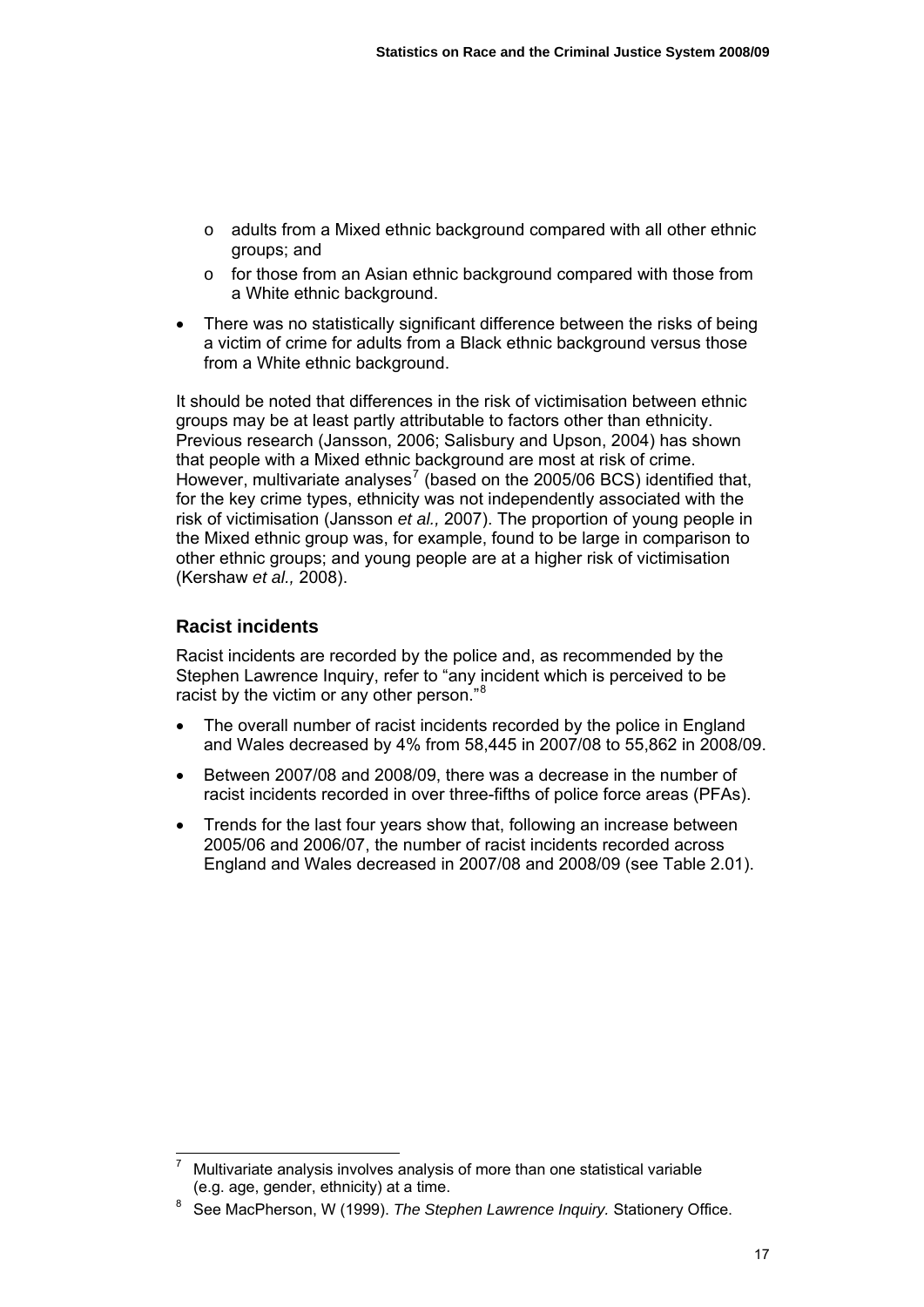- adults from a Mixed ethnic background compared with all other ethnic groups; and
  - for those from an Asian ethnic background compared with those from a White ethnic background.
- There was no statistically significant difference between the risks of being a victim of crime for adults from a Black ethnic background versus those from a White ethnic background.

It should be noted that differences in the risk of victimisation between ethnic groups may be at least partly attributable to factors other than ethnicity. Previous research (Jansson, 2006; Salisbury and Upson, 2004) has shown that people with a Mixed ethnic background are most at risk of crime. However, multivariate analyses[7] (based on the 2005/06 BCS) identified that, for the key crime types, ethnicity was not independently associated with the risk of victimisation (Jansson *et al.,* 2007). The proportion of young people in the Mixed ethnic group was, for example, found to be large in comparison to other ethnic groups; and young people are at a higher risk of victimisation (Kershaw *et al.,* 2008).

## Racist incidents

Racist incidents are recorded by the police and, as recommended by the Stephen Lawrence Inquiry, refer to "any incident which is perceived to be racist by the victim or any other person."[8]

- The overall number of racist incidents recorded by the police in England and Wales decreased by 4% from 58,445 in 2007/08 to 55,862 in 2008/09.
- Between 2007/08 and 2008/09, there was a decrease in the number of racist incidents recorded in over three-fifths of police force areas (PFAs).
- Trends for the last four years show that, following an increase between 2005/06 and 2006/07, the number of racist incidents recorded across England and Wales decreased in 2007/08 and 2008/09 (see Table 2.01).

---

[7] Multivariate analysis involves analysis of more than one statistical variable (e.g. age, gender, ethnicity) at a time.

[8] See MacPherson, W (1999). *The Stephen Lawrence Inquiry.* Stationery Office.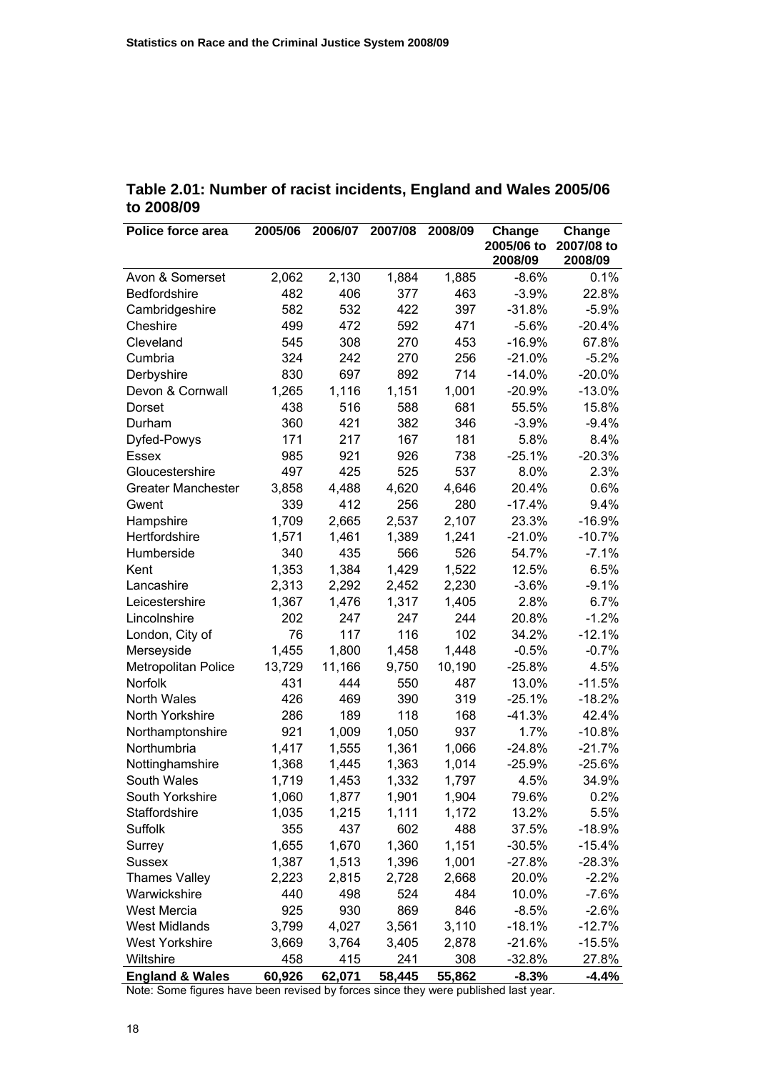**Table 2.01: Number of racist incidents, England and Wales 2005/06 to 2008/09**

| Police force area | 2005/06 | 2006/07 | 2007/08 | 2008/09 | Change 2005/06 to 2008/09 | Change 2007/08 to 2008/09 |
|---|---|---|---|---|---|---|
| Avon & Somerset | 2,062 | 2,130 | 1,884 | 1,885 | -8.6% | 0.1% |
| Bedfordshire | 482 | 406 | 377 | 463 | -3.9% | 22.8% |
| Cambridgeshire | 582 | 532 | 422 | 397 | -31.8% | -5.9% |
| Cheshire | 499 | 472 | 592 | 471 | -5.6% | -20.4% |
| Cleveland | 545 | 308 | 270 | 453 | -16.9% | 67.8% |
| Cumbria | 324 | 242 | 270 | 256 | -21.0% | -5.2% |
| Derbyshire | 830 | 697 | 892 | 714 | -14.0% | -20.0% |
| Devon & Cornwall | 1,265 | 1,116 | 1,151 | 1,001 | -20.9% | -13.0% |
| Dorset | 438 | 516 | 588 | 681 | 55.5% | 15.8% |
| Durham | 360 | 421 | 382 | 346 | -3.9% | -9.4% |
| Dyfed-Powys | 171 | 217 | 167 | 181 | 5.8% | 8.4% |
| Essex | 985 | 921 | 926 | 738 | -25.1% | -20.3% |
| Gloucestershire | 497 | 425 | 525 | 537 | 8.0% | 2.3% |
| Greater Manchester | 3,858 | 4,488 | 4,620 | 4,646 | 20.4% | 0.6% |
| Gwent | 339 | 412 | 256 | 280 | -17.4% | 9.4% |
| Hampshire | 1,709 | 2,665 | 2,537 | 2,107 | 23.3% | -16.9% |
| Hertfordshire | 1,571 | 1,461 | 1,389 | 1,241 | -21.0% | -10.7% |
| Humberside | 340 | 435 | 566 | 526 | 54.7% | -7.1% |
| Kent | 1,353 | 1,384 | 1,429 | 1,522 | 12.5% | 6.5% |
| Lancashire | 2,313 | 2,292 | 2,452 | 2,230 | -3.6% | -9.1% |
| Leicestershire | 1,367 | 1,476 | 1,317 | 1,405 | 2.8% | 6.7% |
| Lincolnshire | 202 | 247 | 247 | 244 | 20.8% | -1.2% |
| London, City of | 76 | 117 | 116 | 102 | 34.2% | -12.1% |
| Merseyside | 1,455 | 1,800 | 1,458 | 1,448 | -0.5% | -0.7% |
| Metropolitan Police | 13,729 | 11,166 | 9,750 | 10,190 | -25.8% | 4.5% |
| Norfolk | 431 | 444 | 550 | 487 | 13.0% | -11.5% |
| North Wales | 426 | 469 | 390 | 319 | -25.1% | -18.2% |
| North Yorkshire | 286 | 189 | 118 | 168 | -41.3% | 42.4% |
| Northamptonshire | 921 | 1,009 | 1,050 | 937 | 1.7% | -10.8% |
| Northumbria | 1,417 | 1,555 | 1,361 | 1,066 | -24.8% | -21.7% |
| Nottinghamshire | 1,368 | 1,445 | 1,363 | 1,014 | -25.9% | -25.6% |
| South Wales | 1,719 | 1,453 | 1,332 | 1,797 | 4.5% | 34.9% |
| South Yorkshire | 1,060 | 1,877 | 1,901 | 1,904 | 79.6% | 0.2% |
| Staffordshire | 1,035 | 1,215 | 1,111 | 1,172 | 13.2% | 5.5% |
| Suffolk | 355 | 437 | 602 | 488 | 37.5% | -18.9% |
| Surrey | 1,655 | 1,670 | 1,360 | 1,151 | -30.5% | -15.4% |
| Sussex | 1,387 | 1,513 | 1,396 | 1,001 | -27.8% | -28.3% |
| Thames Valley | 2,223 | 2,815 | 2,728 | 2,668 | 20.0% | -2.2% |
| Warwickshire | 440 | 498 | 524 | 484 | 10.0% | -7.6% |
| West Mercia | 925 | 930 | 869 | 846 | -8.5% | -2.6% |
| West Midlands | 3,799 | 4,027 | 3,561 | 3,110 | -18.1% | -12.7% |
| West Yorkshire | 3,669 | 3,764 | 3,405 | 2,878 | -21.6% | -15.5% |
| Wiltshire | 458 | 415 | 241 | 308 | -32.8% | 27.8% |
| **England & Wales** | **60,926** | **62,071** | **58,445** | **55,862** | **-8.3%** | **-4.4%** |

Note: Some figures have been revised by forces since they were published last year.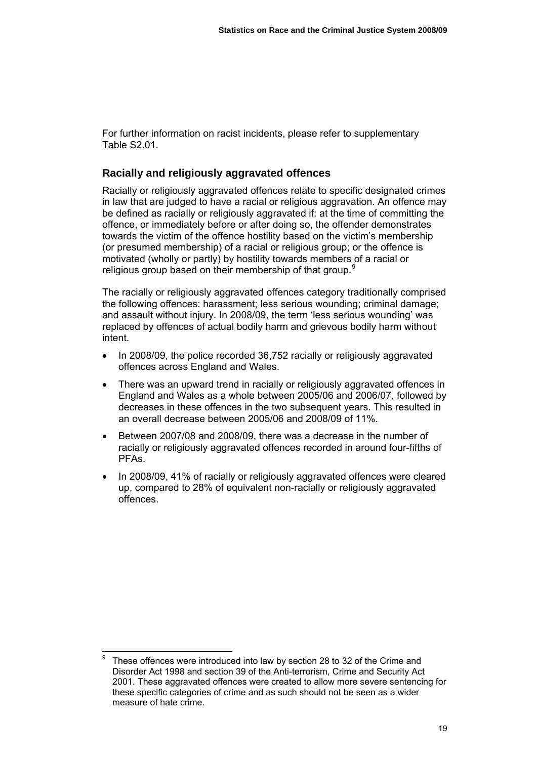For further information on racist incidents, please refer to supplementary Table S2.01.

## Racially and religiously aggravated offences

Racially or religiously aggravated offences relate to specific designated crimes in law that are judged to have a racial or religious aggravation. An offence may be defined as racially or religiously aggravated if: at the time of committing the offence, or immediately before or after doing so, the offender demonstrates towards the victim of the offence hostility based on the victim's membership (or presumed membership) of a racial or religious group; or the offence is motivated (wholly or partly) by hostility towards members of a racial or religious group based on their membership of that group.[9]

The racially or religiously aggravated offences category traditionally comprised the following offences: harassment; less serious wounding; criminal damage; and assault without injury. In 2008/09, the term 'less serious wounding' was replaced by offences of actual bodily harm and grievous bodily harm without intent.

- In 2008/09, the police recorded 36,752 racially or religiously aggravated offences across England and Wales.
- There was an upward trend in racially or religiously aggravated offences in England and Wales as a whole between 2005/06 and 2006/07, followed by decreases in these offences in the two subsequent years. This resulted in an overall decrease between 2005/06 and 2008/09 of 11%.
- Between 2007/08 and 2008/09, there was a decrease in the number of racially or religiously aggravated offences recorded in around four-fifths of PFAs.
- In 2008/09, 41% of racially or religiously aggravated offences were cleared up, compared to 28% of equivalent non-racially or religiously aggravated offences.

[9] These offences were introduced into law by section 28 to 32 of the Crime and Disorder Act 1998 and section 39 of the Anti-terrorism, Crime and Security Act 2001. These aggravated offences were created to allow more severe sentencing for these specific categories of crime and as such should not be seen as a wider measure of hate crime.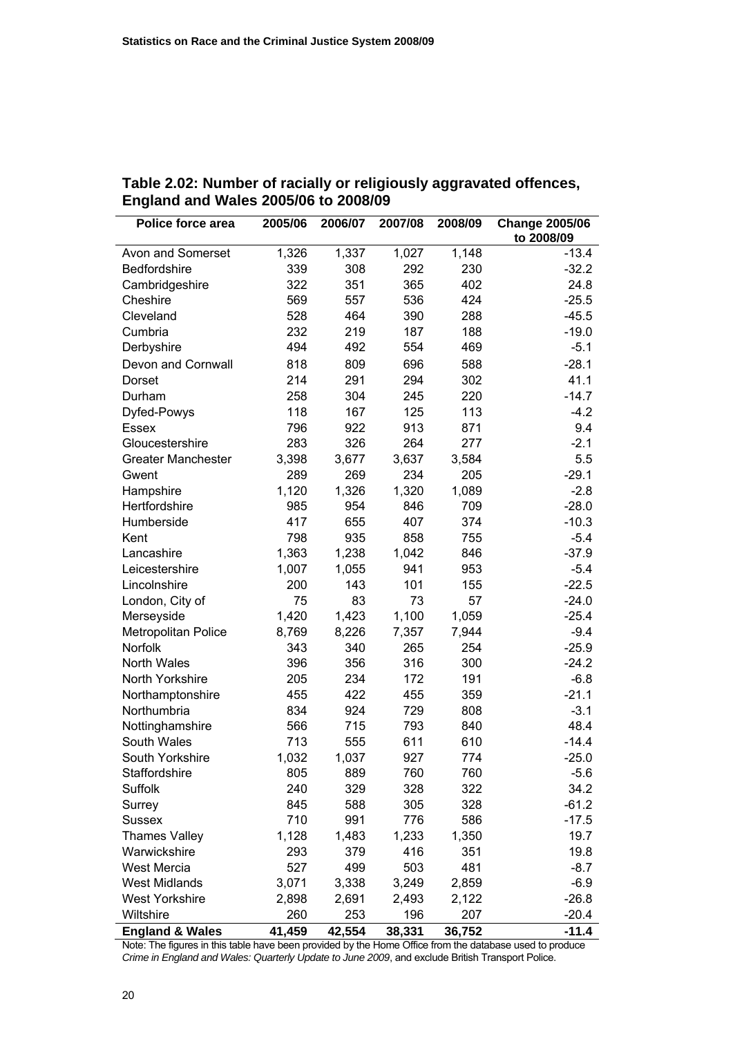**Table 2.02: Number of racially or religiously aggravated offences, England and Wales 2005/06 to 2008/09**

| Police force area | 2005/06 | 2006/07 | 2007/08 | 2008/09 | Change 2005/06 to 2008/09 |
|---|---|---|---|---|---|
| Avon and Somerset | 1,326 | 1,337 | 1,027 | 1,148 | -13.4 |
| Bedfordshire | 339 | 308 | 292 | 230 | -32.2 |
| Cambridgeshire | 322 | 351 | 365 | 402 | 24.8 |
| Cheshire | 569 | 557 | 536 | 424 | -25.5 |
| Cleveland | 528 | 464 | 390 | 288 | -45.5 |
| Cumbria | 232 | 219 | 187 | 188 | -19.0 |
| Derbyshire | 494 | 492 | 554 | 469 | -5.1 |
| Devon and Cornwall | 818 | 809 | 696 | 588 | -28.1 |
| Dorset | 214 | 291 | 294 | 302 | 41.1 |
| Durham | 258 | 304 | 245 | 220 | -14.7 |
| Dyfed-Powys | 118 | 167 | 125 | 113 | -4.2 |
| Essex | 796 | 922 | 913 | 871 | 9.4 |
| Gloucestershire | 283 | 326 | 264 | 277 | -2.1 |
| Greater Manchester | 3,398 | 3,677 | 3,637 | 3,584 | 5.5 |
| Gwent | 289 | 269 | 234 | 205 | -29.1 |
| Hampshire | 1,120 | 1,326 | 1,320 | 1,089 | -2.8 |
| Hertfordshire | 985 | 954 | 846 | 709 | -28.0 |
| Humberside | 417 | 655 | 407 | 374 | -10.3 |
| Kent | 798 | 935 | 858 | 755 | -5.4 |
| Lancashire | 1,363 | 1,238 | 1,042 | 846 | -37.9 |
| Leicestershire | 1,007 | 1,055 | 941 | 953 | -5.4 |
| Lincolnshire | 200 | 143 | 101 | 155 | -22.5 |
| London, City of | 75 | 83 | 73 | 57 | -24.0 |
| Merseyside | 1,420 | 1,423 | 1,100 | 1,059 | -25.4 |
| Metropolitan Police | 8,769 | 8,226 | 7,357 | 7,944 | -9.4 |
| Norfolk | 343 | 340 | 265 | 254 | -25.9 |
| North Wales | 396 | 356 | 316 | 300 | -24.2 |
| North Yorkshire | 205 | 234 | 172 | 191 | -6.8 |
| Northamptonshire | 455 | 422 | 455 | 359 | -21.1 |
| Northumbria | 834 | 924 | 729 | 808 | -3.1 |
| Nottinghamshire | 566 | 715 | 793 | 840 | 48.4 |
| South Wales | 713 | 555 | 611 | 610 | -14.4 |
| South Yorkshire | 1,032 | 1,037 | 927 | 774 | -25.0 |
| Staffordshire | 805 | 889 | 760 | 760 | -5.6 |
| Suffolk | 240 | 329 | 328 | 322 | 34.2 |
| Surrey | 845 | 588 | 305 | 328 | -61.2 |
| Sussex | 710 | 991 | 776 | 586 | -17.5 |
| Thames Valley | 1,128 | 1,483 | 1,233 | 1,350 | 19.7 |
| Warwickshire | 293 | 379 | 416 | 351 | 19.8 |
| West Mercia | 527 | 499 | 503 | 481 | -8.7 |
| West Midlands | 3,071 | 3,338 | 3,249 | 2,859 | -6.9 |
| West Yorkshire | 2,898 | 2,691 | 2,493 | 2,122 | -26.8 |
| Wiltshire | 260 | 253 | 196 | 207 | -20.4 |
| **England & Wales** | **41,459** | **42,554** | **38,331** | **36,752** | **-11.4** |

Note: The figures in this table have been provided by the Home Office from the database used to produce *Crime in England and Wales: Quarterly Update to June 2009*, and exclude British Transport Police.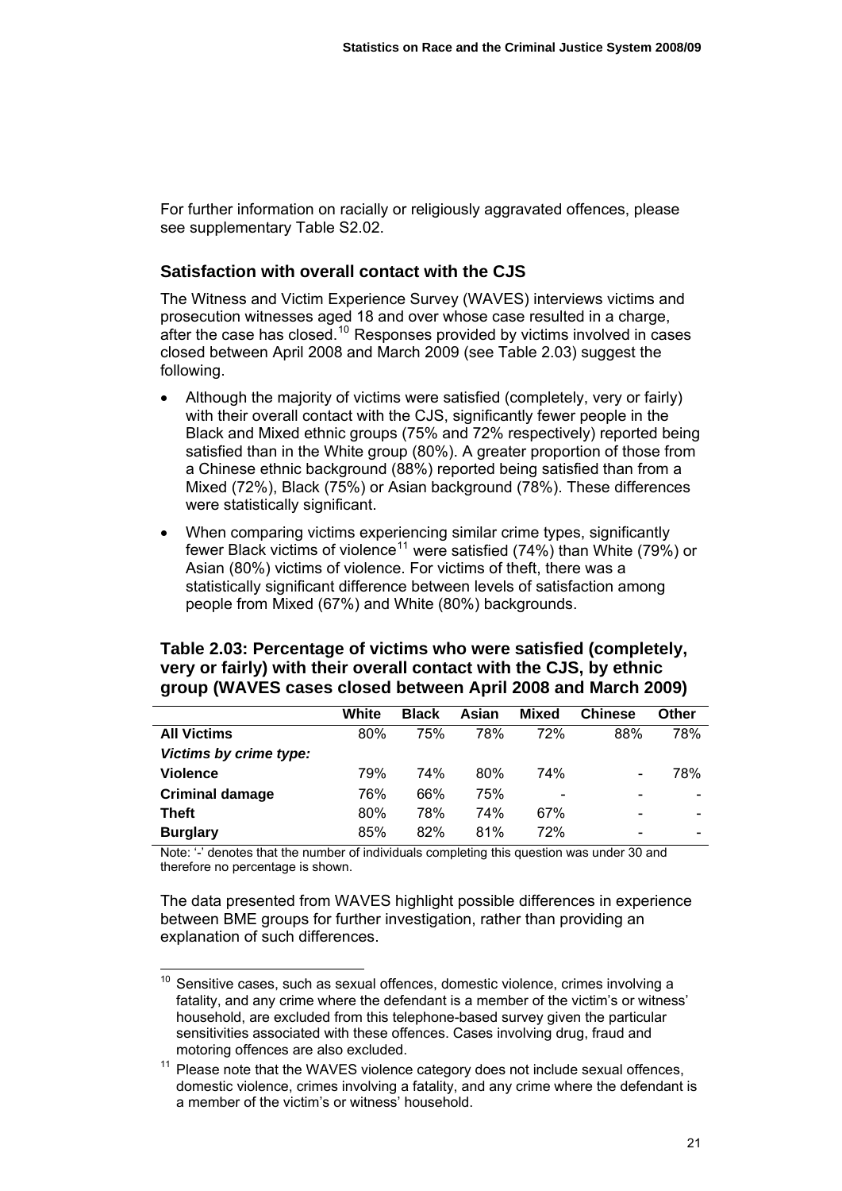For further information on racially or religiously aggravated offences, please see supplementary Table S2.02.

## Satisfaction with overall contact with the CJS

The Witness and Victim Experience Survey (WAVES) interviews victims and prosecution witnesses aged 18 and over whose case resulted in a charge, after the case has closed.[10] Responses provided by victims involved in cases closed between April 2008 and March 2009 (see Table 2.03) suggest the following.

- Although the majority of victims were satisfied (completely, very or fairly) with their overall contact with the CJS, significantly fewer people in the Black and Mixed ethnic groups (75% and 72% respectively) reported being satisfied than in the White group (80%). A greater proportion of those from a Chinese ethnic background (88%) reported being satisfied than from a Mixed (72%), Black (75%) or Asian background (78%). These differences were statistically significant.
- When comparing victims experiencing similar crime types, significantly fewer Black victims of violence[11] were satisfied (74%) than White (79%) or Asian (80%) victims of violence. For victims of theft, there was a statistically significant difference between levels of satisfaction among people from Mixed (67%) and White (80%) backgrounds.

**Table 2.03: Percentage of victims who were satisfied (completely, very or fairly) with their overall contact with the CJS, by ethnic group (WAVES cases closed between April 2008 and March 2009)**

| | White | Black | Asian | Mixed | Chinese | Other |
|---|---|---|---|---|---|---|
| **All Victims** | 80% | 75% | 78% | 72% | 88% | 78% |
| ***Victims by crime type:*** | | | | | | |
| **Violence** | 79% | 74% | 80% | 74% | - | 78% |
| **Criminal damage** | 76% | 66% | 75% | - | - | - |
| **Theft** | 80% | 78% | 74% | 67% | - | - |
| **Burglary** | 85% | 82% | 81% | 72% | - | - |

Note: '-' denotes that the number of individuals completing this question was under 30 and therefore no percentage is shown.

The data presented from WAVES highlight possible differences in experience between BME groups for further investigation, rather than providing an explanation of such differences.

[10] Sensitive cases, such as sexual offences, domestic violence, crimes involving a fatality, and any crime where the defendant is a member of the victim's or witness' household, are excluded from this telephone-based survey given the particular sensitivities associated with these offences. Cases involving drug, fraud and motoring offences are also excluded.

[11] Please note that the WAVES violence category does not include sexual offences, domestic violence, crimes involving a fatality, and any crime where the defendant is a member of the victim's or witness' household.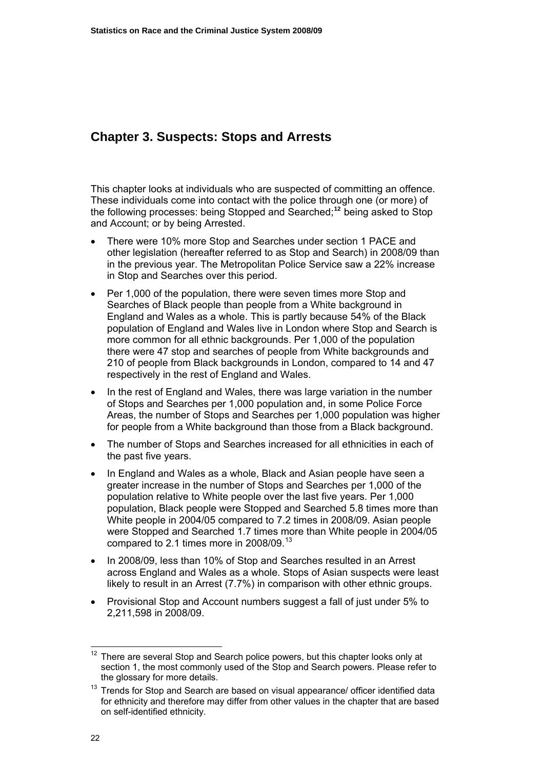## Chapter 3. Suspects: Stops and Arrests

This chapter looks at individuals who are suspected of committing an offence. These individuals come into contact with the police through one (or more) of the following processes: being Stopped and Searched;[12] being asked to Stop and Account; or by being Arrested.

- There were 10% more Stop and Searches under section 1 PACE and other legislation (hereafter referred to as Stop and Search) in 2008/09 than in the previous year. The Metropolitan Police Service saw a 22% increase in Stop and Searches over this period.
- Per 1,000 of the population, there were seven times more Stop and Searches of Black people than people from a White background in England and Wales as a whole. This is partly because 54% of the Black population of England and Wales live in London where Stop and Search is more common for all ethnic backgrounds. Per 1,000 of the population there were 47 stop and searches of people from White backgrounds and 210 of people from Black backgrounds in London, compared to 14 and 47 respectively in the rest of England and Wales.
- In the rest of England and Wales, there was large variation in the number of Stops and Searches per 1,000 population and, in some Police Force Areas, the number of Stops and Searches per 1,000 population was higher for people from a White background than those from a Black background.
- The number of Stops and Searches increased for all ethnicities in each of the past five years.
- In England and Wales as a whole, Black and Asian people have seen a greater increase in the number of Stops and Searches per 1,000 of the population relative to White people over the last five years. Per 1,000 population, Black people were Stopped and Searched 5.8 times more than White people in 2004/05 compared to 7.2 times in 2008/09. Asian people were Stopped and Searched 1.7 times more than White people in 2004/05 compared to 2.1 times more in 2008/09.[13]
- In 2008/09, less than 10% of Stop and Searches resulted in an Arrest across England and Wales as a whole. Stops of Asian suspects were least likely to result in an Arrest (7.7%) in comparison with other ethnic groups.
- Provisional Stop and Account numbers suggest a fall of just under 5% to 2,211,598 in 2008/09.

---

[12] There are several Stop and Search police powers, but this chapter looks only at section 1, the most commonly used of the Stop and Search powers. Please refer to the glossary for more details.

[13] Trends for Stop and Search are based on visual appearance/ officer identified data for ethnicity and therefore may differ from other values in the chapter that are based on self-identified ethnicity.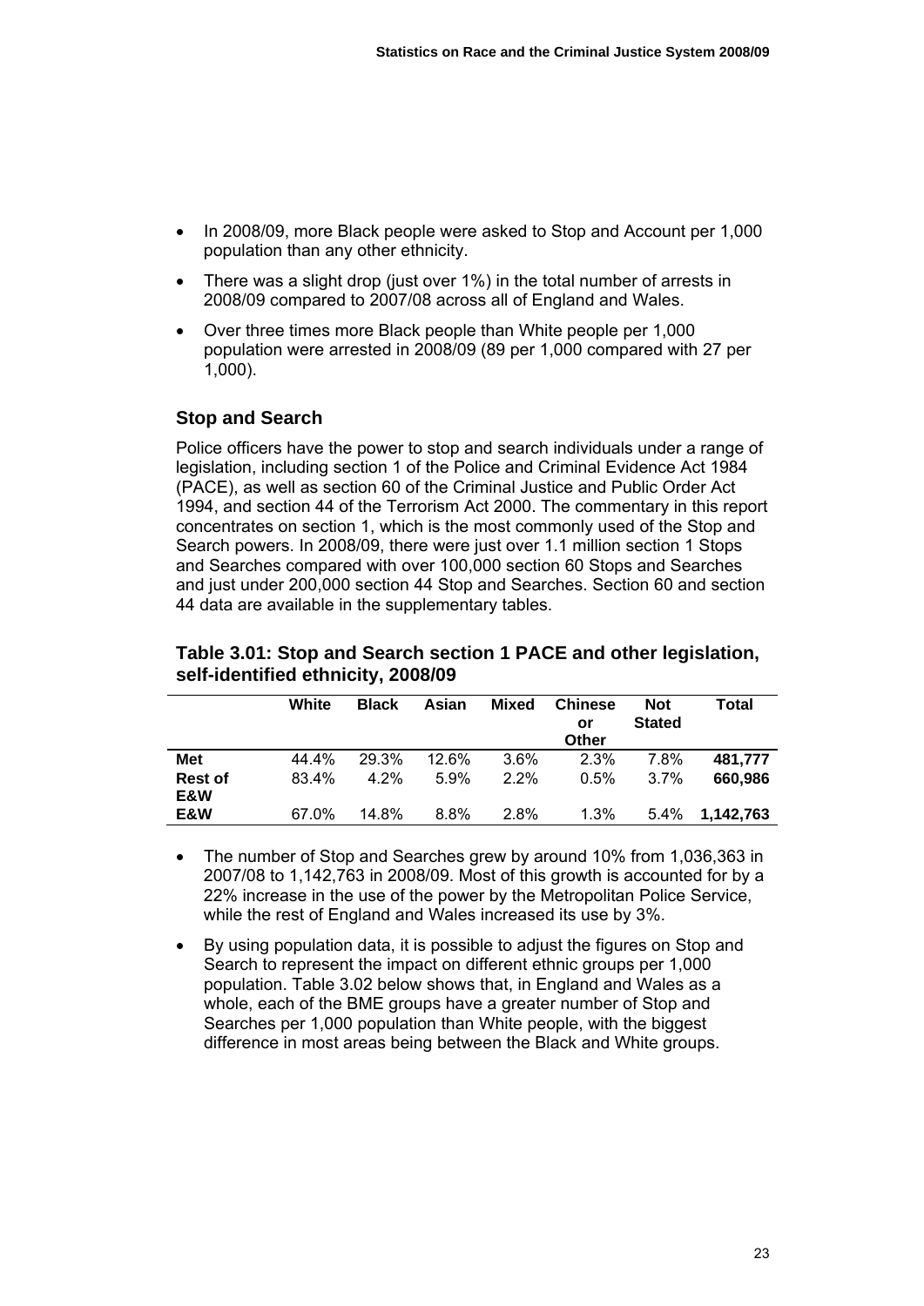- In 2008/09, more Black people were asked to Stop and Account per 1,000 population than any other ethnicity.
- There was a slight drop (just over 1%) in the total number of arrests in 2008/09 compared to 2007/08 across all of England and Wales.
- Over three times more Black people than White people per 1,000 population were arrested in 2008/09 (89 per 1,000 compared with 27 per 1,000).

## Stop and Search

Police officers have the power to stop and search individuals under a range of legislation, including section 1 of the Police and Criminal Evidence Act 1984 (PACE), as well as section 60 of the Criminal Justice and Public Order Act 1994, and section 44 of the Terrorism Act 2000. The commentary in this report concentrates on section 1, which is the most commonly used of the Stop and Search powers. In 2008/09, there were just over 1.1 million section 1 Stops and Searches compared with over 100,000 section 60 Stops and Searches and just under 200,000 section 44 Stop and Searches. Section 60 and section 44 data are available in the supplementary tables.

**Table 3.01: Stop and Search section 1 PACE and other legislation, self-identified ethnicity, 2008/09**

| | White | Black | Asian | Mixed | Chinese or Other | Not Stated | Total |
|---|---|---|---|---|---|---|---|
| **Met** | 44.4% | 29.3% | 12.6% | 3.6% | 2.3% | 7.8% | **481,777** |
| **Rest of E&W** | 83.4% | 4.2% | 5.9% | 2.2% | 0.5% | 3.7% | **660,986** |
| **E&W** | 67.0% | 14.8% | 8.8% | 2.8% | 1.3% | 5.4% | **1,142,763** |

- The number of Stop and Searches grew by around 10% from 1,036,363 in 2007/08 to 1,142,763 in 2008/09. Most of this growth is accounted for by a 22% increase in the use of the power by the Metropolitan Police Service, while the rest of England and Wales increased its use by 3%.
- By using population data, it is possible to adjust the figures on Stop and Search to represent the impact on different ethnic groups per 1,000 population. Table 3.02 below shows that, in England and Wales as a whole, each of the BME groups have a greater number of Stop and Searches per 1,000 population than White people, with the biggest difference in most areas being between the Black and White groups.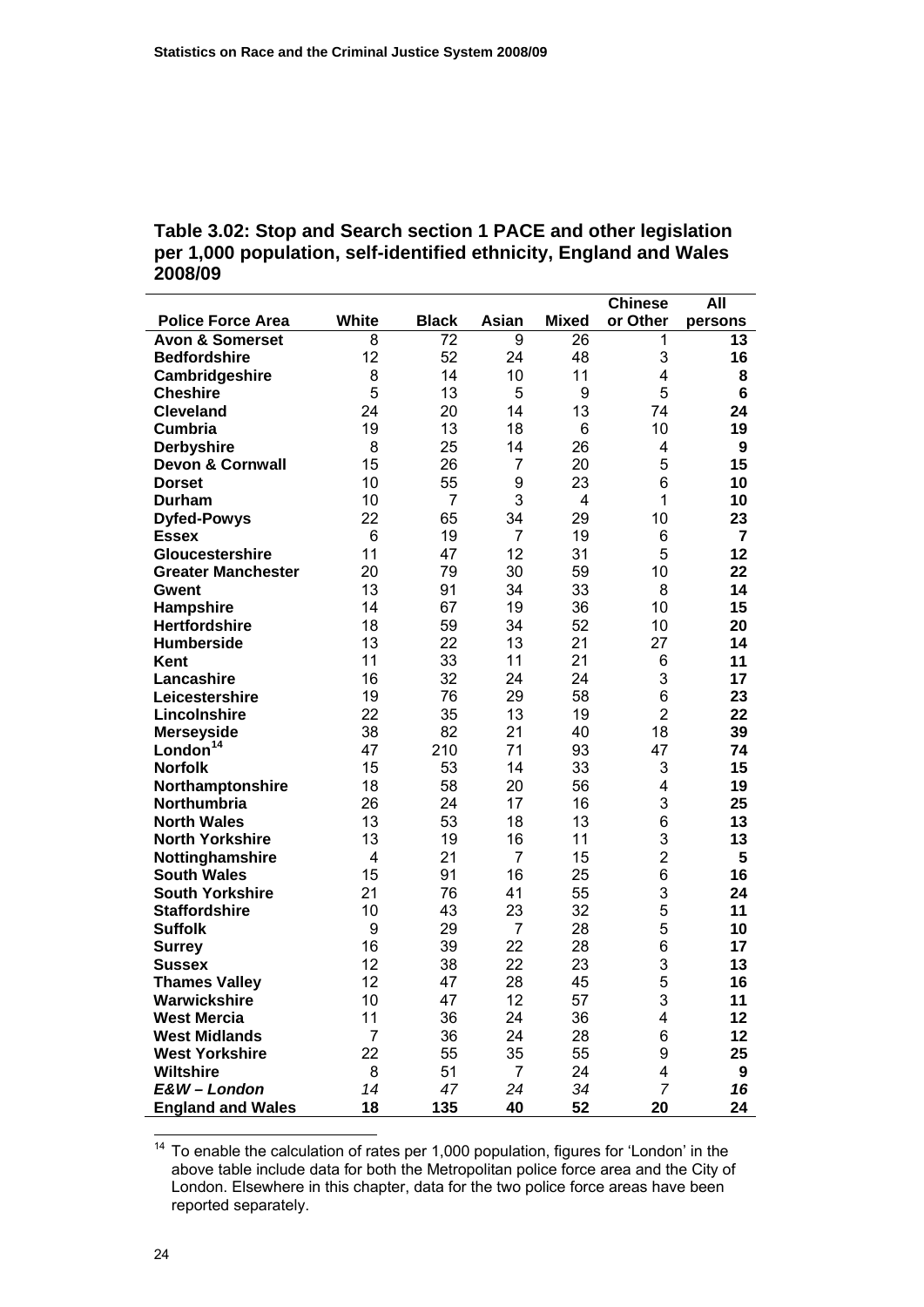## Table 3.02: Stop and Search section 1 PACE and other legislation per 1,000 population, self-identified ethnicity, England and Wales 2008/09

| Police Force Area | White | Black | Asian | Mixed | Chinese or Other | All persons |
|---|---|---|---|---|---|---|
| **Avon & Somerset** | 8 | 72 | 9 | 26 | 1 | **13** |
| **Bedfordshire** | 12 | 52 | 24 | 48 | 3 | **16** |
| **Cambridgeshire** | 8 | 14 | 10 | 11 | 4 | **8** |
| **Cheshire** | 5 | 13 | 5 | 9 | 5 | **6** |
| **Cleveland** | 24 | 20 | 14 | 13 | 74 | **24** |
| **Cumbria** | 19 | 13 | 18 | 6 | 10 | **19** |
| **Derbyshire** | 8 | 25 | 14 | 26 | 4 | **9** |
| **Devon & Cornwall** | 15 | 26 | 7 | 20 | 5 | **15** |
| **Dorset** | 10 | 55 | 9 | 23 | 6 | **10** |
| **Durham** | 10 | 7 | 3 | 4 | 1 | **10** |
| **Dyfed-Powys** | 22 | 65 | 34 | 29 | 10 | **23** |
| **Essex** | 6 | 19 | 7 | 19 | 6 | **7** |
| **Gloucestershire** | 11 | 47 | 12 | 31 | 5 | **12** |
| **Greater Manchester** | 20 | 79 | 30 | 59 | 10 | **22** |
| **Gwent** | 13 | 91 | 34 | 33 | 8 | **14** |
| **Hampshire** | 14 | 67 | 19 | 36 | 10 | **15** |
| **Hertfordshire** | 18 | 59 | 34 | 52 | 10 | **20** |
| **Humberside** | 13 | 22 | 13 | 21 | 27 | **14** |
| **Kent** | 11 | 33 | 11 | 21 | 6 | **11** |
| **Lancashire** | 16 | 32 | 24 | 24 | 3 | **17** |
| **Leicestershire** | 19 | 76 | 29 | 58 | 6 | **23** |
| **Lincolnshire** | 22 | 35 | 13 | 19 | 2 | **22** |
| **Merseyside** | 38 | 82 | 21 | 40 | 18 | **39** |
| **London**[14] | 47 | 210 | 71 | 93 | 47 | **74** |
| **Norfolk** | 15 | 53 | 14 | 33 | 3 | **15** |
| **Northamptonshire** | 18 | 58 | 20 | 56 | 4 | **19** |
| **Northumbria** | 26 | 24 | 17 | 16 | 3 | **25** |
| **North Wales** | 13 | 53 | 18 | 13 | 6 | **13** |
| **North Yorkshire** | 13 | 19 | 16 | 11 | 3 | **13** |
| **Nottinghamshire** | 4 | 21 | 7 | 15 | 2 | **5** |
| **South Wales** | 15 | 91 | 16 | 25 | 6 | **16** |
| **South Yorkshire** | 21 | 76 | 41 | 55 | 3 | **24** |
| **Staffordshire** | 10 | 43 | 23 | 32 | 5 | **11** |
| **Suffolk** | 9 | 29 | 7 | 28 | 5 | **10** |
| **Surrey** | 16 | 39 | 22 | 28 | 6 | **17** |
| **Sussex** | 12 | 38 | 22 | 23 | 3 | **13** |
| **Thames Valley** | 12 | 47 | 28 | 45 | 5 | **16** |
| **Warwickshire** | 10 | 47 | 12 | 57 | 3 | **11** |
| **West Mercia** | 11 | 36 | 24 | 36 | 4 | **12** |
| **West Midlands** | 7 | 36 | 24 | 28 | 6 | **12** |
| **West Yorkshire** | 22 | 55 | 35 | 55 | 9 | **25** |
| **Wiltshire** | 8 | 51 | 7 | 24 | 4 | **9** |
| ***E&W – London*** | *14* | *47* | *24* | *34* | *7* | ***16*** |
| **England and Wales** | **18** | **135** | **40** | **52** | **20** | **24** |

[14] To enable the calculation of rates per 1,000 population, figures for 'London' in the above table include data for both the Metropolitan police force area and the City of London. Elsewhere in this chapter, data for the two police force areas have been reported separately.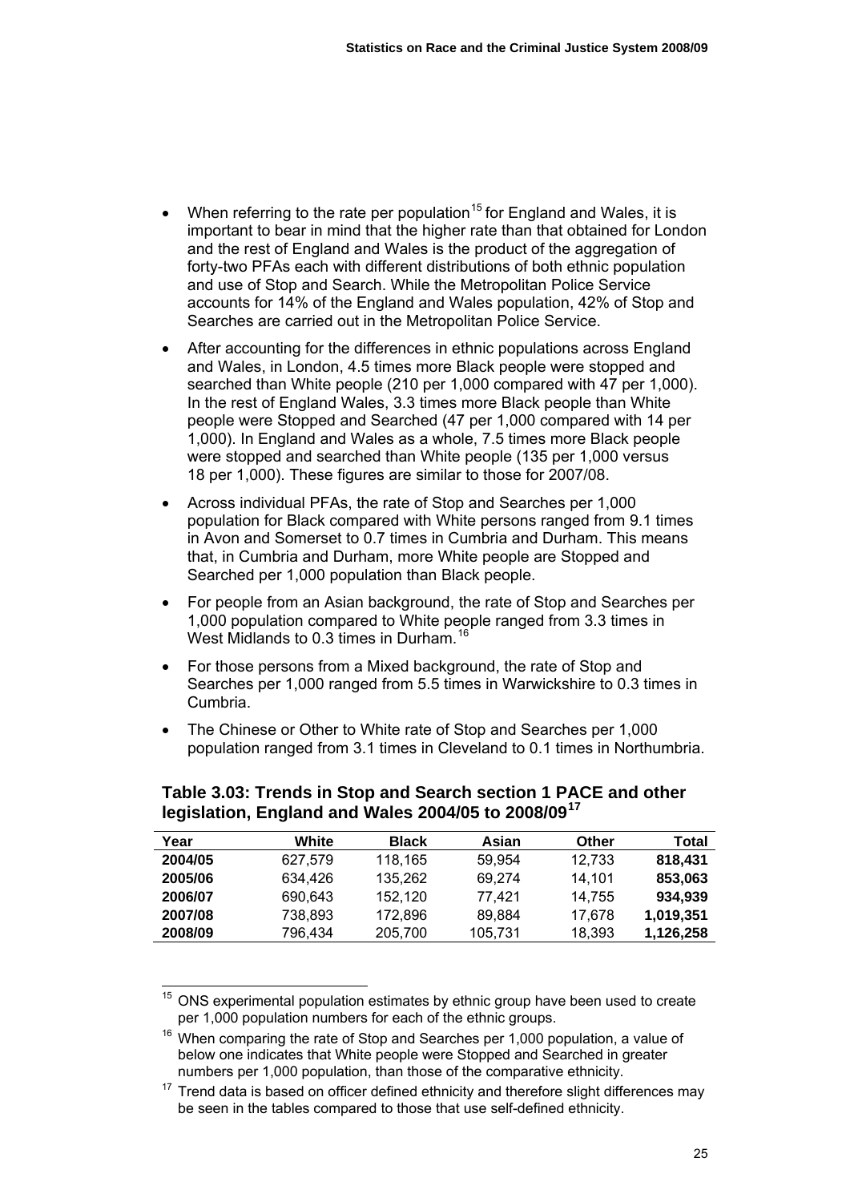- When referring to the rate per population[15] for England and Wales, it is important to bear in mind that the higher rate than that obtained for London and the rest of England and Wales is the product of the aggregation of forty-two PFAs each with different distributions of both ethnic population and use of Stop and Search. While the Metropolitan Police Service accounts for 14% of the England and Wales population, 42% of Stop and Searches are carried out in the Metropolitan Police Service.
- After accounting for the differences in ethnic populations across England and Wales, in London, 4.5 times more Black people were stopped and searched than White people (210 per 1,000 compared with 47 per 1,000). In the rest of England Wales, 3.3 times more Black people than White people were Stopped and Searched (47 per 1,000 compared with 14 per 1,000). In England and Wales as a whole, 7.5 times more Black people were stopped and searched than White people (135 per 1,000 versus 18 per 1,000). These figures are similar to those for 2007/08.
- Across individual PFAs, the rate of Stop and Searches per 1,000 population for Black compared with White persons ranged from 9.1 times in Avon and Somerset to 0.7 times in Cumbria and Durham. This means that, in Cumbria and Durham, more White people are Stopped and Searched per 1,000 population than Black people.
- For people from an Asian background, the rate of Stop and Searches per 1,000 population compared to White people ranged from 3.3 times in West Midlands to 0.3 times in Durham.[16]
- For those persons from a Mixed background, the rate of Stop and Searches per 1,000 ranged from 5.5 times in Warwickshire to 0.3 times in Cumbria.
- The Chinese or Other to White rate of Stop and Searches per 1,000 population ranged from 3.1 times in Cleveland to 0.1 times in Northumbria.

### Table 3.03: Trends in Stop and Search section 1 PACE and other legislation, England and Wales 2004/05 to 2008/09[17]

| Year | White | Black | Asian | Other | Total |
|---|---|---|---|---|---|
| **2004/05** | 627,579 | 118,165 | 59,954 | 12,733 | **818,431** |
| **2005/06** | 634,426 | 135,262 | 69,274 | 14,101 | **853,063** |
| **2006/07** | 690,643 | 152,120 | 77,421 | 14,755 | **934,939** |
| **2007/08** | 738,893 | 172,896 | 89,884 | 17,678 | **1,019,351** |
| **2008/09** | 796,434 | 205,700 | 105,731 | 18,393 | **1,126,258** |

[15] ONS experimental population estimates by ethnic group have been used to create per 1,000 population numbers for each of the ethnic groups.

[16] When comparing the rate of Stop and Searches per 1,000 population, a value of below one indicates that White people were Stopped and Searched in greater numbers per 1,000 population, than those of the comparative ethnicity.

[17] Trend data is based on officer defined ethnicity and therefore slight differences may be seen in the tables compared to those that use self-defined ethnicity.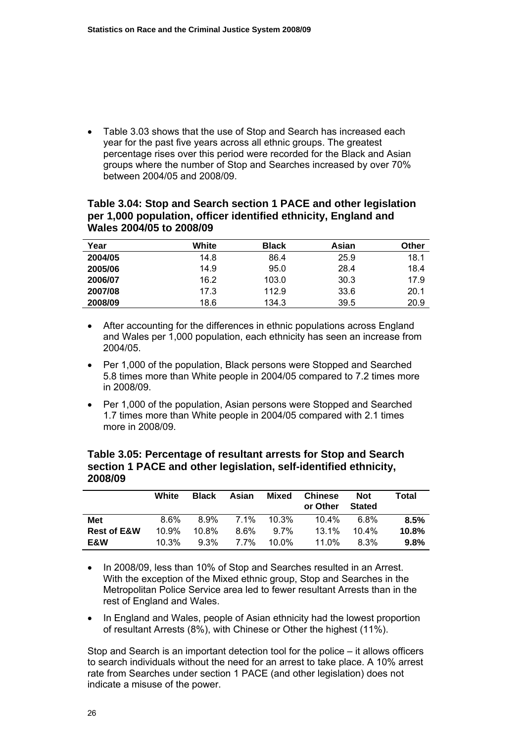- Table 3.03 shows that the use of Stop and Search has increased each year for the past five years across all ethnic groups. The greatest percentage rises over this period were recorded for the Black and Asian groups where the number of Stop and Searches increased by over 70% between 2004/05 and 2008/09.

### Table 3.04: Stop and Search section 1 PACE and other legislation per 1,000 population, officer identified ethnicity, England and Wales 2004/05 to 2008/09

| Year | White | Black | Asian | Other |
|---|---|---|---|---|
| **2004/05** | 14.8 | 86.4 | 25.9 | 18.1 |
| **2005/06** | 14.9 | 95.0 | 28.4 | 18.4 |
| **2006/07** | 16.2 | 103.0 | 30.3 | 17.9 |
| **2007/08** | 17.3 | 112.9 | 33.6 | 20.1 |
| **2008/09** | 18.6 | 134.3 | 39.5 | 20.9 |

- After accounting for the differences in ethnic populations across England and Wales per 1,000 population, each ethnicity has seen an increase from 2004/05.
- Per 1,000 of the population, Black persons were Stopped and Searched 5.8 times more than White people in 2004/05 compared to 7.2 times more in 2008/09.
- Per 1,000 of the population, Asian persons were Stopped and Searched 1.7 times more than White people in 2004/05 compared with 2.1 times more in 2008/09.

### Table 3.05: Percentage of resultant arrests for Stop and Search section 1 PACE and other legislation, self-identified ethnicity, 2008/09

| | White | Black | Asian | Mixed | Chinese or Other | Not Stated | Total |
|---|---|---|---|---|---|---|---|
| **Met** | 8.6% | 8.9% | 7.1% | 10.3% | 10.4% | 6.8% | **8.5%** |
| **Rest of E&W** | 10.9% | 10.8% | 8.6% | 9.7% | 13.1% | 10.4% | **10.8%** |
| **E&W** | 10.3% | 9.3% | 7.7% | 10.0% | 11.0% | 8.3% | **9.8%** |

- In 2008/09, less than 10% of Stop and Searches resulted in an Arrest. With the exception of the Mixed ethnic group, Stop and Searches in the Metropolitan Police Service area led to fewer resultant Arrests than in the rest of England and Wales.
- In England and Wales, people of Asian ethnicity had the lowest proportion of resultant Arrests (8%), with Chinese or Other the highest (11%).

Stop and Search is an important detection tool for the police – it allows officers to search individuals without the need for an arrest to take place. A 10% arrest rate from Searches under section 1 PACE (and other legislation) does not indicate a misuse of the power.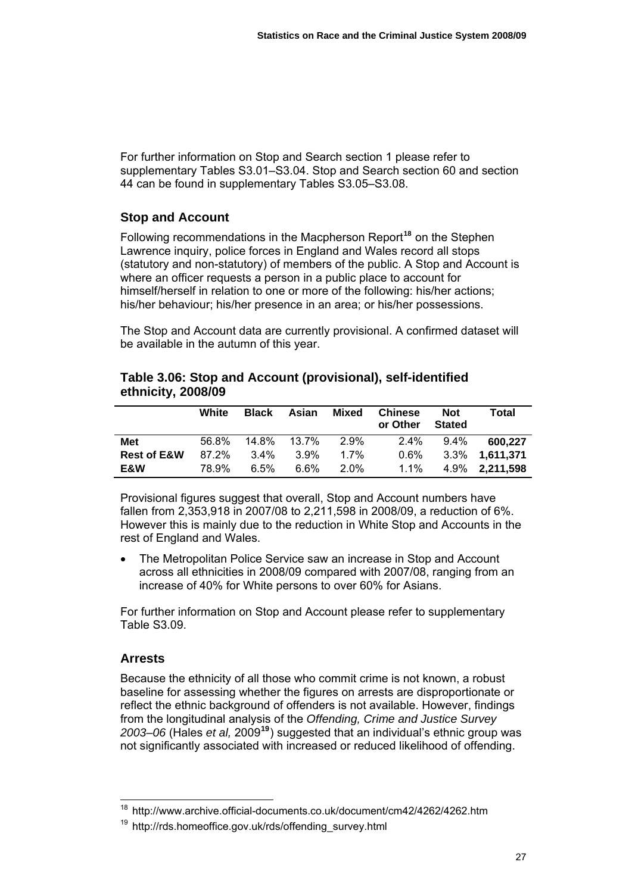For further information on Stop and Search section 1 please refer to supplementary Tables S3.01–S3.04. Stop and Search section 60 and section 44 can be found in supplementary Tables S3.05–S3.08.

### Stop and Account

Following recommendations in the Macpherson Report[18] on the Stephen Lawrence inquiry, police forces in England and Wales record all stops (statutory and non-statutory) of members of the public. A Stop and Account is where an officer requests a person in a public place to account for himself/herself in relation to one or more of the following: his/her actions; his/her behaviour; his/her presence in an area; or his/her possessions.

The Stop and Account data are currently provisional. A confirmed dataset will be available in the autumn of this year.

**Table 3.06: Stop and Account (provisional), self-identified ethnicity, 2008/09**

| | White | Black | Asian | Mixed | Chinese or Other | Not Stated | Total |
|---|---|---|---|---|---|---|---|
| **Met** | 56.8% | 14.8% | 13.7% | 2.9% | 2.4% | 9.4% | **600,227** |
| **Rest of E&W** | 87.2% | 3.4% | 3.9% | 1.7% | 0.6% | 3.3% | **1,611,371** |
| **E&W** | 78.9% | 6.5% | 6.6% | 2.0% | 1.1% | 4.9% | **2,211,598** |

Provisional figures suggest that overall, Stop and Account numbers have fallen from 2,353,918 in 2007/08 to 2,211,598 in 2008/09, a reduction of 6%. However this is mainly due to the reduction in White Stop and Accounts in the rest of England and Wales.

- The Metropolitan Police Service saw an increase in Stop and Account across all ethnicities in 2008/09 compared with 2007/08, ranging from an increase of 40% for White persons to over 60% for Asians.

For further information on Stop and Account please refer to supplementary Table S3.09.

### Arrests

Because the ethnicity of all those who commit crime is not known, a robust baseline for assessing whether the figures on arrests are disproportionate or reflect the ethnic background of offenders is not available. However, findings from the longitudinal analysis of the *Offending, Crime and Justice Survey 2003–06* (Hales *et al,* 2009[19]) suggested that an individual's ethnic group was not significantly associated with increased or reduced likelihood of offending.

[18] http://www.archive.official-documents.co.uk/document/cm42/4262/4262.htm

[19] http://rds.homeoffice.gov.uk/rds/offending_survey.html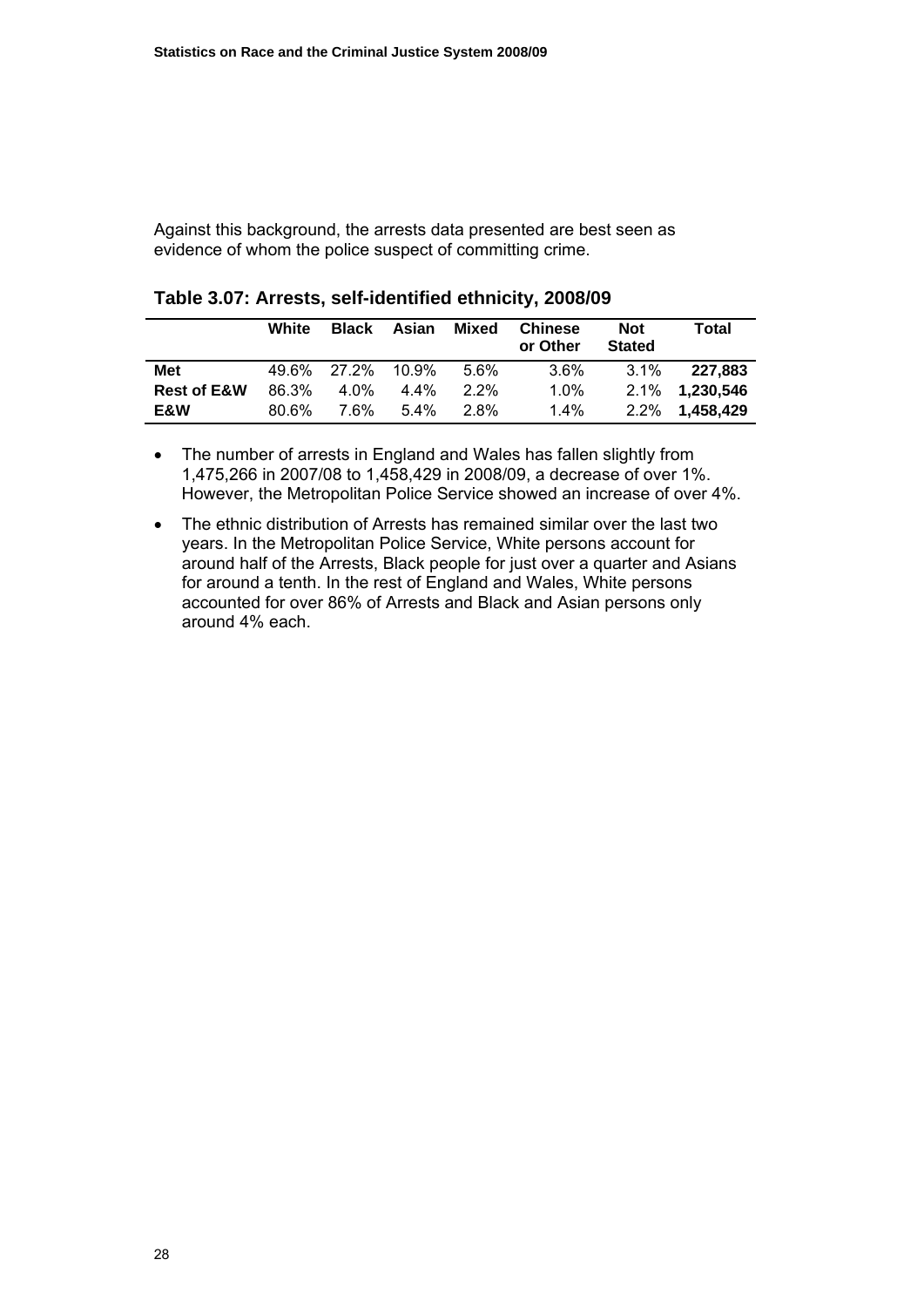Against this background, the arrests data presented are best seen as evidence of whom the police suspect of committing crime.

**Table 3.07: Arrests, self-identified ethnicity, 2008/09**

| | White | Black | Asian | Mixed | Chinese or Other | Not Stated | Total |
|---|---|---|---|---|---|---|---|
| **Met** | 49.6% | 27.2% | 10.9% | 5.6% | 3.6% | 3.1% | **227,883** |
| **Rest of E&W** | 86.3% | 4.0% | 4.4% | 2.2% | 1.0% | 2.1% | **1,230,546** |
| **E&W** | 80.6% | 7.6% | 5.4% | 2.8% | 1.4% | 2.2% | **1,458,429** |

- The number of arrests in England and Wales has fallen slightly from 1,475,266 in 2007/08 to 1,458,429 in 2008/09, a decrease of over 1%. However, the Metropolitan Police Service showed an increase of over 4%.
- The ethnic distribution of Arrests has remained similar over the last two years. In the Metropolitan Police Service, White persons account for around half of the Arrests, Black people for just over a quarter and Asians for around a tenth. In the rest of England and Wales, White persons accounted for over 86% of Arrests and Black and Asian persons only around 4% each.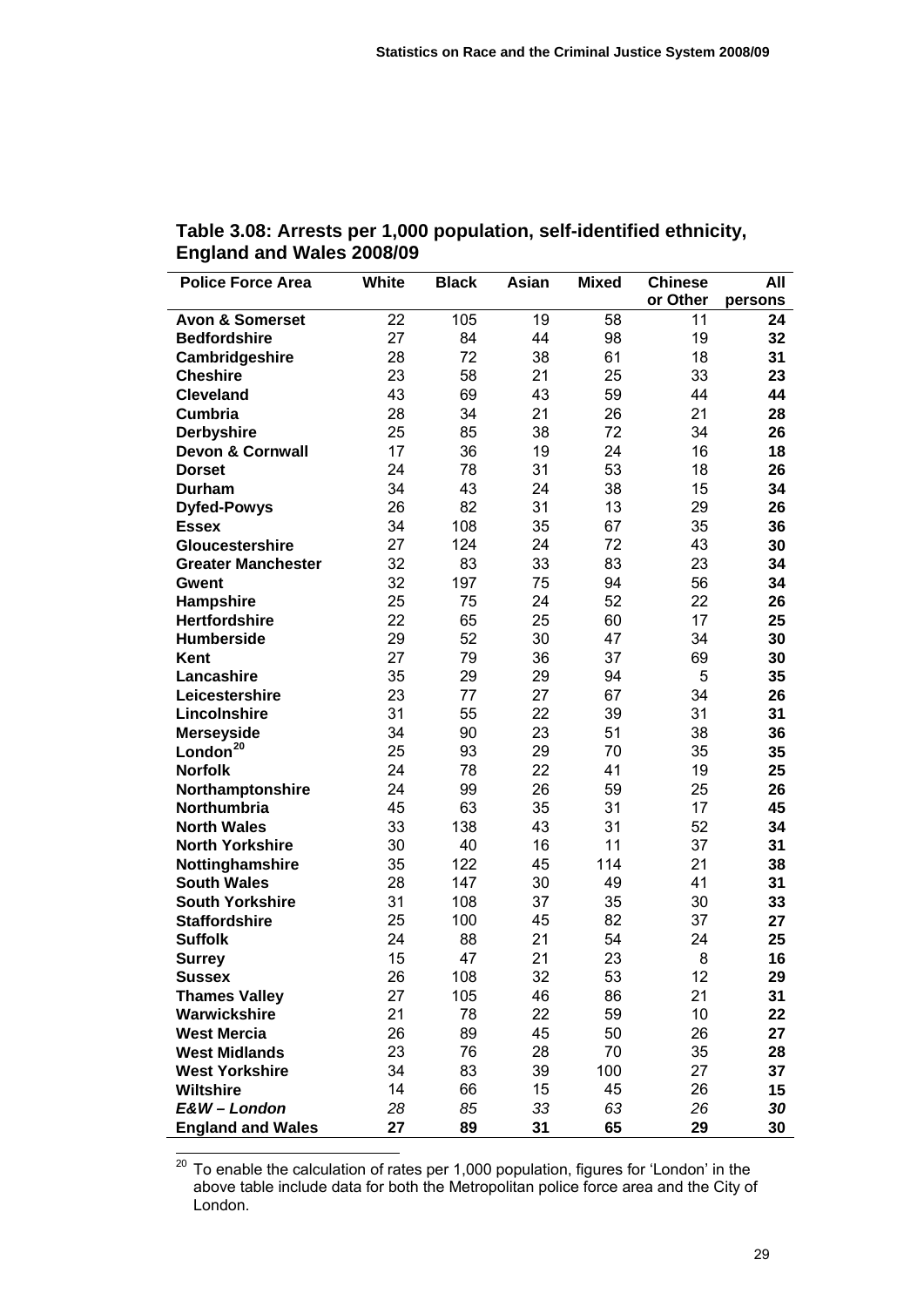**Table 3.08: Arrests per 1,000 population, self-identified ethnicity, England and Wales 2008/09**

| Police Force Area | White | Black | Asian | Mixed | Chinese or Other | All persons |
|---|---|---|---|---|---|---|
| **Avon & Somerset** | 22 | 105 | 19 | 58 | 11 | **24** |
| **Bedfordshire** | 27 | 84 | 44 | 98 | 19 | **32** |
| **Cambridgeshire** | 28 | 72 | 38 | 61 | 18 | **31** |
| **Cheshire** | 23 | 58 | 21 | 25 | 33 | **23** |
| **Cleveland** | 43 | 69 | 43 | 59 | 44 | **44** |
| **Cumbria** | 28 | 34 | 21 | 26 | 21 | **28** |
| **Derbyshire** | 25 | 85 | 38 | 72 | 34 | **26** |
| **Devon & Cornwall** | 17 | 36 | 19 | 24 | 16 | **18** |
| **Dorset** | 24 | 78 | 31 | 53 | 18 | **26** |
| **Durham** | 34 | 43 | 24 | 38 | 15 | **34** |
| **Dyfed-Powys** | 26 | 82 | 31 | 13 | 29 | **26** |
| **Essex** | 34 | 108 | 35 | 67 | 35 | **36** |
| **Gloucestershire** | 27 | 124 | 24 | 72 | 43 | **30** |
| **Greater Manchester** | 32 | 83 | 33 | 83 | 23 | **34** |
| **Gwent** | 32 | 197 | 75 | 94 | 56 | **34** |
| **Hampshire** | 25 | 75 | 24 | 52 | 22 | **26** |
| **Hertfordshire** | 22 | 65 | 25 | 60 | 17 | **25** |
| **Humberside** | 29 | 52 | 30 | 47 | 34 | **30** |
| **Kent** | 27 | 79 | 36 | 37 | 69 | **30** |
| **Lancashire** | 35 | 29 | 29 | 94 | 5 | **35** |
| **Leicestershire** | 23 | 77 | 27 | 67 | 34 | **26** |
| **Lincolnshire** | 31 | 55 | 22 | 39 | 31 | **31** |
| **Merseyside** | 34 | 90 | 23 | 51 | 38 | **36** |
| **London[20]** | 25 | 93 | 29 | 70 | 35 | **35** |
| **Norfolk** | 24 | 78 | 22 | 41 | 19 | **25** |
| **Northamptonshire** | 24 | 99 | 26 | 59 | 25 | **26** |
| **Northumbria** | 45 | 63 | 35 | 31 | 17 | **45** |
| **North Wales** | 33 | 138 | 43 | 31 | 52 | **34** |
| **North Yorkshire** | 30 | 40 | 16 | 11 | 37 | **31** |
| **Nottinghamshire** | 35 | 122 | 45 | 114 | 21 | **38** |
| **South Wales** | 28 | 147 | 30 | 49 | 41 | **31** |
| **South Yorkshire** | 31 | 108 | 37 | 35 | 30 | **33** |
| **Staffordshire** | 25 | 100 | 45 | 82 | 37 | **27** |
| **Suffolk** | 24 | 88 | 21 | 54 | 24 | **25** |
| **Surrey** | 15 | 47 | 21 | 23 | 8 | **16** |
| **Sussex** | 26 | 108 | 32 | 53 | 12 | **29** |
| **Thames Valley** | 27 | 105 | 46 | 86 | 21 | **31** |
| **Warwickshire** | 21 | 78 | 22 | 59 | 10 | **22** |
| **West Mercia** | 26 | 89 | 45 | 50 | 26 | **27** |
| **West Midlands** | 23 | 76 | 28 | 70 | 35 | **28** |
| **West Yorkshire** | 34 | 83 | 39 | 100 | 27 | **37** |
| **Wiltshire** | 14 | 66 | 15 | 45 | 26 | **15** |
| ***E&W – London*** | *28* | *85* | *33* | *63* | *26* | ***30*** |
| **England and Wales** | **27** | **89** | **31** | **65** | **29** | **30** |

[20] To enable the calculation of rates per 1,000 population, figures for 'London' in the above table include data for both the Metropolitan police force area and the City of London.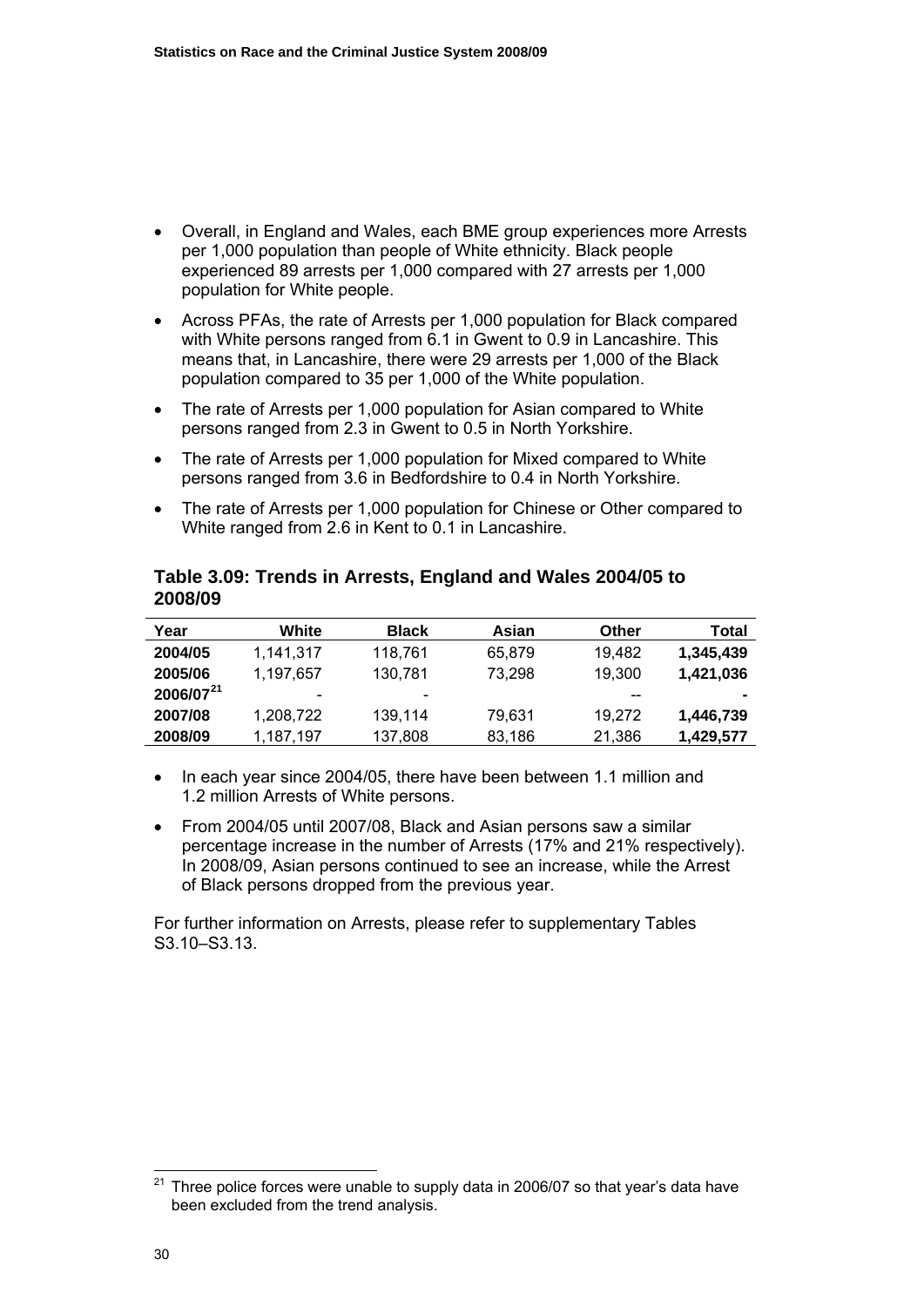- Overall, in England and Wales, each BME group experiences more Arrests per 1,000 population than people of White ethnicity. Black people experienced 89 arrests per 1,000 compared with 27 arrests per 1,000 population for White people.
- Across PFAs, the rate of Arrests per 1,000 population for Black compared with White persons ranged from 6.1 in Gwent to 0.9 in Lancashire. This means that, in Lancashire, there were 29 arrests per 1,000 of the Black population compared to 35 per 1,000 of the White population.
- The rate of Arrests per 1,000 population for Asian compared to White persons ranged from 2.3 in Gwent to 0.5 in North Yorkshire.
- The rate of Arrests per 1,000 population for Mixed compared to White persons ranged from 3.6 in Bedfordshire to 0.4 in North Yorkshire.
- The rate of Arrests per 1,000 population for Chinese or Other compared to White ranged from 2.6 in Kent to 0.1 in Lancashire.

### Table 3.09: Trends in Arrests, England and Wales 2004/05 to 2008/09

| Year | White | Black | Asian | Other | Total |
|---|---|---|---|---|---|
| **2004/05** | 1,141,317 | 118,761 | 65,879 | 19,482 | **1,345,439** |
| **2005/06** | 1,197,657 | 130,781 | 73,298 | 19,300 | **1,421,036** |
| **2006/07**[21] | - | - | | -- | **-** |
| **2007/08** | 1,208,722 | 139,114 | 79,631 | 19,272 | **1,446,739** |
| **2008/09** | 1,187,197 | 137,808 | 83,186 | 21,386 | **1,429,577** |

- In each year since 2004/05, there have been between 1.1 million and 1.2 million Arrests of White persons.
- From 2004/05 until 2007/08, Black and Asian persons saw a similar percentage increase in the number of Arrests (17% and 21% respectively). In 2008/09, Asian persons continued to see an increase, while the Arrest of Black persons dropped from the previous year.

For further information on Arrests, please refer to supplementary Tables S3.10–S3.13.

[21] Three police forces were unable to supply data in 2006/07 so that year's data have been excluded from the trend analysis.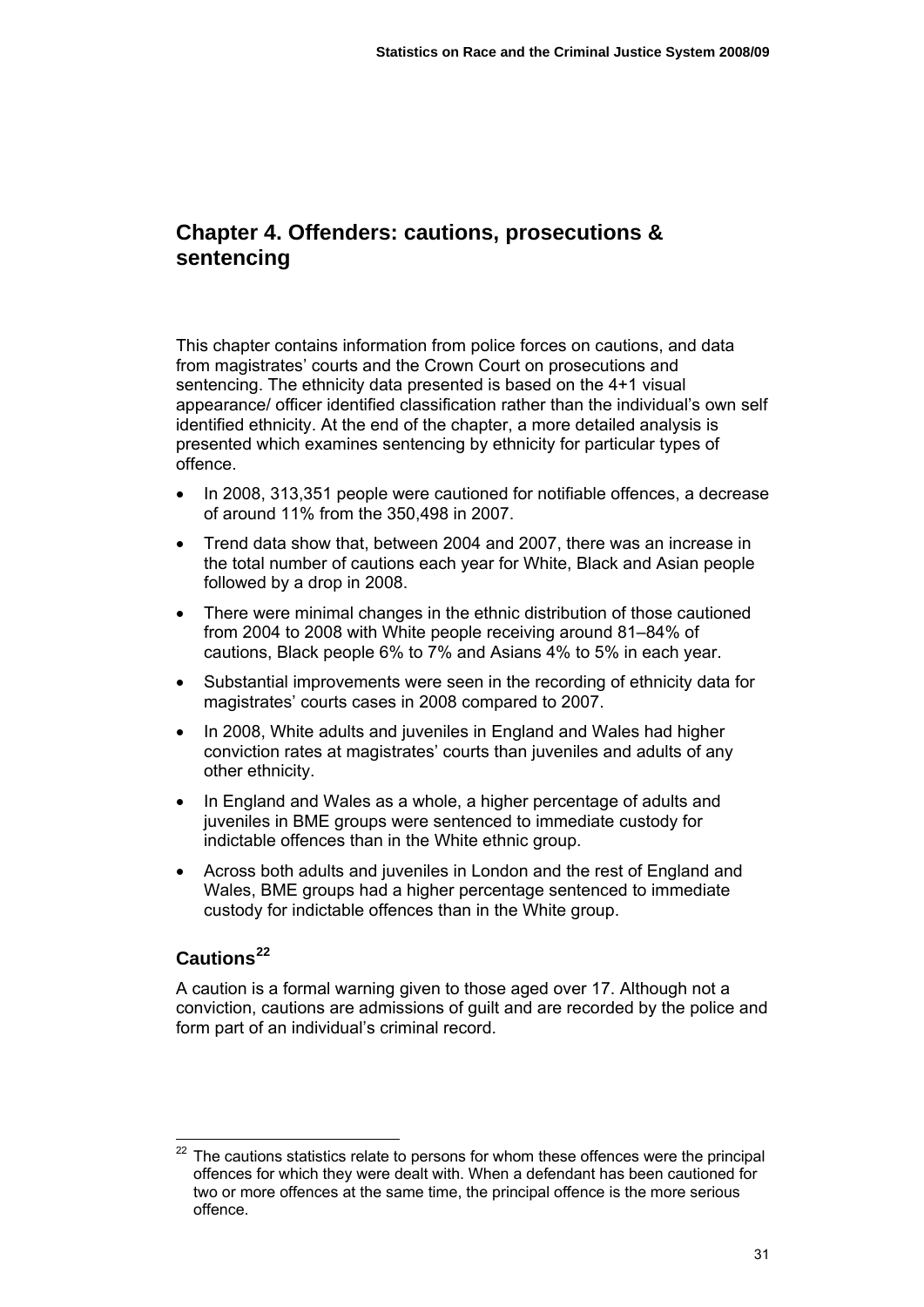# Chapter 4. Offenders: cautions, prosecutions & sentencing

This chapter contains information from police forces on cautions, and data from magistrates' courts and the Crown Court on prosecutions and sentencing. The ethnicity data presented is based on the 4+1 visual appearance/ officer identified classification rather than the individual's own self identified ethnicity. At the end of the chapter, a more detailed analysis is presented which examines sentencing by ethnicity for particular types of offence.

- In 2008, 313,351 people were cautioned for notifiable offences, a decrease of around 11% from the 350,498 in 2007.
- Trend data show that, between 2004 and 2007, there was an increase in the total number of cautions each year for White, Black and Asian people followed by a drop in 2008.
- There were minimal changes in the ethnic distribution of those cautioned from 2004 to 2008 with White people receiving around 81–84% of cautions, Black people 6% to 7% and Asians 4% to 5% in each year.
- Substantial improvements were seen in the recording of ethnicity data for magistrates' courts cases in 2008 compared to 2007.
- In 2008, White adults and juveniles in England and Wales had higher conviction rates at magistrates' courts than juveniles and adults of any other ethnicity.
- In England and Wales as a whole, a higher percentage of adults and juveniles in BME groups were sentenced to immediate custody for indictable offences than in the White ethnic group.
- Across both adults and juveniles in London and the rest of England and Wales, BME groups had a higher percentage sentenced to immediate custody for indictable offences than in the White group.

## Cautions[22]

A caution is a formal warning given to those aged over 17. Although not a conviction, cautions are admissions of guilt and are recorded by the police and form part of an individual's criminal record.

---

[22] The cautions statistics relate to persons for whom these offences were the principal offences for which they were dealt with. When a defendant has been cautioned for two or more offences at the same time, the principal offence is the more serious offence.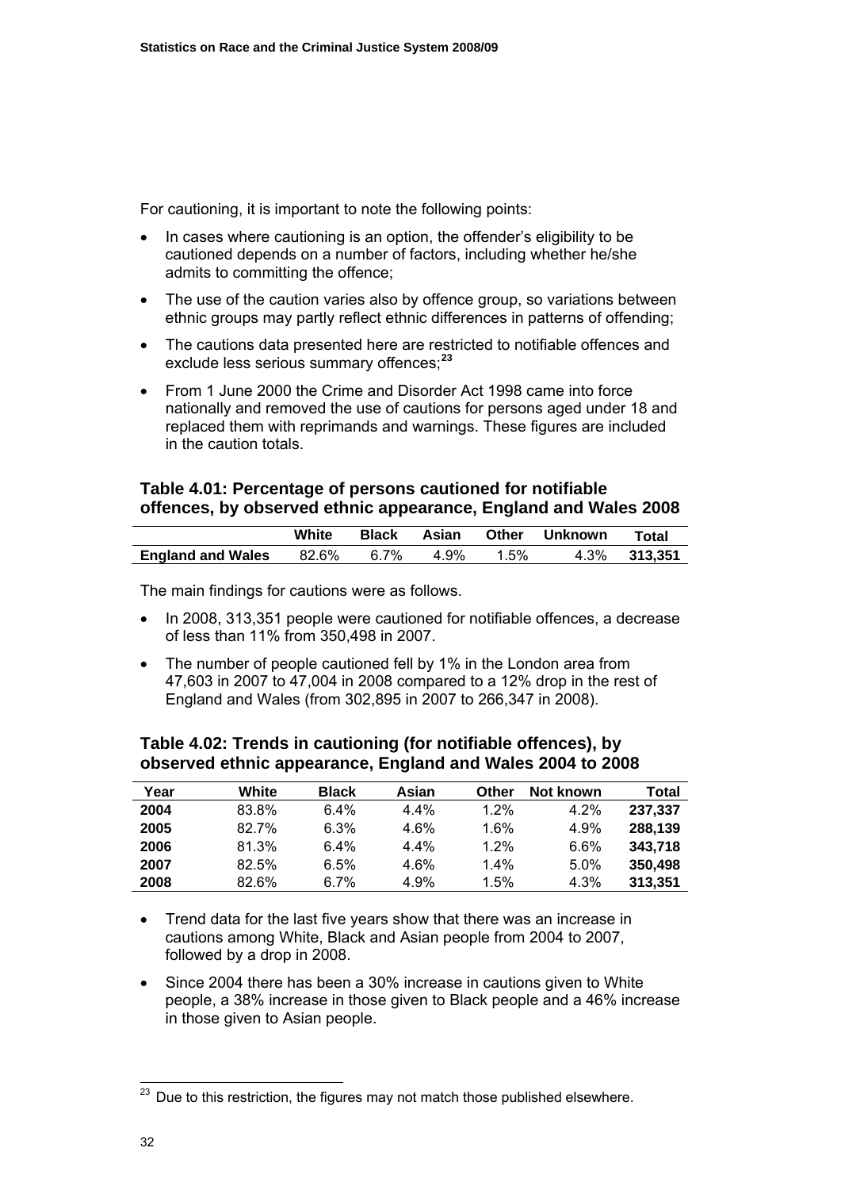For cautioning, it is important to note the following points:

- In cases where cautioning is an option, the offender's eligibility to be cautioned depends on a number of factors, including whether he/she admits to committing the offence;
- The use of the caution varies also by offence group, so variations between ethnic groups may partly reflect ethnic differences in patterns of offending;
- The cautions data presented here are restricted to notifiable offences and exclude less serious summary offences;[23]
- From 1 June 2000 the Crime and Disorder Act 1998 came into force nationally and removed the use of cautions for persons aged under 18 and replaced them with reprimands and warnings. These figures are included in the caution totals.

### Table 4.01: Percentage of persons cautioned for notifiable offences, by observed ethnic appearance, England and Wales 2008

| | White | Black | Asian | Other | Unknown | Total |
|---|---|---|---|---|---|---|
| **England and Wales** | 82.6% | 6.7% | 4.9% | 1.5% | 4.3% | **313,351** |

The main findings for cautions were as follows.

- In 2008, 313,351 people were cautioned for notifiable offences, a decrease of less than 11% from 350,498 in 2007.
- The number of people cautioned fell by 1% in the London area from 47,603 in 2007 to 47,004 in 2008 compared to a 12% drop in the rest of England and Wales (from 302,895 in 2007 to 266,347 in 2008).

### Table 4.02: Trends in cautioning (for notifiable offences), by observed ethnic appearance, England and Wales 2004 to 2008

| Year | White | Black | Asian | Other | Not known | Total |
|---|---|---|---|---|---|---|
| **2004** | 83.8% | 6.4% | 4.4% | 1.2% | 4.2% | **237,337** |
| **2005** | 82.7% | 6.3% | 4.6% | 1.6% | 4.9% | **288,139** |
| **2006** | 81.3% | 6.4% | 4.4% | 1.2% | 6.6% | **343,718** |
| **2007** | 82.5% | 6.5% | 4.6% | 1.4% | 5.0% | **350,498** |
| **2008** | 82.6% | 6.7% | 4.9% | 1.5% | 4.3% | **313,351** |

- Trend data for the last five years show that there was an increase in cautions among White, Black and Asian people from 2004 to 2007, followed by a drop in 2008.
- Since 2004 there has been a 30% increase in cautions given to White people, a 38% increase in those given to Black people and a 46% increase in those given to Asian people.

---

[23] Due to this restriction, the figures may not match those published elsewhere.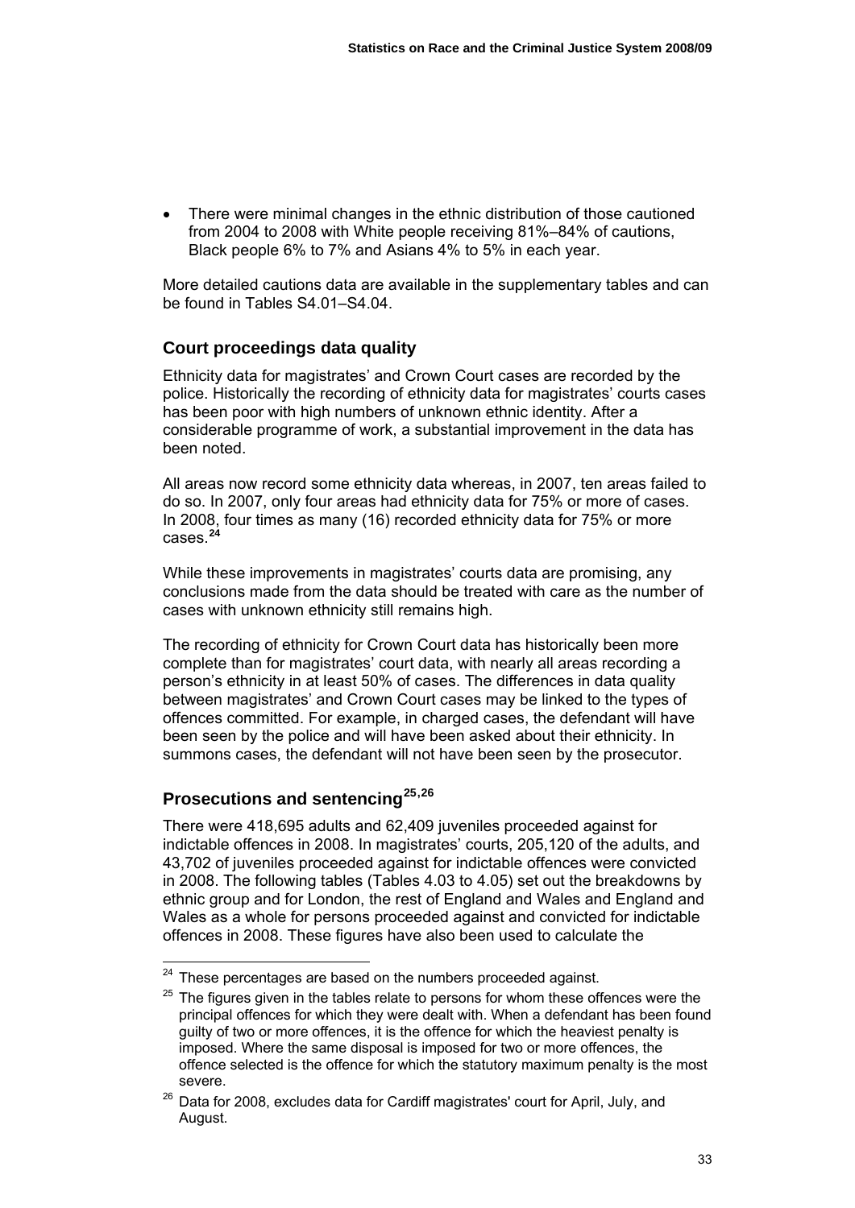- There were minimal changes in the ethnic distribution of those cautioned from 2004 to 2008 with White people receiving 81%–84% of cautions, Black people 6% to 7% and Asians 4% to 5% in each year.

More detailed cautions data are available in the supplementary tables and can be found in Tables S4.01–S4.04.

### Court proceedings data quality

Ethnicity data for magistrates' and Crown Court cases are recorded by the police. Historically the recording of ethnicity data for magistrates' courts cases has been poor with high numbers of unknown ethnic identity. After a considerable programme of work, a substantial improvement in the data has been noted.

All areas now record some ethnicity data whereas, in 2007, ten areas failed to do so. In 2007, only four areas had ethnicity data for 75% or more of cases. In 2008, four times as many (16) recorded ethnicity data for 75% or more cases.[24]

While these improvements in magistrates' courts data are promising, any conclusions made from the data should be treated with care as the number of cases with unknown ethnicity still remains high.

The recording of ethnicity for Crown Court data has historically been more complete than for magistrates' court data, with nearly all areas recording a person's ethnicity in at least 50% of cases. The differences in data quality between magistrates' and Crown Court cases may be linked to the types of offences committed. For example, in charged cases, the defendant will have been seen by the police and will have been asked about their ethnicity. In summons cases, the defendant will not have been seen by the prosecutor.

### Prosecutions and sentencing[25,26]

There were 418,695 adults and 62,409 juveniles proceeded against for indictable offences in 2008. In magistrates' courts, 205,120 of the adults, and 43,702 of juveniles proceeded against for indictable offences were convicted in 2008. The following tables (Tables 4.03 to 4.05) set out the breakdowns by ethnic group and for London, the rest of England and Wales and England and Wales as a whole for persons proceeded against and convicted for indictable offences in 2008. These figures have also been used to calculate the

---

[24] These percentages are based on the numbers proceeded against.

[25] The figures given in the tables relate to persons for whom these offences were the principal offences for which they were dealt with. When a defendant has been found guilty of two or more offences, it is the offence for which the heaviest penalty is imposed. Where the same disposal is imposed for two or more offences, the offence selected is the offence for which the statutory maximum penalty is the most severe.

[26] Data for 2008, excludes data for Cardiff magistrates' court for April, July, and August.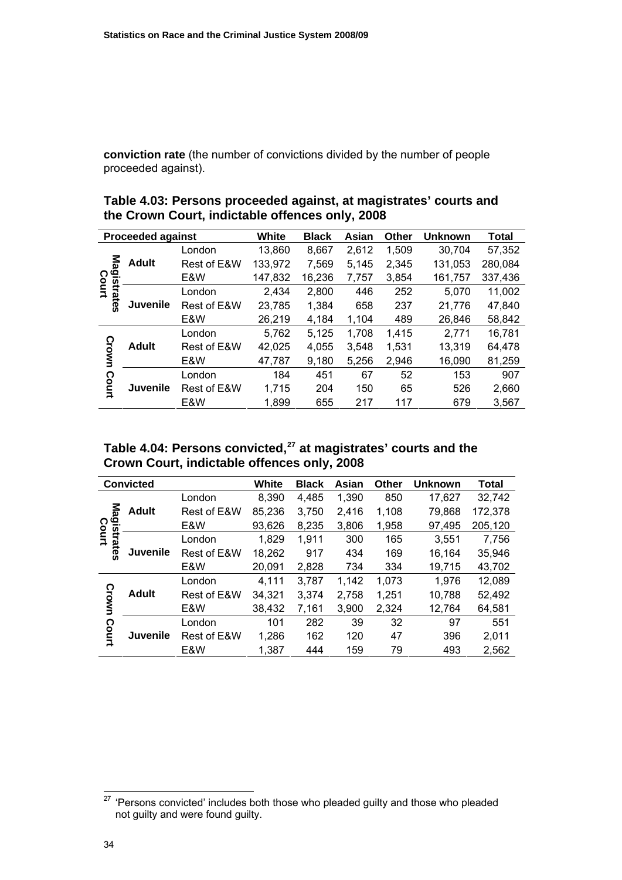**conviction rate** (the number of convictions divided by the number of people proceeded against).

**Table 4.03: Persons proceeded against, at magistrates' courts and the Crown Court, indictable offences only, 2008**

| Proceeded against | | | White | Black | Asian | Other | Unknown | Total |
|---|---|---|---|---|---|---|---|---|
| Magistrates Court | Adult | London | 13,860 | 8,667 | 2,612 | 1,509 | 30,704 | 57,352 |
| | | Rest of E&W | 133,972 | 7,569 | 5,145 | 2,345 | 131,053 | 280,084 |
| | | E&W | 147,832 | 16,236 | 7,757 | 3,854 | 161,757 | 337,436 |
| | Juvenile | London | 2,434 | 2,800 | 446 | 252 | 5,070 | 11,002 |
| | | Rest of E&W | 23,785 | 1,384 | 658 | 237 | 21,776 | 47,840 |
| | | E&W | 26,219 | 4,184 | 1,104 | 489 | 26,846 | 58,842 |
| Crown Court | Adult | London | 5,762 | 5,125 | 1,708 | 1,415 | 2,771 | 16,781 |
| | | Rest of E&W | 42,025 | 4,055 | 3,548 | 1,531 | 13,319 | 64,478 |
| | | E&W | 47,787 | 9,180 | 5,256 | 2,946 | 16,090 | 81,259 |
| | Juvenile | London | 184 | 451 | 67 | 52 | 153 | 907 |
| | | Rest of E&W | 1,715 | 204 | 150 | 65 | 526 | 2,660 |
| | | E&W | 1,899 | 655 | 217 | 117 | 679 | 3,567 |

**Table 4.04: Persons convicted,[27] at magistrates' courts and the Crown Court, indictable offences only, 2008**

| Convicted | | | White | Black | Asian | Other | Unknown | Total |
|---|---|---|---|---|---|---|---|---|
| Magistrates Court | Adult | London | 8,390 | 4,485 | 1,390 | 850 | 17,627 | 32,742 |
| | | Rest of E&W | 85,236 | 3,750 | 2,416 | 1,108 | 79,868 | 172,378 |
| | | E&W | 93,626 | 8,235 | 3,806 | 1,958 | 97,495 | 205,120 |
| | Juvenile | London | 1,829 | 1,911 | 300 | 165 | 3,551 | 7,756 |
| | | Rest of E&W | 18,262 | 917 | 434 | 169 | 16,164 | 35,946 |
| | | E&W | 20,091 | 2,828 | 734 | 334 | 19,715 | 43,702 |
| Crown Court | Adult | London | 4,111 | 3,787 | 1,142 | 1,073 | 1,976 | 12,089 |
| | | Rest of E&W | 34,321 | 3,374 | 2,758 | 1,251 | 10,788 | 52,492 |
| | | E&W | 38,432 | 7,161 | 3,900 | 2,324 | 12,764 | 64,581 |
| | Juvenile | London | 101 | 282 | 39 | 32 | 97 | 551 |
| | | Rest of E&W | 1,286 | 162 | 120 | 47 | 396 | 2,011 |
| | | E&W | 1,387 | 444 | 159 | 79 | 493 | 2,562 |

[27] 'Persons convicted' includes both those who pleaded guilty and those who pleaded not guilty and were found guilty.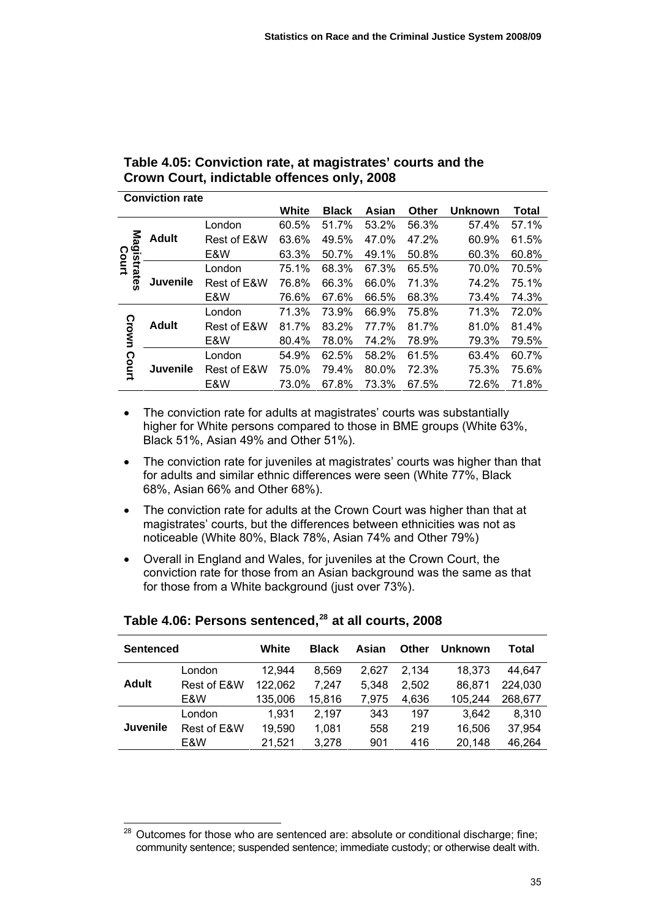### Table 4.05: Conviction rate, at magistrates' courts and the Crown Court, indictable offences only, 2008

| Conviction rate | | | White | Black | Asian | Other | Unknown | Total |
|---|---|---|---|---|---|---|---|---|
| Magistrates Court | Adult | London | 60.5% | 51.7% | 53.2% | 56.3% | 57.4% | 57.1% |
| | | Rest of E&W | 63.6% | 49.5% | 47.0% | 47.2% | 60.9% | 61.5% |
| | | E&W | 63.3% | 50.7% | 49.1% | 50.8% | 60.3% | 60.8% |
| | Juvenile | London | 75.1% | 68.3% | 67.3% | 65.5% | 70.0% | 70.5% |
| | | Rest of E&W | 76.8% | 66.3% | 66.0% | 71.3% | 74.2% | 75.1% |
| | | E&W | 76.6% | 67.6% | 66.5% | 68.3% | 73.4% | 74.3% |
| Crown Court | Adult | London | 71.3% | 73.9% | 66.9% | 75.8% | 71.3% | 72.0% |
| | | Rest of E&W | 81.7% | 83.2% | 77.7% | 81.7% | 81.0% | 81.4% |
| | | E&W | 80.4% | 78.0% | 74.2% | 78.9% | 79.3% | 79.5% |
| | Juvenile | London | 54.9% | 62.5% | 58.2% | 61.5% | 63.4% | 60.7% |
| | | Rest of E&W | 75.0% | 79.4% | 80.0% | 72.3% | 75.3% | 75.6% |
| | | E&W | 73.0% | 67.8% | 73.3% | 67.5% | 72.6% | 71.8% |

- The conviction rate for adults at magistrates' courts was substantially higher for White persons compared to those in BME groups (White 63%, Black 51%, Asian 49% and Other 51%).
- The conviction rate for juveniles at magistrates' courts was higher than that for adults and similar ethnic differences were seen (White 77%, Black 68%, Asian 66% and Other 68%).
- The conviction rate for adults at the Crown Court was higher than that at magistrates' courts, but the differences between ethnicities was not as noticeable (White 80%, Black 78%, Asian 74% and Other 79%)
- Overall in England and Wales, for juveniles at the Crown Court, the conviction rate for those from an Asian background was the same as that for those from a White background (just over 73%).

### Table 4.06: Persons sentenced,[28] at all courts, 2008

| Sentenced | | White | Black | Asian | Other | Unknown | Total |
|---|---|---|---|---|---|---|---|
| Adult | London | 12,944 | 8,569 | 2,627 | 2,134 | 18,373 | 44,647 |
| | Rest of E&W | 122,062 | 7,247 | 5,348 | 2,502 | 86,871 | 224,030 |
| | E&W | 135,006 | 15,816 | 7,975 | 4,636 | 105,244 | 268,677 |
| Juvenile | London | 1,931 | 2,197 | 343 | 197 | 3,642 | 8,310 |
| | Rest of E&W | 19,590 | 1,081 | 558 | 219 | 16,506 | 37,954 |
| | E&W | 21,521 | 3,278 | 901 | 416 | 20,148 | 46,264 |

[28] Outcomes for those who are sentenced are: absolute or conditional discharge; fine; community sentence; suspended sentence; immediate custody; or otherwise dealt with.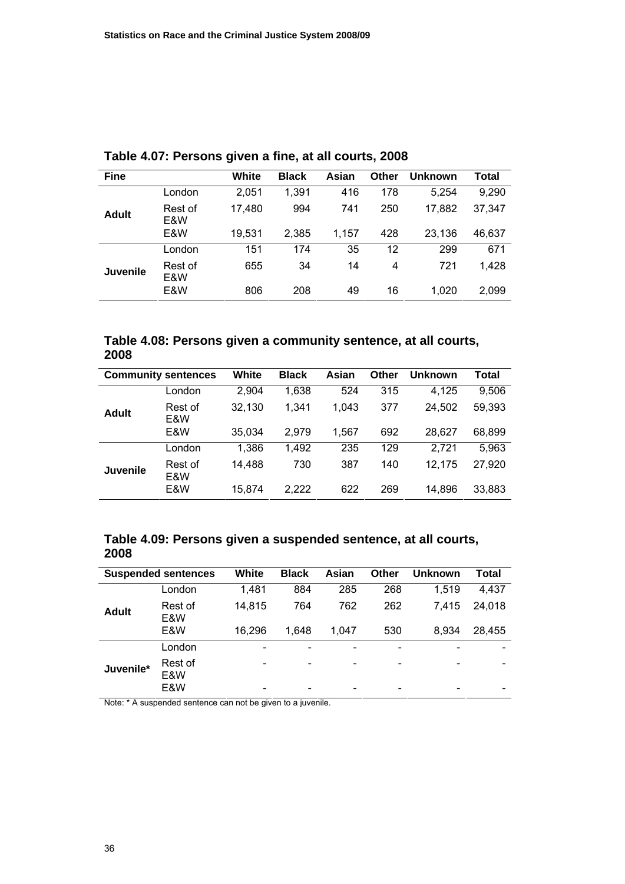**Table 4.07: Persons given a fine, at all courts, 2008**

| Fine | | White | Black | Asian | Other | Unknown | Total |
|---|---|---|---|---|---|---|---|
| Adult | London | 2,051 | 1,391 | 416 | 178 | 5,254 | 9,290 |
| | Rest of E&W | 17,480 | 994 | 741 | 250 | 17,882 | 37,347 |
| | E&W | 19,531 | 2,385 | 1,157 | 428 | 23,136 | 46,637 |
| Juvenile | London | 151 | 174 | 35 | 12 | 299 | 671 |
| | Rest of E&W | 655 | 34 | 14 | 4 | 721 | 1,428 |
| | E&W | 806 | 208 | 49 | 16 | 1,020 | 2,099 |

**Table 4.08: Persons given a community sentence, at all courts, 2008**

| Community sentences | | White | Black | Asian | Other | Unknown | Total |
|---|---|---|---|---|---|---|---|
| Adult | London | 2,904 | 1,638 | 524 | 315 | 4,125 | 9,506 |
| | Rest of E&W | 32,130 | 1,341 | 1,043 | 377 | 24,502 | 59,393 |
| | E&W | 35,034 | 2,979 | 1,567 | 692 | 28,627 | 68,899 |
| Juvenile | London | 1,386 | 1,492 | 235 | 129 | 2,721 | 5,963 |
| | Rest of E&W | 14,488 | 730 | 387 | 140 | 12,175 | 27,920 |
| | E&W | 15,874 | 2,222 | 622 | 269 | 14,896 | 33,883 |

**Table 4.09: Persons given a suspended sentence, at all courts, 2008**

| Suspended sentences | | White | Black | Asian | Other | Unknown | Total |
|---|---|---|---|---|---|---|---|
| Adult | London | 1,481 | 884 | 285 | 268 | 1,519 | 4,437 |
| | Rest of E&W | 14,815 | 764 | 762 | 262 | 7,415 | 24,018 |
| | E&W | 16,296 | 1,648 | 1,047 | 530 | 8,934 | 28,455 |
| Juvenile* | London | - | - | - | - | - | - |
| | Rest of E&W | - | - | - | - | - | - |
| | E&W | - | - | - | - | - | - |

Note: * A suspended sentence can not be given to a juvenile.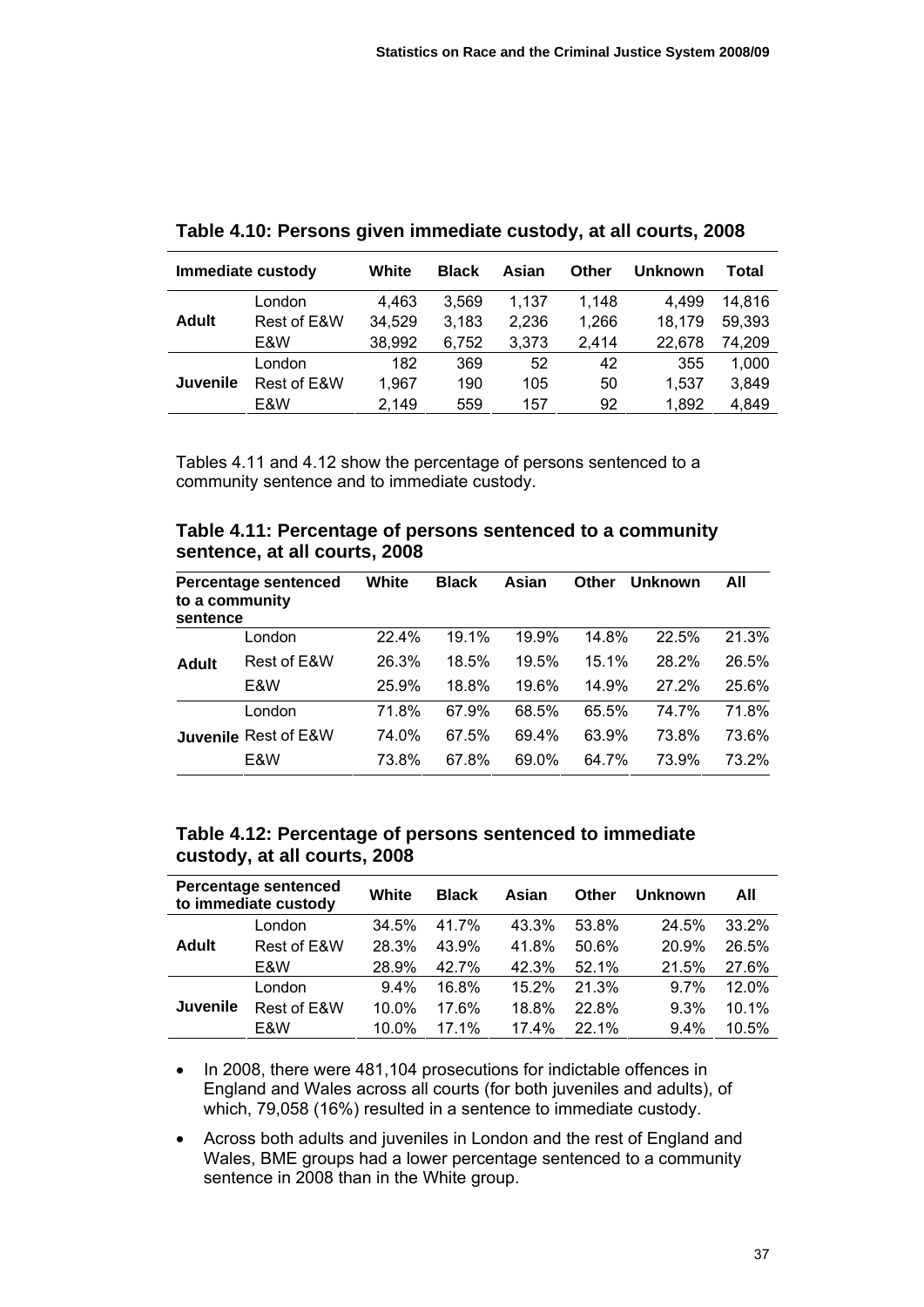**Table 4.10: Persons given immediate custody, at all courts, 2008**

| Immediate custody | | White | Black | Asian | Other | Unknown | Total |
|---|---|---|---|---|---|---|---|
| **Adult** | London | 4,463 | 3,569 | 1,137 | 1,148 | 4,499 | 14,816 |
| | Rest of E&W | 34,529 | 3,183 | 2,236 | 1,266 | 18,179 | 59,393 |
| | E&W | 38,992 | 6,752 | 3,373 | 2,414 | 22,678 | 74,209 |
| **Juvenile** | London | 182 | 369 | 52 | 42 | 355 | 1,000 |
| | Rest of E&W | 1,967 | 190 | 105 | 50 | 1,537 | 3,849 |
| | E&W | 2,149 | 559 | 157 | 92 | 1,892 | 4,849 |

Tables 4.11 and 4.12 show the percentage of persons sentenced to a community sentence and to immediate custody.

**Table 4.11: Percentage of persons sentenced to a community sentence, at all courts, 2008**

| Percentage sentenced to a community sentence | | White | Black | Asian | Other | Unknown | All |
|---|---|---|---|---|---|---|---|
| **Adult** | London | 22.4% | 19.1% | 19.9% | 14.8% | 22.5% | 21.3% |
| | Rest of E&W | 26.3% | 18.5% | 19.5% | 15.1% | 28.2% | 26.5% |
| | E&W | 25.9% | 18.8% | 19.6% | 14.9% | 27.2% | 25.6% |
| **Juvenile** | London | 71.8% | 67.9% | 68.5% | 65.5% | 74.7% | 71.8% |
| | Rest of E&W | 74.0% | 67.5% | 69.4% | 63.9% | 73.8% | 73.6% |
| | E&W | 73.8% | 67.8% | 69.0% | 64.7% | 73.9% | 73.2% |

**Table 4.12: Percentage of persons sentenced to immediate custody, at all courts, 2008**

| Percentage sentenced to immediate custody | | White | Black | Asian | Other | Unknown | All |
|---|---|---|---|---|---|---|---|
| **Adult** | London | 34.5% | 41.7% | 43.3% | 53.8% | 24.5% | 33.2% |
| | Rest of E&W | 28.3% | 43.9% | 41.8% | 50.6% | 20.9% | 26.5% |
| | E&W | 28.9% | 42.7% | 42.3% | 52.1% | 21.5% | 27.6% |
| **Juvenile** | London | 9.4% | 16.8% | 15.2% | 21.3% | 9.7% | 12.0% |
| | Rest of E&W | 10.0% | 17.6% | 18.8% | 22.8% | 9.3% | 10.1% |
| | E&W | 10.0% | 17.1% | 17.4% | 22.1% | 9.4% | 10.5% |

- In 2008, there were 481,104 prosecutions for indictable offences in England and Wales across all courts (for both juveniles and adults), of which, 79,058 (16%) resulted in a sentence to immediate custody.
- Across both adults and juveniles in London and the rest of England and Wales, BME groups had a lower percentage sentenced to a community sentence in 2008 than in the White group.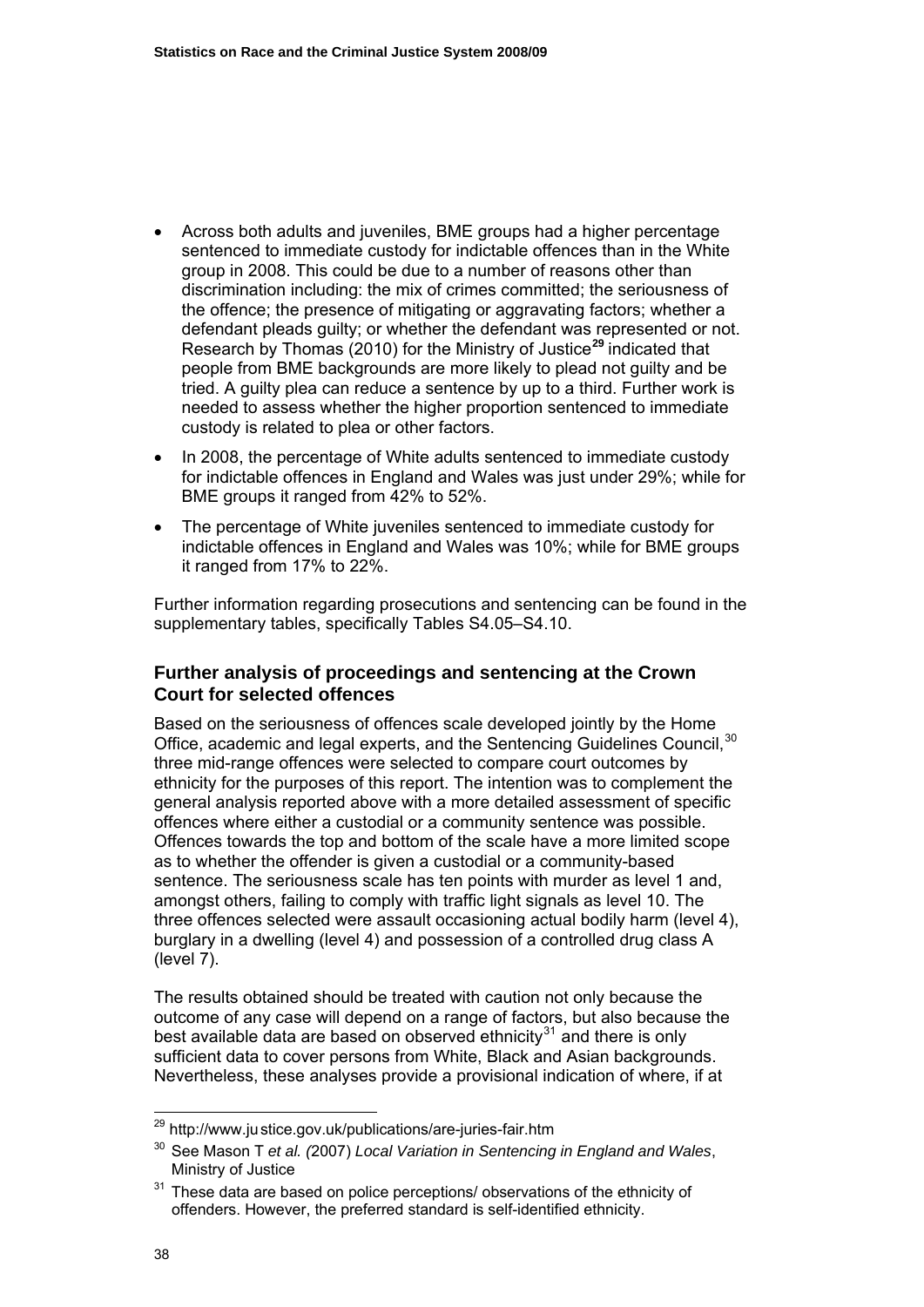- Across both adults and juveniles, BME groups had a higher percentage sentenced to immediate custody for indictable offences than in the White group in 2008. This could be due to a number of reasons other than discrimination including: the mix of crimes committed; the seriousness of the offence; the presence of mitigating or aggravating factors; whether a defendant pleads guilty; or whether the defendant was represented or not. Research by Thomas (2010) for the Ministry of Justice[29] indicated that people from BME backgrounds are more likely to plead not guilty and be tried. A guilty plea can reduce a sentence by up to a third. Further work is needed to assess whether the higher proportion sentenced to immediate custody is related to plea or other factors.
- In 2008, the percentage of White adults sentenced to immediate custody for indictable offences in England and Wales was just under 29%; while for BME groups it ranged from 42% to 52%.
- The percentage of White juveniles sentenced to immediate custody for indictable offences in England and Wales was 10%; while for BME groups it ranged from 17% to 22%.

Further information regarding prosecutions and sentencing can be found in the supplementary tables, specifically Tables S4.05–S4.10.

### Further analysis of proceedings and sentencing at the Crown Court for selected offences

Based on the seriousness of offences scale developed jointly by the Home Office, academic and legal experts, and the Sentencing Guidelines Council,[30] three mid-range offences were selected to compare court outcomes by ethnicity for the purposes of this report. The intention was to complement the general analysis reported above with a more detailed assessment of specific offences where either a custodial or a community sentence was possible. Offences towards the top and bottom of the scale have a more limited scope as to whether the offender is given a custodial or a community-based sentence. The seriousness scale has ten points with murder as level 1 and, amongst others, failing to comply with traffic light signals as level 10. The three offences selected were assault occasioning actual bodily harm (level 4), burglary in a dwelling (level 4) and possession of a controlled drug class A (level 7).

The results obtained should be treated with caution not only because the outcome of any case will depend on a range of factors, but also because the best available data are based on observed ethnicity[31] and there is only sufficient data to cover persons from White, Black and Asian backgrounds. Nevertheless, these analyses provide a provisional indication of where, if at

---

[29] http://www.justice.gov.uk/publications/are-juries-fair.htm

[30] See Mason T *et al. (*2007) *Local Variation in Sentencing in England and Wales*, Ministry of Justice

[31] These data are based on police perceptions/ observations of the ethnicity of offenders. However, the preferred standard is self-identified ethnicity.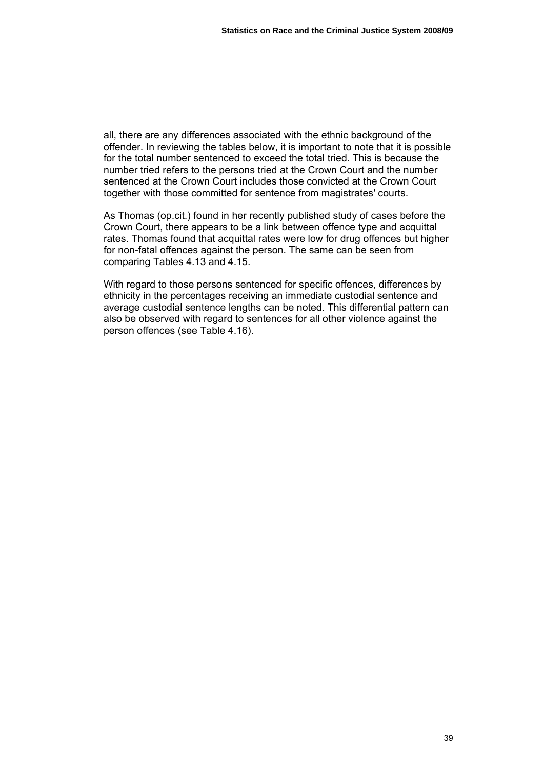all, there are any differences associated with the ethnic background of the offender. In reviewing the tables below, it is important to note that it is possible for the total number sentenced to exceed the total tried. This is because the number tried refers to the persons tried at the Crown Court and the number sentenced at the Crown Court includes those convicted at the Crown Court together with those committed for sentence from magistrates' courts.

As Thomas (op.cit.) found in her recently published study of cases before the Crown Court, there appears to be a link between offence type and acquittal rates. Thomas found that acquittal rates were low for drug offences but higher for non-fatal offences against the person. The same can be seen from comparing Tables 4.13 and 4.15.

With regard to those persons sentenced for specific offences, differences by ethnicity in the percentages receiving an immediate custodial sentence and average custodial sentence lengths can be noted. This differential pattern can also be observed with regard to sentences for all other violence against the person offences (see Table 4.16).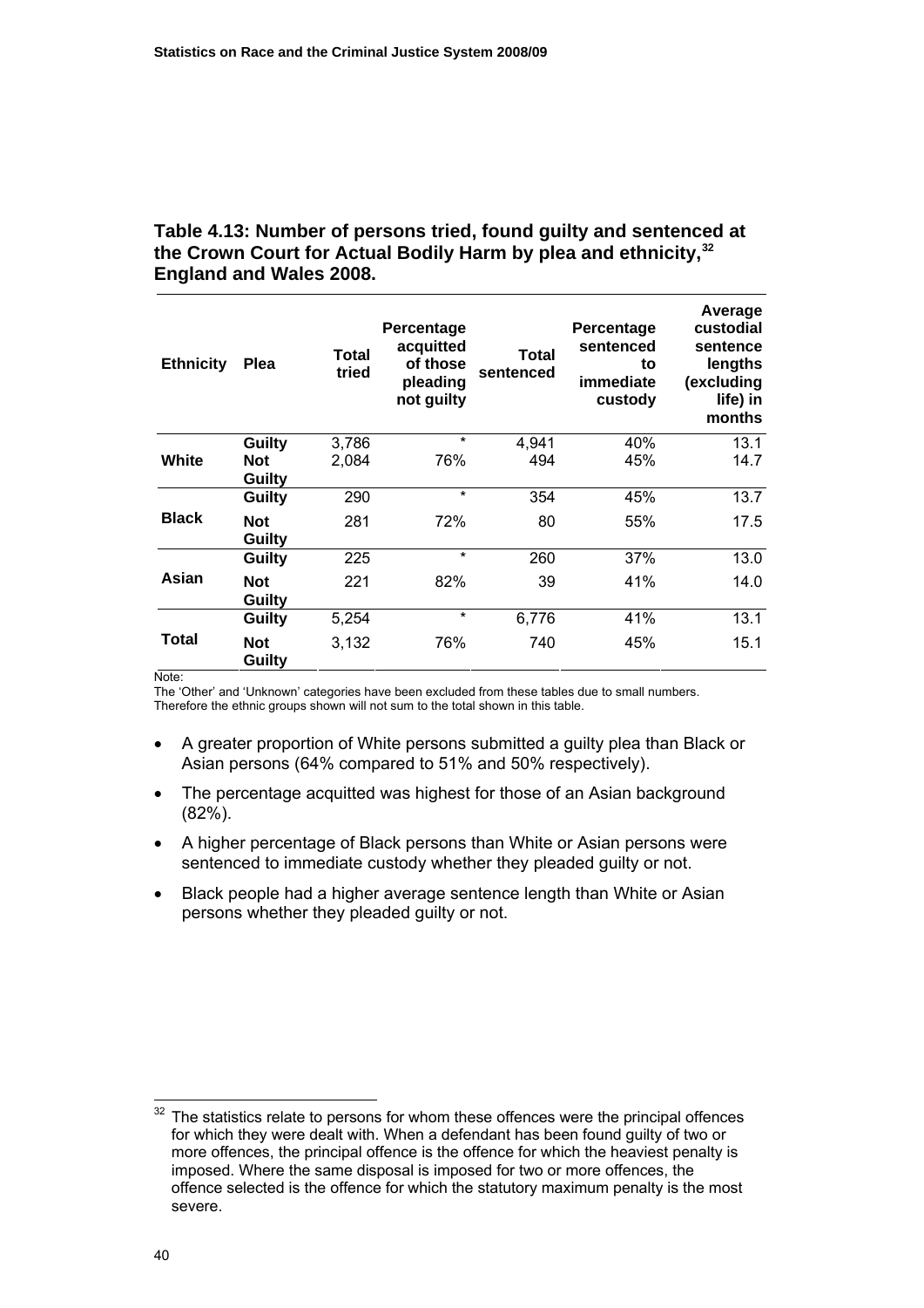**Table 4.13: Number of persons tried, found guilty and sentenced at the Crown Court for Actual Bodily Harm by plea and ethnicity,[32] England and Wales 2008.**

| Ethnicity | Plea | Total tried | Percentage acquitted of those pleading not guilty | Total sentenced | Percentage sentenced to immediate custody | Average custodial sentence lengths (excluding life) in months |
|---|---|---|---|---|---|---|
| White | Guilty | 3,786 | * | 4,941 | 40% | 13.1 |
| | Not Guilty | 2,084 | 76% | 494 | 45% | 14.7 |
| Black | Guilty | 290 | * | 354 | 45% | 13.7 |
| | Not Guilty | 281 | 72% | 80 | 55% | 17.5 |
| Asian | Guilty | 225 | * | 260 | 37% | 13.0 |
| | Not Guilty | 221 | 82% | 39 | 41% | 14.0 |
| Total | Guilty | 5,254 | * | 6,776 | 41% | 13.1 |
| | Not Guilty | 3,132 | 76% | 740 | 45% | 15.1 |

Note:
The 'Other' and 'Unknown' categories have been excluded from these tables due to small numbers. Therefore the ethnic groups shown will not sum to the total shown in this table.

- A greater proportion of White persons submitted a guilty plea than Black or Asian persons (64% compared to 51% and 50% respectively).
- The percentage acquitted was highest for those of an Asian background (82%).
- A higher percentage of Black persons than White or Asian persons were sentenced to immediate custody whether they pleaded guilty or not.
- Black people had a higher average sentence length than White or Asian persons whether they pleaded guilty or not.

[32] The statistics relate to persons for whom these offences were the principal offences for which they were dealt with. When a defendant has been found guilty of two or more offences, the principal offence is the offence for which the heaviest penalty is imposed. Where the same disposal is imposed for two or more offences, the offence selected is the offence for which the statutory maximum penalty is the most severe.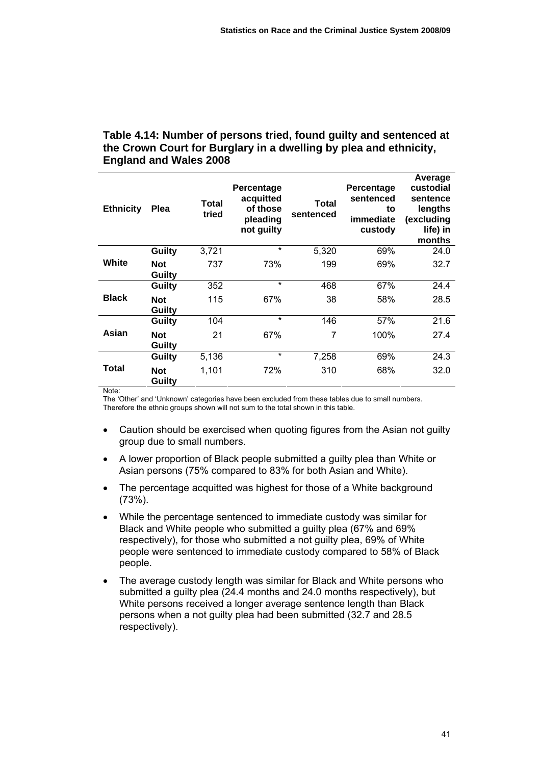**Table 4.14: Number of persons tried, found guilty and sentenced at the Crown Court for Burglary in a dwelling by plea and ethnicity, England and Wales 2008**

| Ethnicity | Plea | Total tried | Percentage acquitted of those pleading not guilty | Total sentenced | Percentage sentenced to immediate custody | Average custodial sentence lengths (excluding life) in months |
|---|---|---|---|---|---|---|
| White | Guilty | 3,721 | * | 5,320 | 69% | 24.0 |
| | Not Guilty | 737 | 73% | 199 | 69% | 32.7 |
| Black | Guilty | 352 | * | 468 | 67% | 24.4 |
| | Not Guilty | 115 | 67% | 38 | 58% | 28.5 |
| Asian | Guilty | 104 | * | 146 | 57% | 21.6 |
| | Not Guilty | 21 | 67% | 7 | 100% | 27.4 |
| Total | Guilty | 5,136 | * | 7,258 | 69% | 24.3 |
| | Not Guilty | 1,101 | 72% | 310 | 68% | 32.0 |

Note:
The 'Other' and 'Unknown' categories have been excluded from these tables due to small numbers. Therefore the ethnic groups shown will not sum to the total shown in this table.

- Caution should be exercised when quoting figures from the Asian not guilty group due to small numbers.
- A lower proportion of Black people submitted a guilty plea than White or Asian persons (75% compared to 83% for both Asian and White).
- The percentage acquitted was highest for those of a White background (73%).
- While the percentage sentenced to immediate custody was similar for Black and White people who submitted a guilty plea (67% and 69% respectively), for those who submitted a not guilty plea, 69% of White people were sentenced to immediate custody compared to 58% of Black people.
- The average custody length was similar for Black and White persons who submitted a guilty plea (24.4 months and 24.0 months respectively), but White persons received a longer average sentence length than Black persons when a not guilty plea had been submitted (32.7 and 28.5 respectively).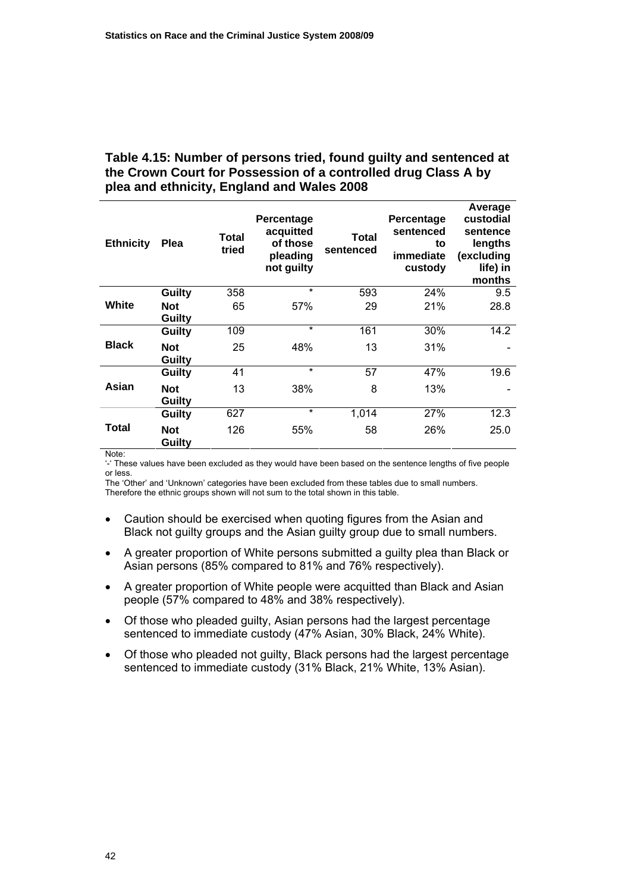**Table 4.15: Number of persons tried, found guilty and sentenced at the Crown Court for Possession of a controlled drug Class A by plea and ethnicity, England and Wales 2008**

| Ethnicity | Plea | Total tried | Percentage acquitted of those pleading not guilty | Total sentenced | Percentage sentenced to immediate custody | Average custodial sentence lengths (excluding life) in months |
|---|---|---|---|---|---|---|
| White | Guilty | 358 | * | 593 | 24% | 9.5 |
| | Not Guilty | 65 | 57% | 29 | 21% | 28.8 |
| Black | Guilty | 109 | * | 161 | 30% | 14.2 |
| | Not Guilty | 25 | 48% | 13 | 31% | - |
| Asian | Guilty | 41 | * | 57 | 47% | 19.6 |
| | Not Guilty | 13 | 38% | 8 | 13% | - |
| Total | Guilty | 627 | * | 1,014 | 27% | 12.3 |
| | Not Guilty | 126 | 55% | 58 | 26% | 25.0 |

Note:
'-' These values have been excluded as they would have been based on the sentence lengths of five people or less.
The 'Other' and 'Unknown' categories have been excluded from these tables due to small numbers. Therefore the ethnic groups shown will not sum to the total shown in this table.

- Caution should be exercised when quoting figures from the Asian and Black not guilty groups and the Asian guilty group due to small numbers.
- A greater proportion of White persons submitted a guilty plea than Black or Asian persons (85% compared to 81% and 76% respectively).
- A greater proportion of White people were acquitted than Black and Asian people (57% compared to 48% and 38% respectively).
- Of those who pleaded guilty, Asian persons had the largest percentage sentenced to immediate custody (47% Asian, 30% Black, 24% White).
- Of those who pleaded not guilty, Black persons had the largest percentage sentenced to immediate custody (31% Black, 21% White, 13% Asian).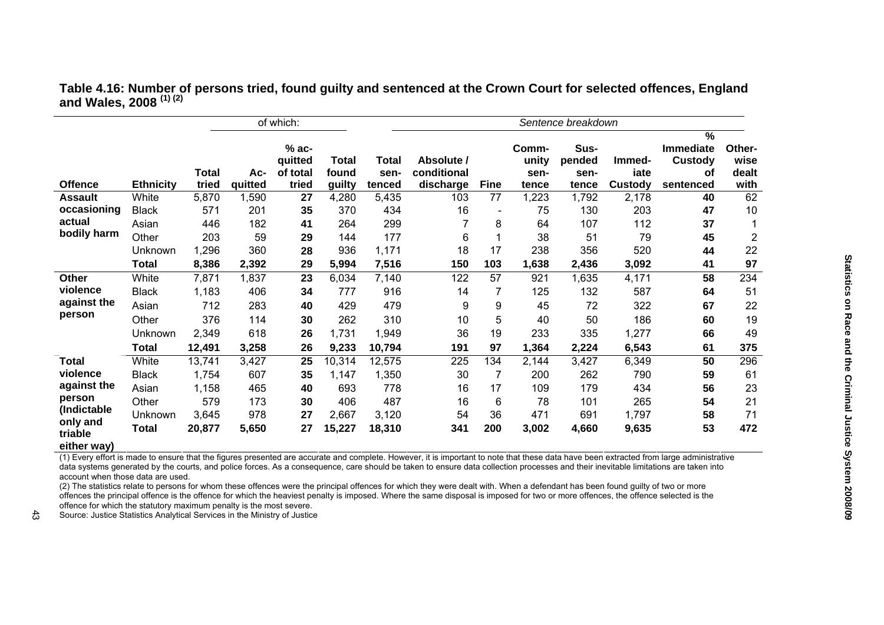**Table 4.16: Number of persons tried, found guilty and sentenced at the Crown Court for selected offences, England and Wales, 2008 (1) (2)**

| | | | of which: | | | | Sentence breakdown | | | | | | |
|---|---|---|---|---|---|---|---|---|---|---|---|---|---|
| Offence | Ethnicity | Total tried | Ac-quitted | % ac-quitted of total tried | Total found guilty | Total sen-tenced | Absolute / conditional discharge | Fine | Comm-unity sen-tence | Sus-pended sen-tence | Immed-iate Custody | % Immediate Custody of sentenced | Other-wise dealt with |
| Assault occasioning actual bodily harm | White | 5,870 | 1,590 | **27** | 4,280 | 5,435 | 103 | 77 | 1,223 | 1,792 | 2,178 | **40** | 62 |
| | Black | 571 | 201 | **35** | 370 | 434 | 16 | - | 75 | 130 | 203 | **47** | 10 |
| | Asian | 446 | 182 | **41** | 264 | 299 | 7 | 8 | 64 | 107 | 112 | **37** | 1 |
| | Other | 203 | 59 | **29** | 144 | 177 | 6 | 1 | 38 | 51 | 79 | **45** | 2 |
| | Unknown | 1,296 | 360 | **28** | 936 | 1,171 | 18 | 17 | 238 | 356 | 520 | **44** | 22 |
| | **Total** | **8,386** | **2,392** | **29** | **5,994** | **7,516** | **150** | **103** | **1,638** | **2,436** | **3,092** | **41** | **97** |
| Other violence against the person | White | 7,871 | 1,837 | **23** | 6,034 | 7,140 | 122 | 57 | 921 | 1,635 | 4,171 | **58** | 234 |
| | Black | 1,183 | 406 | **34** | 777 | 916 | 14 | 7 | 125 | 132 | 587 | **64** | 51 |
| | Asian | 712 | 283 | **40** | 429 | 479 | 9 | 9 | 45 | 72 | 322 | **67** | 22 |
| | Other | 376 | 114 | **30** | 262 | 310 | 10 | 5 | 40 | 50 | 186 | **60** | 19 |
| | Unknown | 2,349 | 618 | **26** | 1,731 | 1,949 | 36 | 19 | 233 | 335 | 1,277 | **66** | 49 |
| | **Total** | **12,491** | **3,258** | **26** | **9,233** | **10,794** | **191** | **97** | **1,364** | **2,224** | **6,543** | **61** | **375** |
| Total violence against the person (Indictable only and triable either way) | White | 13,741 | 3,427 | **25** | 10,314 | 12,575 | 225 | 134 | 2,144 | 3,427 | 6,349 | **50** | 296 |
| | Black | 1,754 | 607 | **35** | 1,147 | 1,350 | 30 | 7 | 200 | 262 | 790 | **59** | 61 |
| | Asian | 1,158 | 465 | **40** | 693 | 778 | 16 | 17 | 109 | 179 | 434 | **56** | 23 |
| | Other | 579 | 173 | **30** | 406 | 487 | 16 | 6 | 78 | 101 | 265 | **54** | 21 |
| | Unknown | 3,645 | 978 | **27** | 2,667 | 3,120 | 54 | 36 | 471 | 691 | 1,797 | **58** | 71 |
| | **Total** | **20,877** | **5,650** | **27** | **15,227** | **18,310** | **341** | **200** | **3,002** | **4,660** | **9,635** | **53** | **472** |

(1) Every effort is made to ensure that the figures presented are accurate and complete. However, it is important to note that these data have been extracted from large administrative data systems generated by the courts, and police forces. As a consequence, care should be taken to ensure data collection processes and their inevitable limitations are taken into account when those data are used.

(2) The statistics relate to persons for whom these offences were the principal offences for which they were dealt with. When a defendant has been found guilty of two or more offences the principal offence is the offence for which the heaviest penalty is imposed. Where the same disposal is imposed for two or more offences, the offence selected is the offence for which the statutory maximum penalty is the most severe.

Source: Justice Statistics Analytical Services in the Ministry of Justice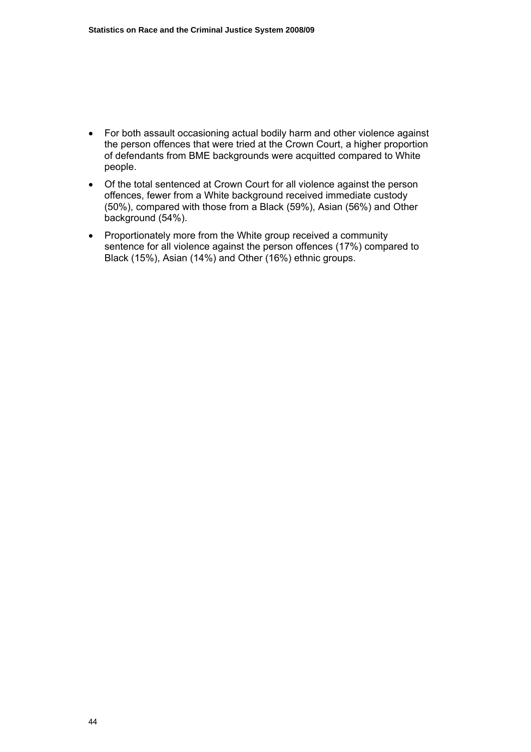- For both assault occasioning actual bodily harm and other violence against the person offences that were tried at the Crown Court, a higher proportion of defendants from BME backgrounds were acquitted compared to White people.
- Of the total sentenced at Crown Court for all violence against the person offences, fewer from a White background received immediate custody (50%), compared with those from a Black (59%), Asian (56%) and Other background (54%).
- Proportionately more from the White group received a community sentence for all violence against the person offences (17%) compared to Black (15%), Asian (14%) and Other (16%) ethnic groups.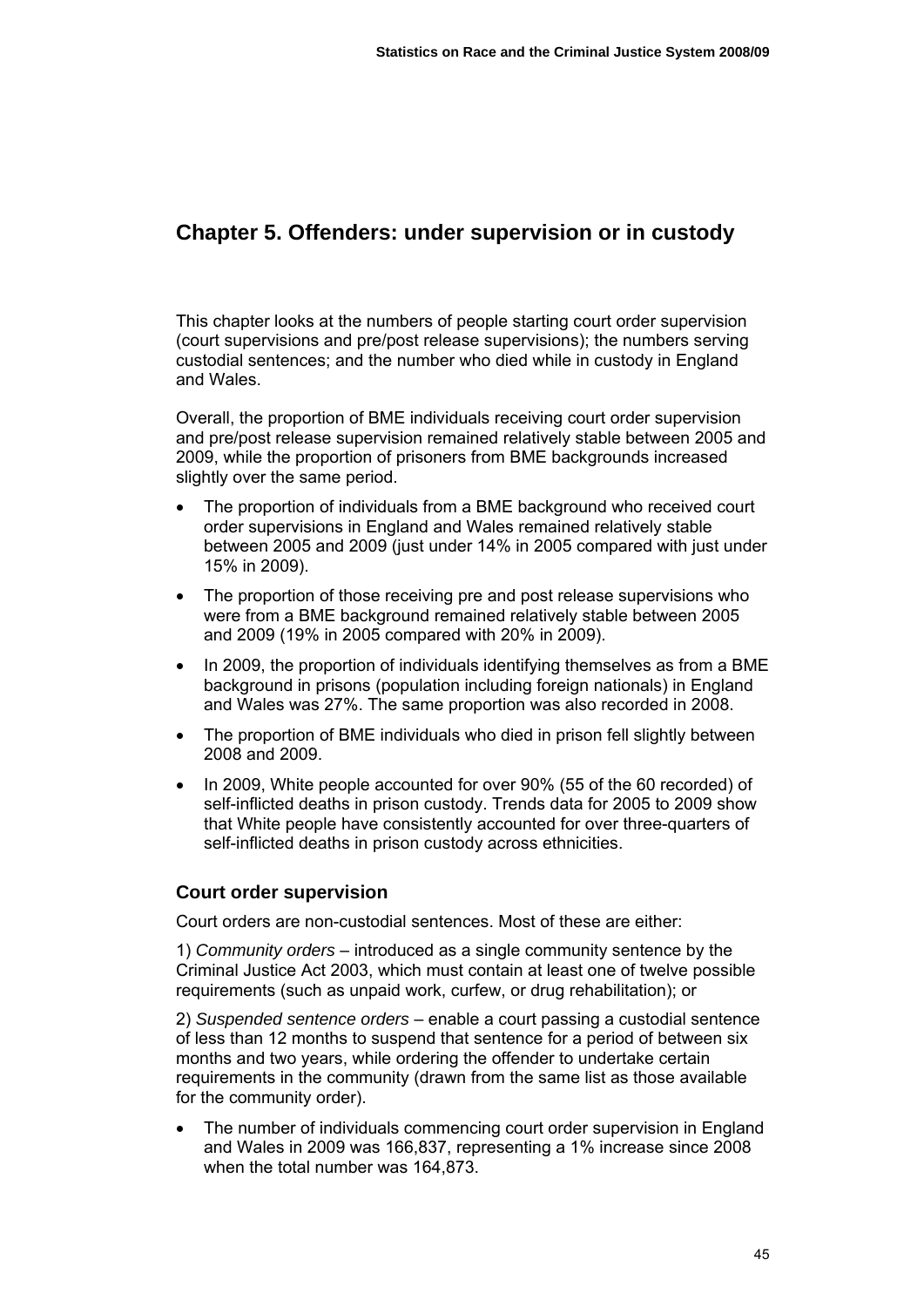# Chapter 5. Offenders: under supervision or in custody

This chapter looks at the numbers of people starting court order supervision (court supervisions and pre/post release supervisions); the numbers serving custodial sentences; and the number who died while in custody in England and Wales.

Overall, the proportion of BME individuals receiving court order supervision and pre/post release supervision remained relatively stable between 2005 and 2009, while the proportion of prisoners from BME backgrounds increased slightly over the same period.

- The proportion of individuals from a BME background who received court order supervisions in England and Wales remained relatively stable between 2005 and 2009 (just under 14% in 2005 compared with just under 15% in 2009).
- The proportion of those receiving pre and post release supervisions who were from a BME background remained relatively stable between 2005 and 2009 (19% in 2005 compared with 20% in 2009).
- In 2009, the proportion of individuals identifying themselves as from a BME background in prisons (population including foreign nationals) in England and Wales was 27%. The same proportion was also recorded in 2008.
- The proportion of BME individuals who died in prison fell slightly between 2008 and 2009.
- In 2009, White people accounted for over 90% (55 of the 60 recorded) of self-inflicted deaths in prison custody. Trends data for 2005 to 2009 show that White people have consistently accounted for over three-quarters of self-inflicted deaths in prison custody across ethnicities.

### Court order supervision

Court orders are non-custodial sentences. Most of these are either:

1) *Community orders* – introduced as a single community sentence by the Criminal Justice Act 2003, which must contain at least one of twelve possible requirements (such as unpaid work, curfew, or drug rehabilitation); or

2) *Suspended sentence orders* – enable a court passing a custodial sentence of less than 12 months to suspend that sentence for a period of between six months and two years, while ordering the offender to undertake certain requirements in the community (drawn from the same list as those available for the community order).

- The number of individuals commencing court order supervision in England and Wales in 2009 was 166,837, representing a 1% increase since 2008 when the total number was 164,873.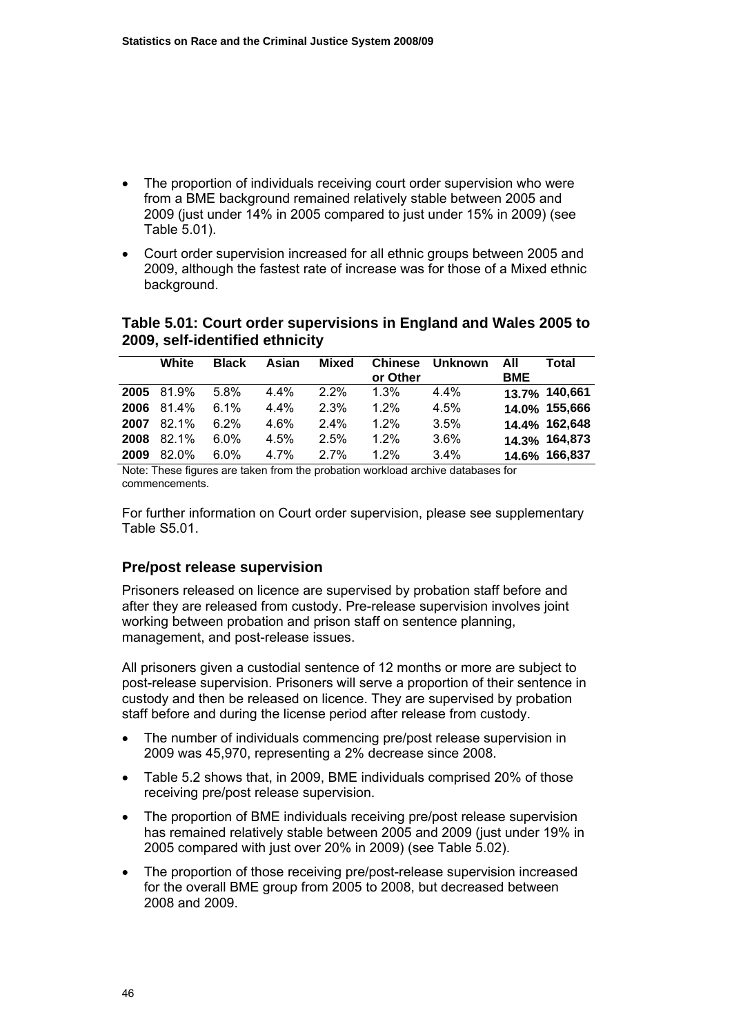- The proportion of individuals receiving court order supervision who were from a BME background remained relatively stable between 2005 and 2009 (just under 14% in 2005 compared to just under 15% in 2009) (see Table 5.01).
- Court order supervision increased for all ethnic groups between 2005 and 2009, although the fastest rate of increase was for those of a Mixed ethnic background.

**Table 5.01: Court order supervisions in England and Wales 2005 to 2009, self-identified ethnicity**

| | White | Black | Asian | Mixed | Chinese or Other | Unknown | All BME | Total |
|---|---|---|---|---|---|---|---|---|
| **2005** | 81.9% | 5.8% | 4.4% | 2.2% | 1.3% | 4.4% | **13.7%** | **140,661** |
| **2006** | 81.4% | 6.1% | 4.4% | 2.3% | 1.2% | 4.5% | **14.0%** | **155,666** |
| **2007** | 82.1% | 6.2% | 4.6% | 2.4% | 1.2% | 3.5% | **14.4%** | **162,648** |
| **2008** | 82.1% | 6.0% | 4.5% | 2.5% | 1.2% | 3.6% | **14.3%** | **164,873** |
| **2009** | 82.0% | 6.0% | 4.7% | 2.7% | 1.2% | 3.4% | **14.6%** | **166,837** |

Note: These figures are taken from the probation workload archive databases for commencements.

For further information on Court order supervision, please see supplementary Table S5.01.

### Pre/post release supervision

Prisoners released on licence are supervised by probation staff before and after they are released from custody. Pre-release supervision involves joint working between probation and prison staff on sentence planning, management, and post-release issues.

All prisoners given a custodial sentence of 12 months or more are subject to post-release supervision. Prisoners will serve a proportion of their sentence in custody and then be released on licence. They are supervised by probation staff before and during the license period after release from custody.

- The number of individuals commencing pre/post release supervision in 2009 was 45,970, representing a 2% decrease since 2008.
- Table 5.2 shows that, in 2009, BME individuals comprised 20% of those receiving pre/post release supervision.
- The proportion of BME individuals receiving pre/post release supervision has remained relatively stable between 2005 and 2009 (just under 19% in 2005 compared with just over 20% in 2009) (see Table 5.02).
- The proportion of those receiving pre/post-release supervision increased for the overall BME group from 2005 to 2008, but decreased between 2008 and 2009.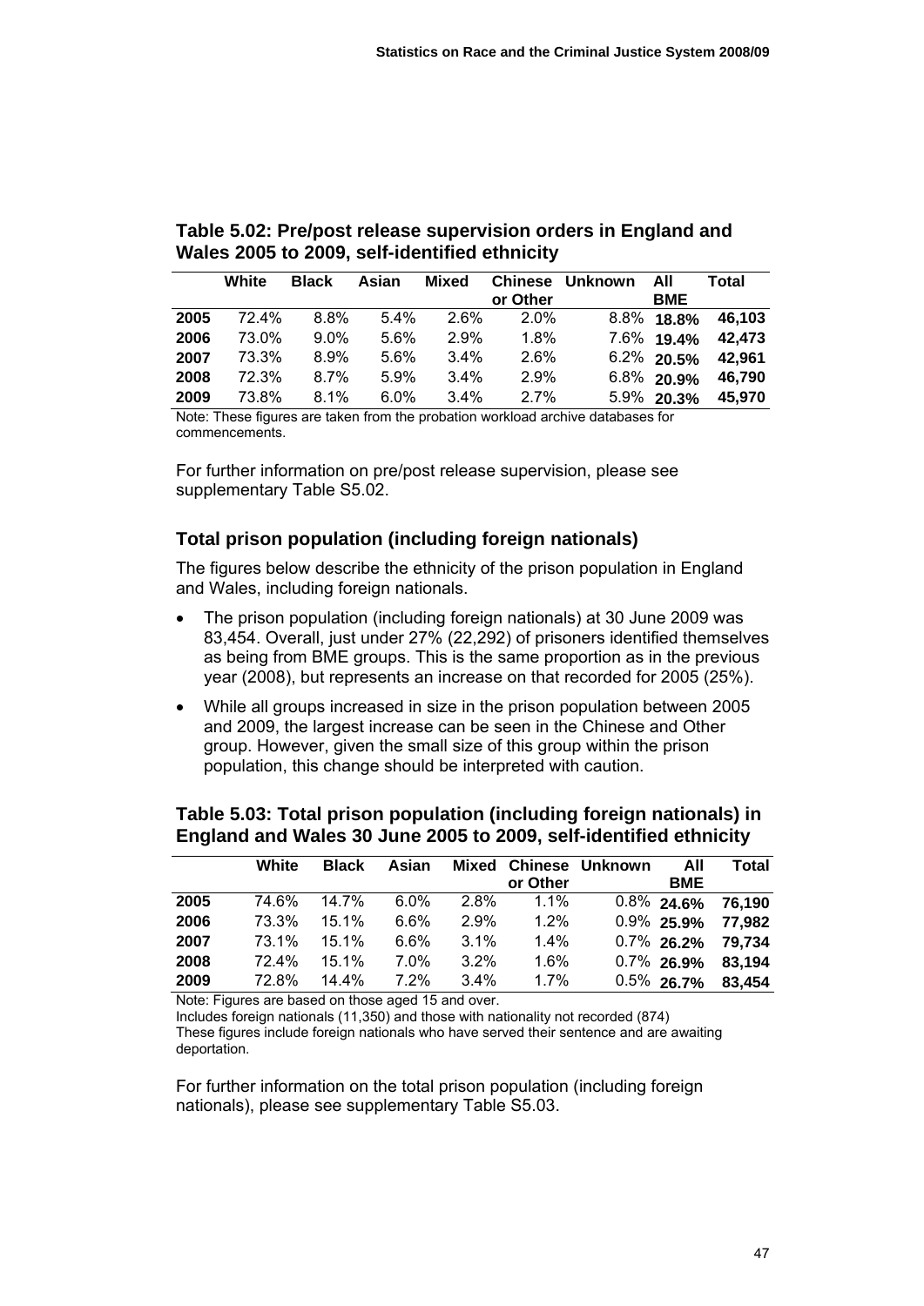**Table 5.02: Pre/post release supervision orders in England and Wales 2005 to 2009, self-identified ethnicity**

| | White | Black | Asian | Mixed | Chinese or Other | Unknown | All BME | Total |
|---|---|---|---|---|---|---|---|---|
| **2005** | 72.4% | 8.8% | 5.4% | 2.6% | 2.0% | 8.8% | **18.8%** | **46,103** |
| **2006** | 73.0% | 9.0% | 5.6% | 2.9% | 1.8% | 7.6% | **19.4%** | **42,473** |
| **2007** | 73.3% | 8.9% | 5.6% | 3.4% | 2.6% | 6.2% | **20.5%** | **42,961** |
| **2008** | 72.3% | 8.7% | 5.9% | 3.4% | 2.9% | 6.8% | **20.9%** | **46,790** |
| **2009** | 73.8% | 8.1% | 6.0% | 3.4% | 2.7% | 5.9% | **20.3%** | **45,970** |

Note: These figures are taken from the probation workload archive databases for commencements.

For further information on pre/post release supervision, please see supplementary Table S5.02.

### Total prison population (including foreign nationals)

The figures below describe the ethnicity of the prison population in England and Wales, including foreign nationals.

- The prison population (including foreign nationals) at 30 June 2009 was 83,454. Overall, just under 27% (22,292) of prisoners identified themselves as being from BME groups. This is the same proportion as in the previous year (2008), but represents an increase on that recorded for 2005 (25%).
- While all groups increased in size in the prison population between 2005 and 2009, the largest increase can be seen in the Chinese and Other group. However, given the small size of this group within the prison population, this change should be interpreted with caution.

**Table 5.03: Total prison population (including foreign nationals) in England and Wales 30 June 2005 to 2009, self-identified ethnicity**

| | White | Black | Asian | Mixed | Chinese or Other | Unknown | All BME | Total |
|---|---|---|---|---|---|---|---|---|
| **2005** | 74.6% | 14.7% | 6.0% | 2.8% | 1.1% | 0.8% | **24.6%** | **76,190** |
| **2006** | 73.3% | 15.1% | 6.6% | 2.9% | 1.2% | 0.9% | **25.9%** | **77,982** |
| **2007** | 73.1% | 15.1% | 6.6% | 3.1% | 1.4% | 0.7% | **26.2%** | **79,734** |
| **2008** | 72.4% | 15.1% | 7.0% | 3.2% | 1.6% | 0.7% | **26.9%** | **83,194** |
| **2009** | 72.8% | 14.4% | 7.2% | 3.4% | 1.7% | 0.5% | **26.7%** | **83,454** |

Note: Figures are based on those aged 15 and over.
Includes foreign nationals (11,350) and those with nationality not recorded (874)
These figures include foreign nationals who have served their sentence and are awaiting deportation.

For further information on the total prison population (including foreign nationals), please see supplementary Table S5.03.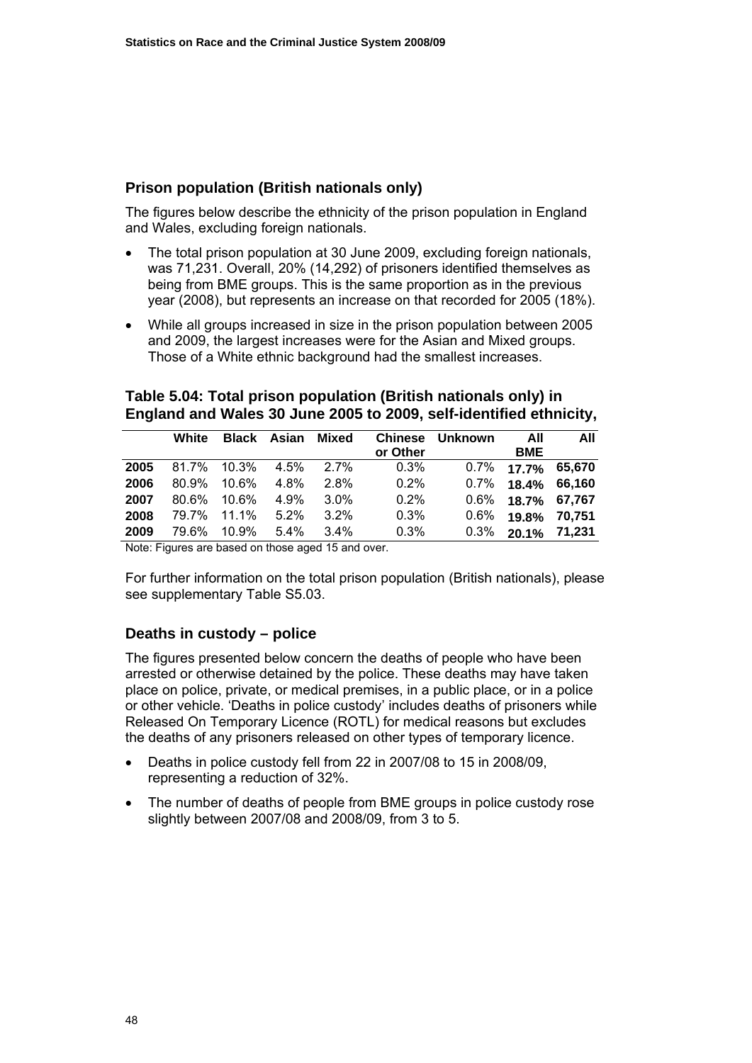## Prison population (British nationals only)

The figures below describe the ethnicity of the prison population in England and Wales, excluding foreign nationals.

- The total prison population at 30 June 2009, excluding foreign nationals, was 71,231. Overall, 20% (14,292) of prisoners identified themselves as being from BME groups. This is the same proportion as in the previous year (2008), but represents an increase on that recorded for 2005 (18%).
- While all groups increased in size in the prison population between 2005 and 2009, the largest increases were for the Asian and Mixed groups. Those of a White ethnic background had the smallest increases.

### Table 5.04: Total prison population (British nationals only) in England and Wales 30 June 2005 to 2009, self-identified ethnicity,

| | White | Black | Asian | Mixed | Chinese or Other | Unknown | All BME | All |
|---|---|---|---|---|---|---|---|---|
| **2005** | 81.7% | 10.3% | 4.5% | 2.7% | 0.3% | 0.7% | **17.7%** | **65,670** |
| **2006** | 80.9% | 10.6% | 4.8% | 2.8% | 0.2% | 0.7% | **18.4%** | **66,160** |
| **2007** | 80.6% | 10.6% | 4.9% | 3.0% | 0.2% | 0.6% | **18.7%** | **67,767** |
| **2008** | 79.7% | 11.1% | 5.2% | 3.2% | 0.3% | 0.6% | **19.8%** | **70,751** |
| **2009** | 79.6% | 10.9% | 5.4% | 3.4% | 0.3% | 0.3% | **20.1%** | **71,231** |

Note: Figures are based on those aged 15 and over.

For further information on the total prison population (British nationals), please see supplementary Table S5.03.

## Deaths in custody – police

The figures presented below concern the deaths of people who have been arrested or otherwise detained by the police. These deaths may have taken place on police, private, or medical premises, in a public place, or in a police or other vehicle. 'Deaths in police custody' includes deaths of prisoners while Released On Temporary Licence (ROTL) for medical reasons but excludes the deaths of any prisoners released on other types of temporary licence.

- Deaths in police custody fell from 22 in 2007/08 to 15 in 2008/09, representing a reduction of 32%.
- The number of deaths of people from BME groups in police custody rose slightly between 2007/08 and 2008/09, from 3 to 5.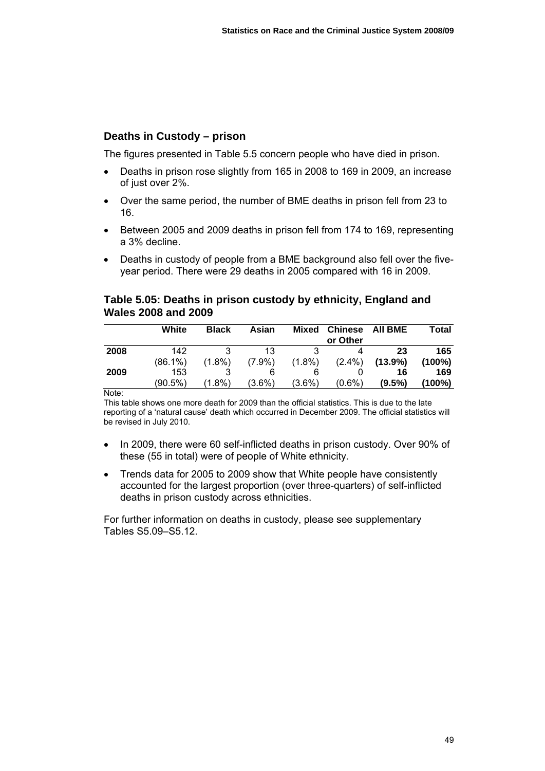## Deaths in Custody – prison

The figures presented in Table 5.5 concern people who have died in prison.

- Deaths in prison rose slightly from 165 in 2008 to 169 in 2009, an increase of just over 2%.
- Over the same period, the number of BME deaths in prison fell from 23 to 16.
- Between 2005 and 2009 deaths in prison fell from 174 to 169, representing a 3% decline.
- Deaths in custody of people from a BME background also fell over the five-year period. There were 29 deaths in 2005 compared with 16 in 2009.

### Table 5.05: Deaths in prison custody by ethnicity, England and Wales 2008 and 2009

| | White | Black | Asian | Mixed | Chinese or Other | All BME | Total |
|---|---|---|---|---|---|---|---|
| **2008** | 142 | 3 | 13 | 3 | 4 | **23** | **165** |
| | (86.1%) | (1.8%) | (7.9%) | (1.8%) | (2.4%) | **(13.9%)** | **(100%)** |
| **2009** | 153 | 3 | 6 | 6 | 0 | **16** | **169** |
| | (90.5%) | (1.8%) | (3.6%) | (3.6%) | (0.6%) | **(9.5%)** | **(100%)** |

Note:
This table shows one more death for 2009 than the official statistics. This is due to the late reporting of a 'natural cause' death which occurred in December 2009. The official statistics will be revised in July 2010.

- In 2009, there were 60 self-inflicted deaths in prison custody. Over 90% of these (55 in total) were of people of White ethnicity.
- Trends data for 2005 to 2009 show that White people have consistently accounted for the largest proportion (over three-quarters) of self-inflicted deaths in prison custody across ethnicities.

For further information on deaths in custody, please see supplementary Tables S5.09–S5.12.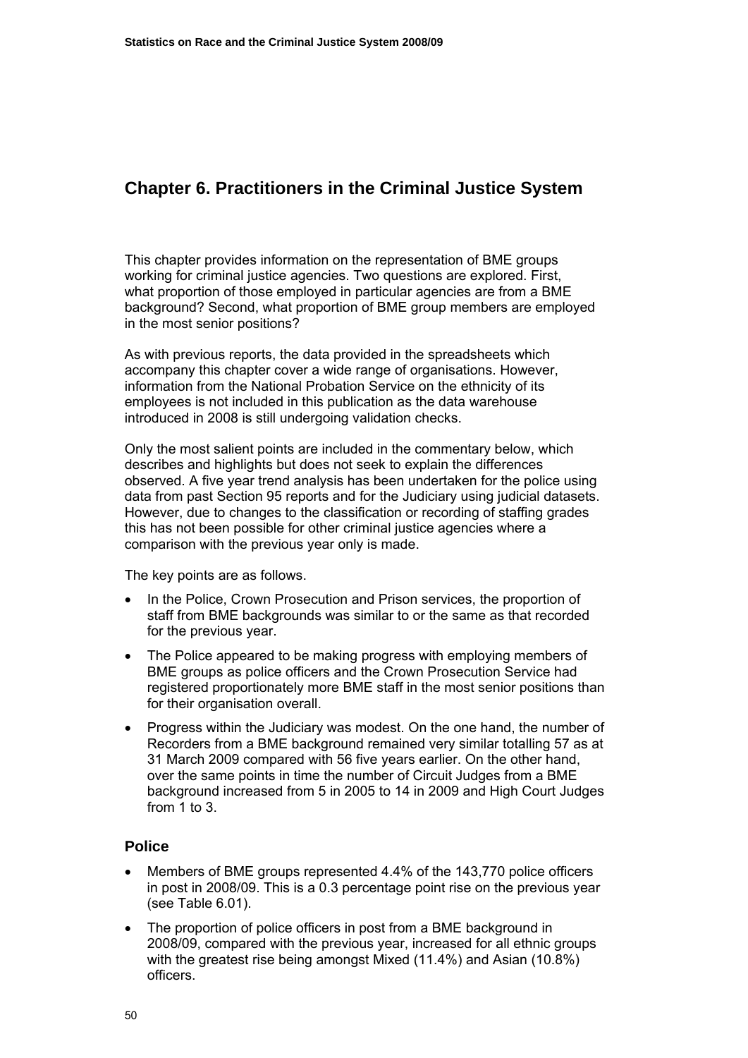# Chapter 6. Practitioners in the Criminal Justice System

This chapter provides information on the representation of BME groups working for criminal justice agencies. Two questions are explored. First, what proportion of those employed in particular agencies are from a BME background? Second, what proportion of BME group members are employed in the most senior positions?

As with previous reports, the data provided in the spreadsheets which accompany this chapter cover a wide range of organisations. However, information from the National Probation Service on the ethnicity of its employees is not included in this publication as the data warehouse introduced in 2008 is still undergoing validation checks.

Only the most salient points are included in the commentary below, which describes and highlights but does not seek to explain the differences observed. A five year trend analysis has been undertaken for the police using data from past Section 95 reports and for the Judiciary using judicial datasets. However, due to changes to the classification or recording of staffing grades this has not been possible for other criminal justice agencies where a comparison with the previous year only is made.

The key points are as follows.

- In the Police, Crown Prosecution and Prison services, the proportion of staff from BME backgrounds was similar to or the same as that recorded for the previous year.
- The Police appeared to be making progress with employing members of BME groups as police officers and the Crown Prosecution Service had registered proportionately more BME staff in the most senior positions than for their organisation overall.
- Progress within the Judiciary was modest. On the one hand, the number of Recorders from a BME background remained very similar totalling 57 as at 31 March 2009 compared with 56 five years earlier. On the other hand, over the same points in time the number of Circuit Judges from a BME background increased from 5 in 2005 to 14 in 2009 and High Court Judges from 1 to 3.

## Police

- Members of BME groups represented 4.4% of the 143,770 police officers in post in 2008/09. This is a 0.3 percentage point rise on the previous year (see Table 6.01).
- The proportion of police officers in post from a BME background in 2008/09, compared with the previous year, increased for all ethnic groups with the greatest rise being amongst Mixed (11.4%) and Asian (10.8%) officers.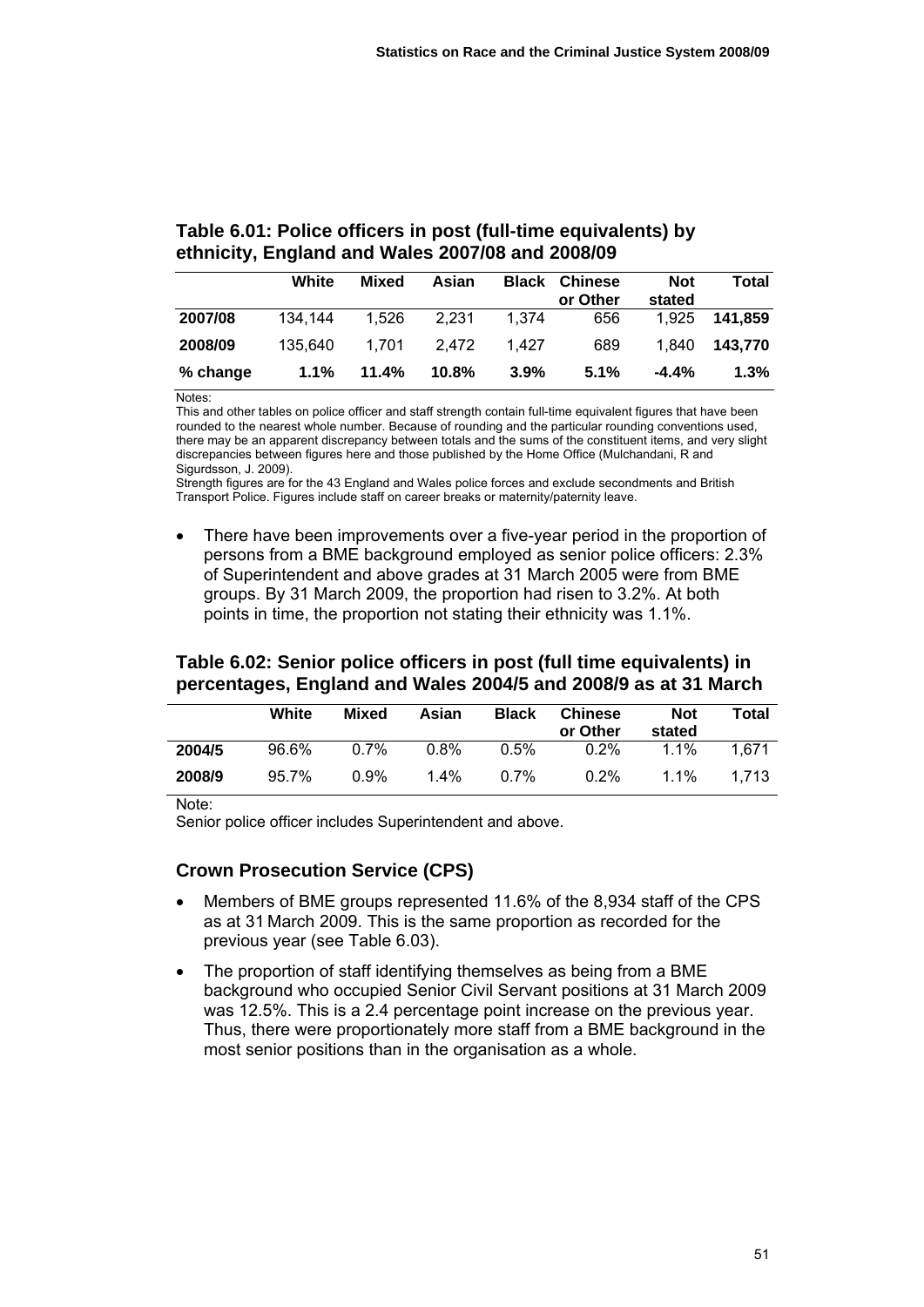**Table 6.01: Police officers in post (full-time equivalents) by ethnicity, England and Wales 2007/08 and 2008/09**

| | White | Mixed | Asian | Black | Chinese or Other | Not stated | Total |
|---|---|---|---|---|---|---|---|
| **2007/08** | 134,144 | 1,526 | 2,231 | 1,374 | 656 | 1,925 | **141,859** |
| **2008/09** | 135,640 | 1,701 | 2,472 | 1,427 | 689 | 1,840 | **143,770** |
| **% change** | **1.1%** | **11.4%** | **10.8%** | **3.9%** | **5.1%** | **-4.4%** | **1.3%** |

Notes:
This and other tables on police officer and staff strength contain full-time equivalent figures that have been rounded to the nearest whole number. Because of rounding and the particular rounding conventions used, there may be an apparent discrepancy between totals and the sums of the constituent items, and very slight discrepancies between figures here and those published by the Home Office (Mulchandani, R and Sigurdsson, J. 2009).
Strength figures are for the 43 England and Wales police forces and exclude secondments and British Transport Police. Figures include staff on career breaks or maternity/paternity leave.

- There have been improvements over a five-year period in the proportion of persons from a BME background employed as senior police officers: 2.3% of Superintendent and above grades at 31 March 2005 were from BME groups. By 31 March 2009, the proportion had risen to 3.2%. At both points in time, the proportion not stating their ethnicity was 1.1%.

**Table 6.02: Senior police officers in post (full time equivalents) in percentages, England and Wales 2004/5 and 2008/9 as at 31 March**

| | White | Mixed | Asian | Black | Chinese or Other | Not stated | Total |
|---|---|---|---|---|---|---|---|
| **2004/5** | 96.6% | 0.7% | 0.8% | 0.5% | 0.2% | 1.1% | 1,671 |
| **2008/9** | 95.7% | 0.9% | 1.4% | 0.7% | 0.2% | 1.1% | 1,713 |

Note:
Senior police officer includes Superintendent and above.

### Crown Prosecution Service (CPS)

- Members of BME groups represented 11.6% of the 8,934 staff of the CPS as at 31 March 2009. This is the same proportion as recorded for the previous year (see Table 6.03).
- The proportion of staff identifying themselves as being from a BME background who occupied Senior Civil Servant positions at 31 March 2009 was 12.5%. This is a 2.4 percentage point increase on the previous year. Thus, there were proportionately more staff from a BME background in the most senior positions than in the organisation as a whole.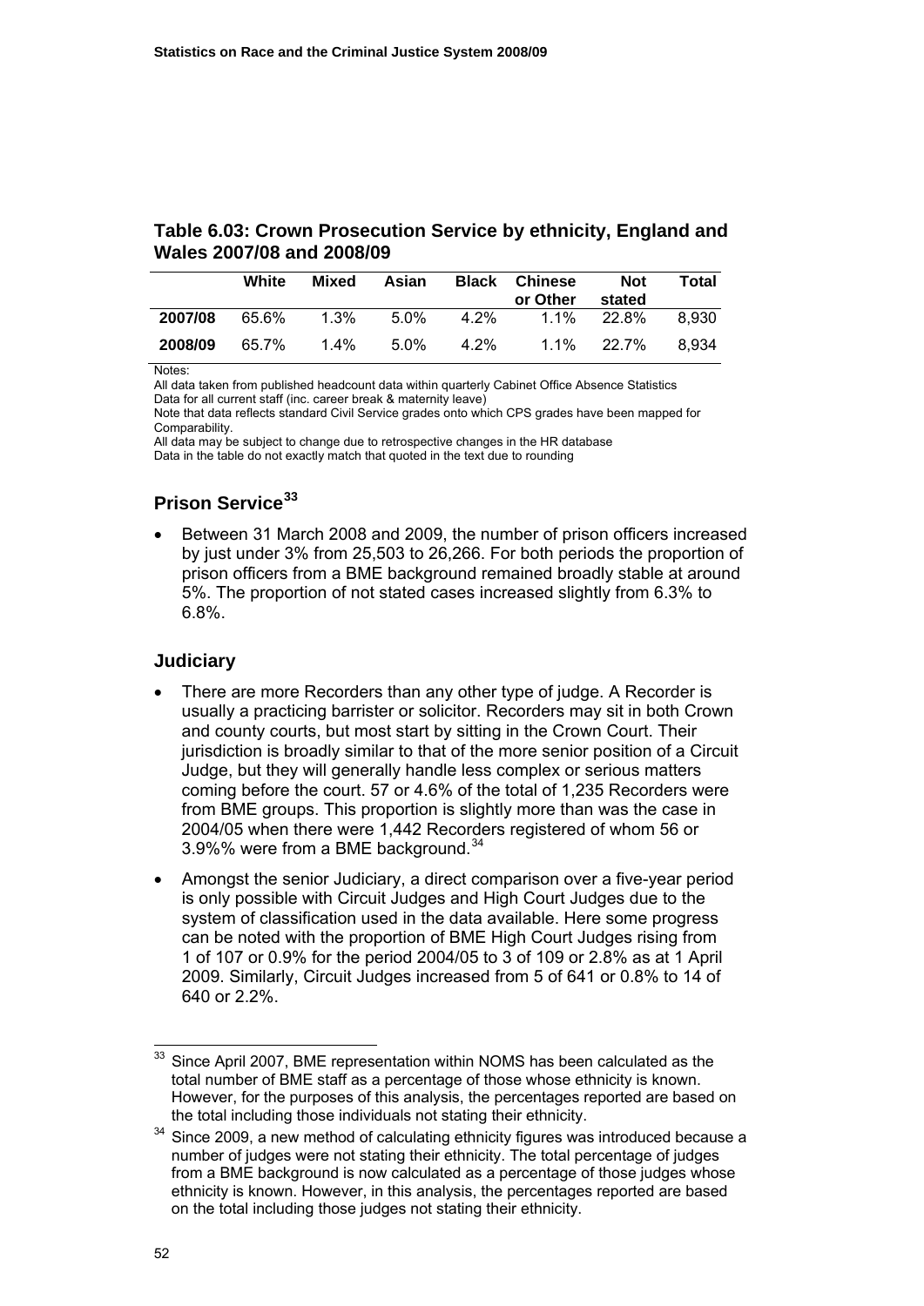## Table 6.03: Crown Prosecution Service by ethnicity, England and Wales 2007/08 and 2008/09

| | White | Mixed | Asian | Black | Chinese or Other | Not stated | Total |
|---|---|---|---|---|---|---|---|
| **2007/08** | 65.6% | 1.3% | 5.0% | 4.2% | 1.1% | 22.8% | 8,930 |
| **2008/09** | 65.7% | 1.4% | 5.0% | 4.2% | 1.1% | 22.7% | 8,934 |

Notes:
All data taken from published headcount data within quarterly Cabinet Office Absence Statistics
Data for all current staff (inc. career break & maternity leave)
Note that data reflects standard Civil Service grades onto which CPS grades have been mapped for Comparability.
All data may be subject to change due to retrospective changes in the HR database
Data in the table do not exactly match that quoted in the text due to rounding

### Prison Service[33]

- Between 31 March 2008 and 2009, the number of prison officers increased by just under 3% from 25,503 to 26,266. For both periods the proportion of prison officers from a BME background remained broadly stable at around 5%. The proportion of not stated cases increased slightly from 6.3% to 6.8%.

### Judiciary

- There are more Recorders than any other type of judge. A Recorder is usually a practicing barrister or solicitor. Recorders may sit in both Crown and county courts, but most start by sitting in the Crown Court. Their jurisdiction is broadly similar to that of the more senior position of a Circuit Judge, but they will generally handle less complex or serious matters coming before the court. 57 or 4.6% of the total of 1,235 Recorders were from BME groups. This proportion is slightly more than was the case in 2004/05 when there were 1,442 Recorders registered of whom 56 or 3.9%% were from a BME background.[34]
- Amongst the senior Judiciary, a direct comparison over a five-year period is only possible with Circuit Judges and High Court Judges due to the system of classification used in the data available. Here some progress can be noted with the proportion of BME High Court Judges rising from 1 of 107 or 0.9% for the period 2004/05 to 3 of 109 or 2.8% as at 1 April 2009. Similarly, Circuit Judges increased from 5 of 641 or 0.8% to 14 of 640 or 2.2%.

---

[33] Since April 2007, BME representation within NOMS has been calculated as the total number of BME staff as a percentage of those whose ethnicity is known. However, for the purposes of this analysis, the percentages reported are based on the total including those individuals not stating their ethnicity.

[34] Since 2009, a new method of calculating ethnicity figures was introduced because a number of judges were not stating their ethnicity. The total percentage of judges from a BME background is now calculated as a percentage of those judges whose ethnicity is known. However, in this analysis, the percentages reported are based on the total including those judges not stating their ethnicity.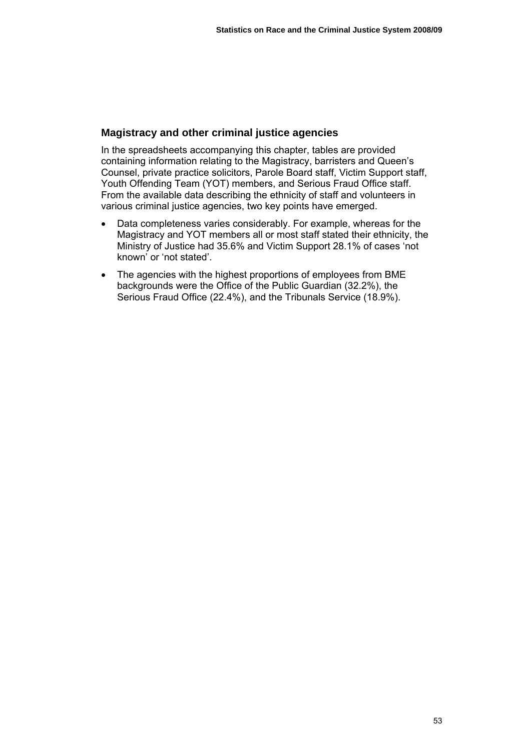## Magistracy and other criminal justice agencies

In the spreadsheets accompanying this chapter, tables are provided containing information relating to the Magistracy, barristers and Queen's Counsel, private practice solicitors, Parole Board staff, Victim Support staff, Youth Offending Team (YOT) members, and Serious Fraud Office staff. From the available data describing the ethnicity of staff and volunteers in various criminal justice agencies, two key points have emerged.

- Data completeness varies considerably. For example, whereas for the Magistracy and YOT members all or most staff stated their ethnicity, the Ministry of Justice had 35.6% and Victim Support 28.1% of cases 'not known' or 'not stated'.
- The agencies with the highest proportions of employees from BME backgrounds were the Office of the Public Guardian (32.2%), the Serious Fraud Office (22.4%), and the Tribunals Service (18.9%).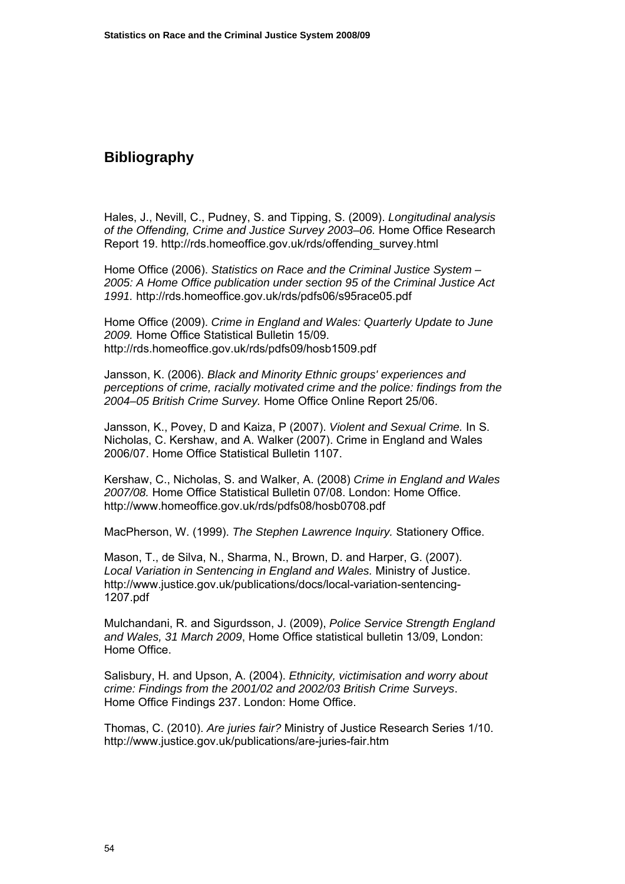# Bibliography

Hales, J., Nevill, C., Pudney, S. and Tipping, S. (2009). *Longitudinal analysis of the Offending, Crime and Justice Survey 2003–06.* Home Office Research Report 19. http://rds.homeoffice.gov.uk/rds/offending_survey.html

Home Office (2006). *Statistics on Race and the Criminal Justice System – 2005: A Home Office publication under section 95 of the Criminal Justice Act 1991.* http://rds.homeoffice.gov.uk/rds/pdfs06/s95race05.pdf

Home Office (2009). *Crime in England and Wales: Quarterly Update to June 2009.* Home Office Statistical Bulletin 15/09. http://rds.homeoffice.gov.uk/rds/pdfs09/hosb1509.pdf

Jansson, K. (2006). *Black and Minority Ethnic groups' experiences and perceptions of crime, racially motivated crime and the police: findings from the 2004–05 British Crime Survey.* Home Office Online Report 25/06.

Jansson, K., Povey, D and Kaiza, P (2007). *Violent and Sexual Crime.* In S. Nicholas, C. Kershaw, and A. Walker (2007). Crime in England and Wales 2006/07. Home Office Statistical Bulletin 1107.

Kershaw, C., Nicholas, S. and Walker, A. (2008) *Crime in England and Wales 2007/08.* Home Office Statistical Bulletin 07/08. London: Home Office. http://www.homeoffice.gov.uk/rds/pdfs08/hosb0708.pdf

MacPherson, W. (1999). *The Stephen Lawrence Inquiry.* Stationery Office.

Mason, T., de Silva, N., Sharma, N., Brown, D. and Harper, G. (2007). *Local Variation in Sentencing in England and Wales.* Ministry of Justice. http://www.justice.gov.uk/publications/docs/local-variation-sentencing-1207.pdf

Mulchandani, R. and Sigurdsson, J. (2009), *Police Service Strength England and Wales, 31 March 2009*, Home Office statistical bulletin 13/09, London: Home Office.

Salisbury, H. and Upson, A. (2004). *Ethnicity, victimisation and worry about crime: Findings from the 2001/02 and 2002/03 British Crime Surveys.* Home Office Findings 237. London: Home Office.

Thomas, C. (2010). *Are juries fair?* Ministry of Justice Research Series 1/10. http://www.justice.gov.uk/publications/are-juries-fair.htm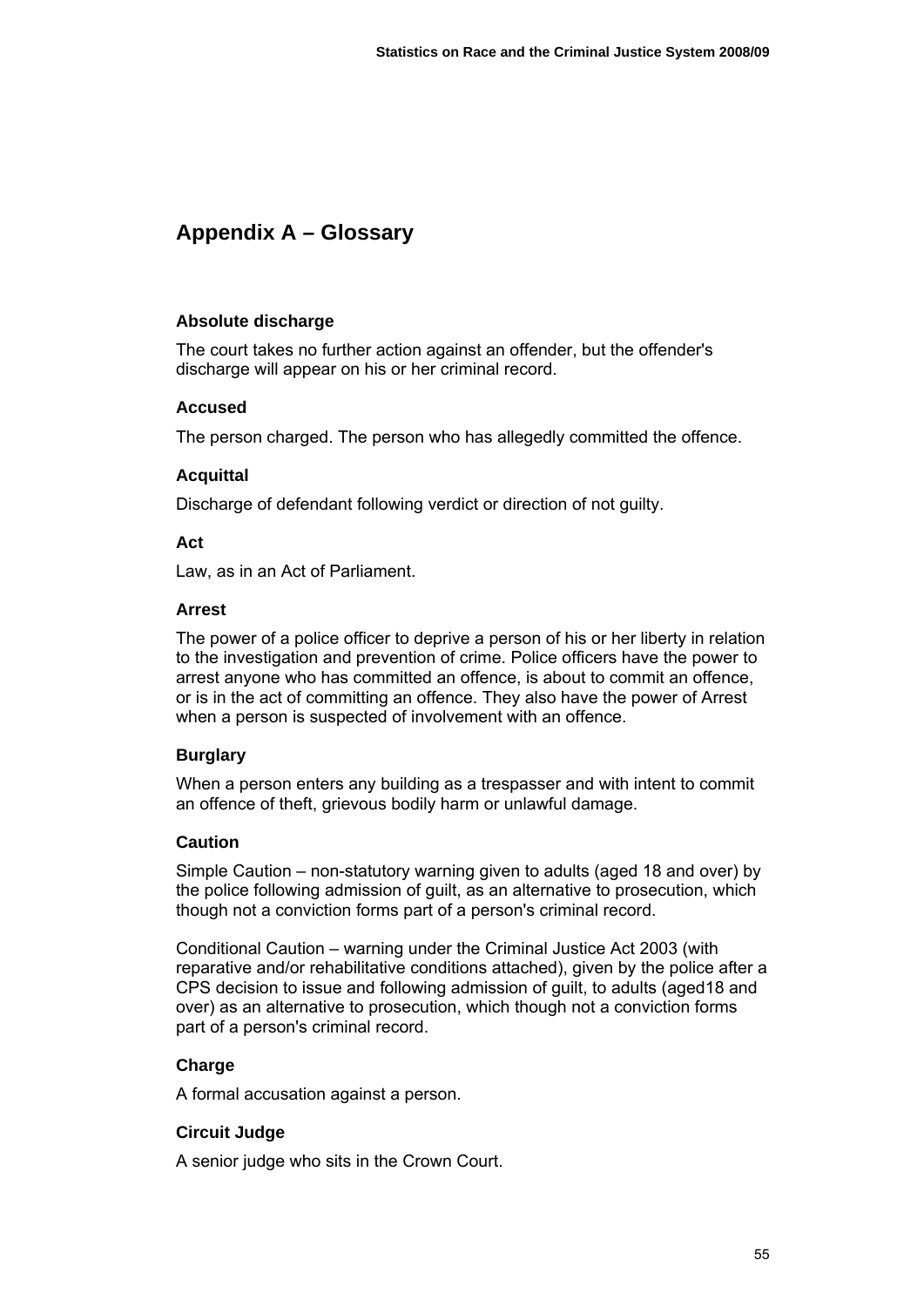## Appendix A – Glossary

### Absolute discharge

The court takes no further action against an offender, but the offender's discharge will appear on his or her criminal record.

### Accused

The person charged. The person who has allegedly committed the offence.

### Acquittal

Discharge of defendant following verdict or direction of not guilty.

### Act

Law, as in an Act of Parliament.

### Arrest

The power of a police officer to deprive a person of his or her liberty in relation to the investigation and prevention of crime. Police officers have the power to arrest anyone who has committed an offence, is about to commit an offence, or is in the act of committing an offence. They also have the power of Arrest when a person is suspected of involvement with an offence.

### Burglary

When a person enters any building as a trespasser and with intent to commit an offence of theft, grievous bodily harm or unlawful damage.

### Caution

Simple Caution – non-statutory warning given to adults (aged 18 and over) by the police following admission of guilt, as an alternative to prosecution, which though not a conviction forms part of a person's criminal record.

Conditional Caution – warning under the Criminal Justice Act 2003 (with reparative and/or rehabilitative conditions attached), given by the police after a CPS decision to issue and following admission of guilt, to adults (aged18 and over) as an alternative to prosecution, which though not a conviction forms part of a person's criminal record.

### Charge

A formal accusation against a person.

### Circuit Judge

A senior judge who sits in the Crown Court.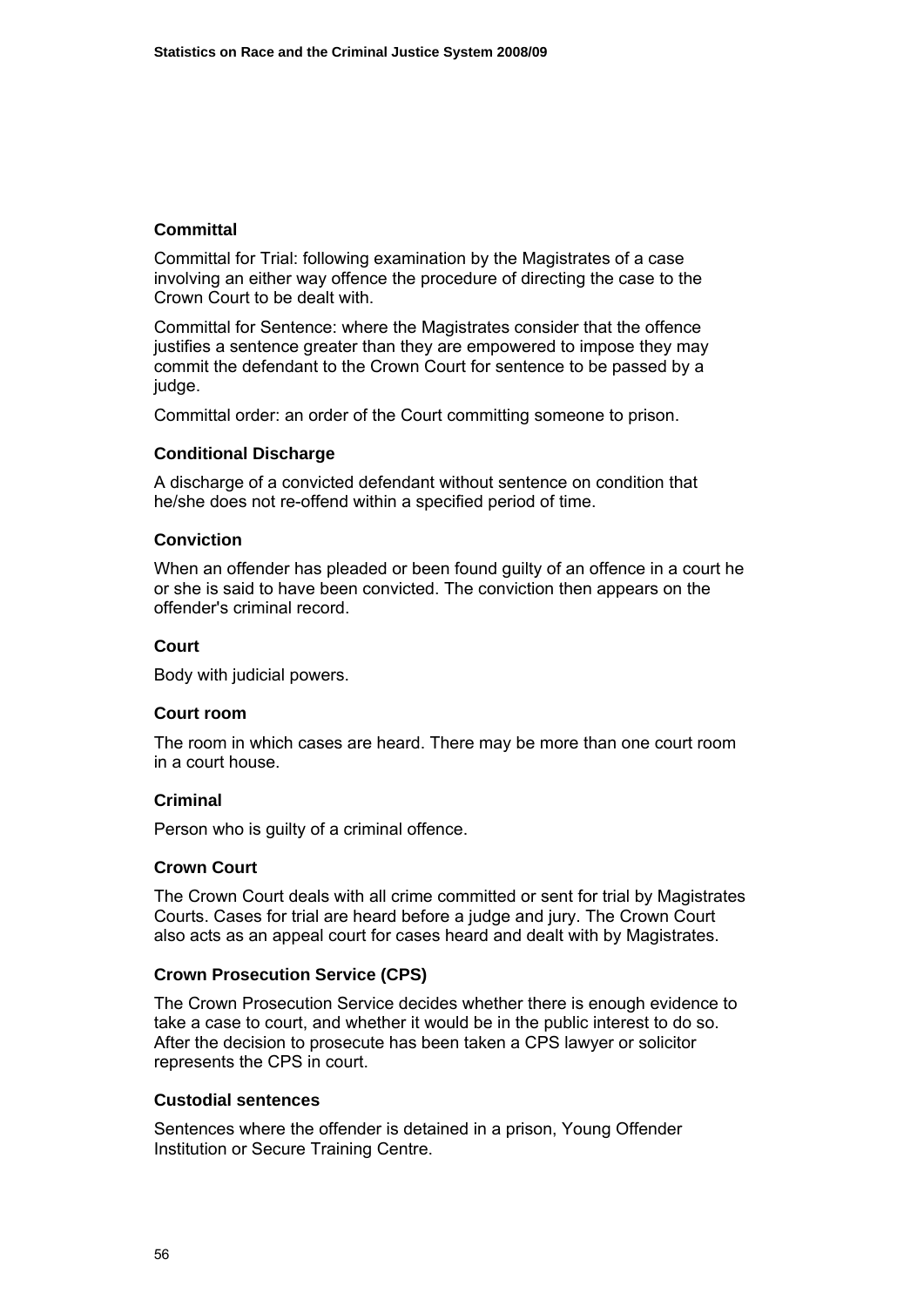### Committal

Committal for Trial: following examination by the Magistrates of a case involving an either way offence the procedure of directing the case to the Crown Court to be dealt with.

Committal for Sentence: where the Magistrates consider that the offence justifies a sentence greater than they are empowered to impose they may commit the defendant to the Crown Court for sentence to be passed by a judge.

Committal order: an order of the Court committing someone to prison.

### Conditional Discharge

A discharge of a convicted defendant without sentence on condition that he/she does not re-offend within a specified period of time.

### Conviction

When an offender has pleaded or been found guilty of an offence in a court he or she is said to have been convicted. The conviction then appears on the offender's criminal record.

### Court

Body with judicial powers.

### Court room

The room in which cases are heard. There may be more than one court room in a court house.

### Criminal

Person who is guilty of a criminal offence.

### Crown Court

The Crown Court deals with all crime committed or sent for trial by Magistrates Courts. Cases for trial are heard before a judge and jury. The Crown Court also acts as an appeal court for cases heard and dealt with by Magistrates.

### Crown Prosecution Service (CPS)

The Crown Prosecution Service decides whether there is enough evidence to take a case to court, and whether it would be in the public interest to do so. After the decision to prosecute has been taken a CPS lawyer or solicitor represents the CPS in court.

### Custodial sentences

Sentences where the offender is detained in a prison, Young Offender Institution or Secure Training Centre.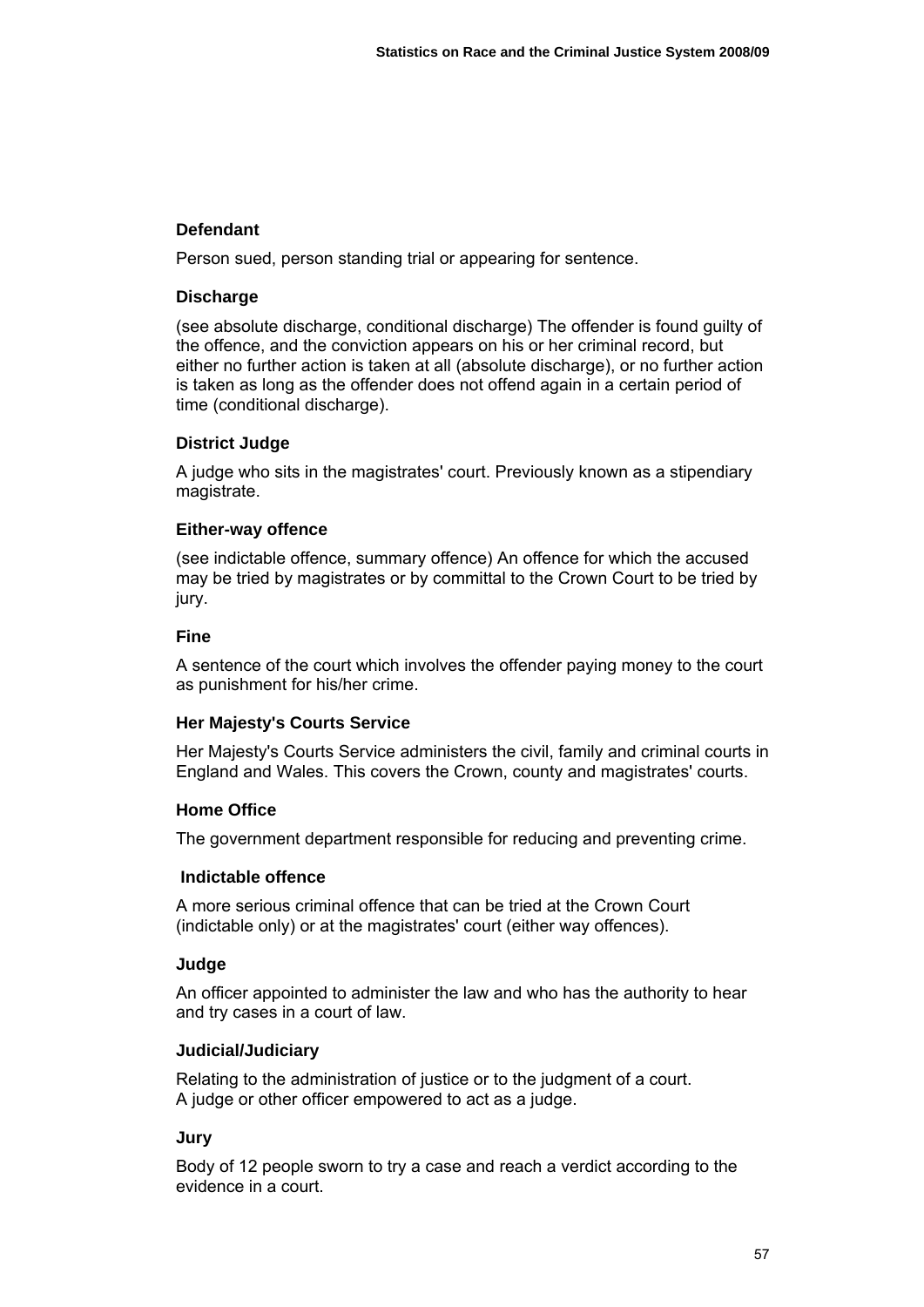### Defendant

Person sued, person standing trial or appearing for sentence.

### Discharge

(see absolute discharge, conditional discharge) The offender is found guilty of the offence, and the conviction appears on his or her criminal record, but either no further action is taken at all (absolute discharge), or no further action is taken as long as the offender does not offend again in a certain period of time (conditional discharge).

### District Judge

A judge who sits in the magistrates' court. Previously known as a stipendiary magistrate.

### Either-way offence

(see indictable offence, summary offence) An offence for which the accused may be tried by magistrates or by committal to the Crown Court to be tried by jury.

### Fine

A sentence of the court which involves the offender paying money to the court as punishment for his/her crime.

### Her Majesty's Courts Service

Her Majesty's Courts Service administers the civil, family and criminal courts in England and Wales. This covers the Crown, county and magistrates' courts.

### Home Office

The government department responsible for reducing and preventing crime.

### Indictable offence

A more serious criminal offence that can be tried at the Crown Court (indictable only) or at the magistrates' court (either way offences).

### Judge

An officer appointed to administer the law and who has the authority to hear and try cases in a court of law.

### Judicial/Judiciary

Relating to the administration of justice or to the judgment of a court.
A judge or other officer empowered to act as a judge.

### Jury

Body of 12 people sworn to try a case and reach a verdict according to the evidence in a court.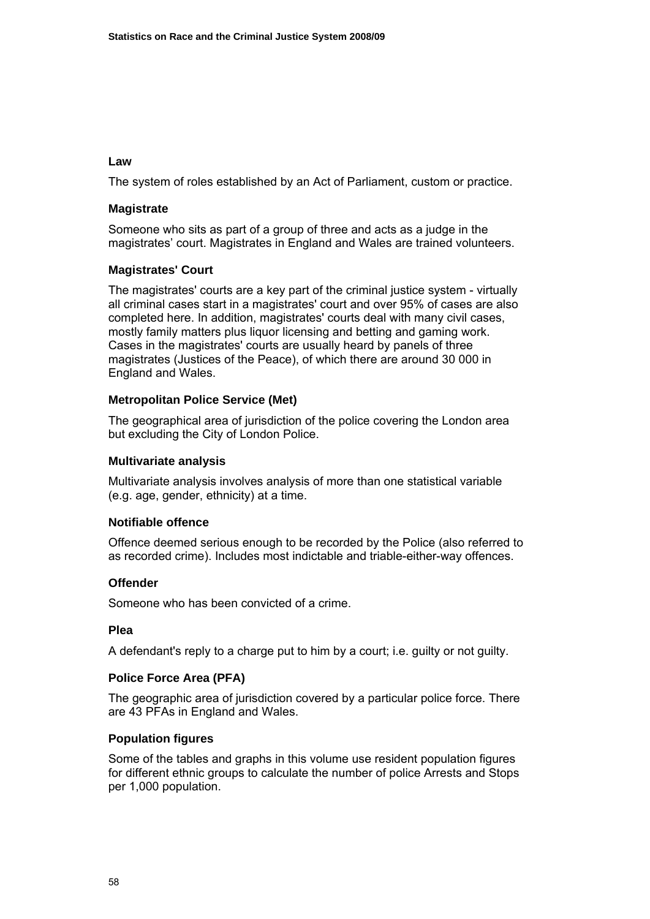**Law**

The system of roles established by an Act of Parliament, custom or practice.

**Magistrate**

Someone who sits as part of a group of three and acts as a judge in the magistrates' court. Magistrates in England and Wales are trained volunteers.

**Magistrates' Court**

The magistrates' courts are a key part of the criminal justice system - virtually all criminal cases start in a magistrates' court and over 95% of cases are also completed here. In addition, magistrates' courts deal with many civil cases, mostly family matters plus liquor licensing and betting and gaming work. Cases in the magistrates' courts are usually heard by panels of three magistrates (Justices of the Peace), of which there are around 30 000 in England and Wales.

**Metropolitan Police Service (Met)**

The geographical area of jurisdiction of the police covering the London area but excluding the City of London Police.

**Multivariate analysis**

Multivariate analysis involves analysis of more than one statistical variable (e.g. age, gender, ethnicity) at a time.

**Notifiable offence**

Offence deemed serious enough to be recorded by the Police (also referred to as recorded crime). Includes most indictable and triable-either-way offences.

**Offender**

Someone who has been convicted of a crime.

**Plea**

A defendant's reply to a charge put to him by a court; i.e. guilty or not guilty.

**Police Force Area (PFA)**

The geographic area of jurisdiction covered by a particular police force. There are 43 PFAs in England and Wales.

**Population figures**

Some of the tables and graphs in this volume use resident population figures for different ethnic groups to calculate the number of police Arrests and Stops per 1,000 population.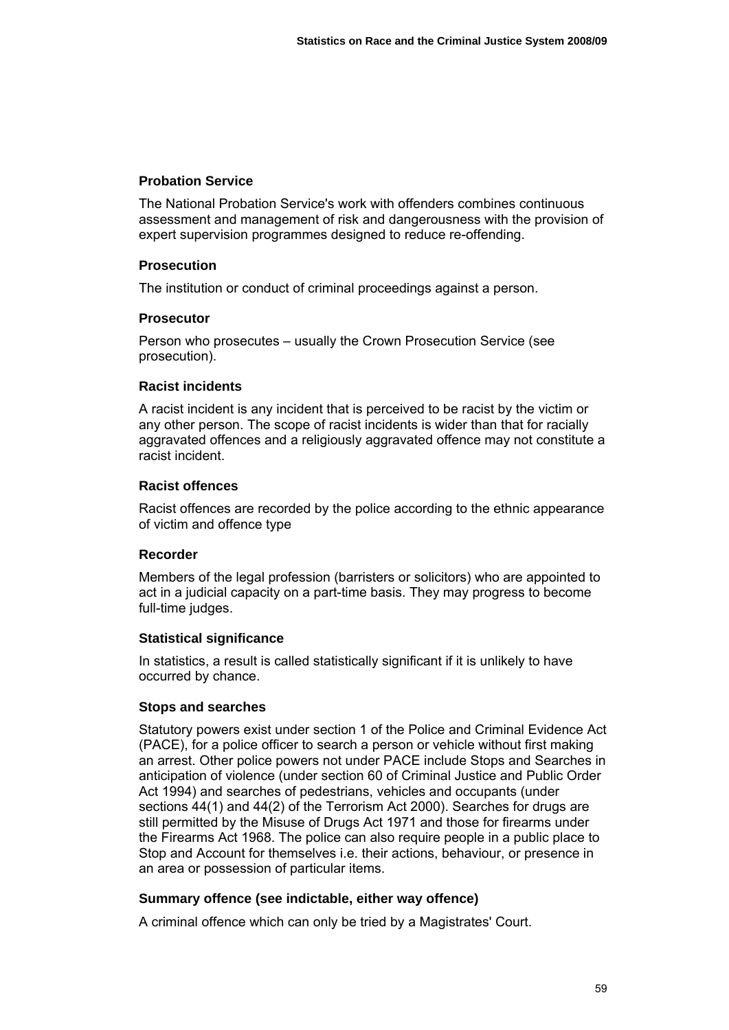### Probation Service

The National Probation Service's work with offenders combines continuous assessment and management of risk and dangerousness with the provision of expert supervision programmes designed to reduce re-offending.

### Prosecution

The institution or conduct of criminal proceedings against a person.

### Prosecutor

Person who prosecutes – usually the Crown Prosecution Service (see prosecution).

### Racist incidents

A racist incident is any incident that is perceived to be racist by the victim or any other person. The scope of racist incidents is wider than that for racially aggravated offences and a religiously aggravated offence may not constitute a racist incident.

### Racist offences

Racist offences are recorded by the police according to the ethnic appearance of victim and offence type

### Recorder

Members of the legal profession (barristers or solicitors) who are appointed to act in a judicial capacity on a part-time basis. They may progress to become full-time judges.

### Statistical significance

In statistics, a result is called statistically significant if it is unlikely to have occurred by chance.

### Stops and searches

Statutory powers exist under section 1 of the Police and Criminal Evidence Act (PACE), for a police officer to search a person or vehicle without first making an arrest. Other police powers not under PACE include Stops and Searches in anticipation of violence (under section 60 of Criminal Justice and Public Order Act 1994) and searches of pedestrians, vehicles and occupants (under sections 44(1) and 44(2) of the Terrorism Act 2000). Searches for drugs are still permitted by the Misuse of Drugs Act 1971 and those for firearms under the Firearms Act 1968. The police can also require people in a public place to Stop and Account for themselves i.e. their actions, behaviour, or presence in an area or possession of particular items.

### Summary offence (see indictable, either way offence)

A criminal offence which can only be tried by a Magistrates' Court.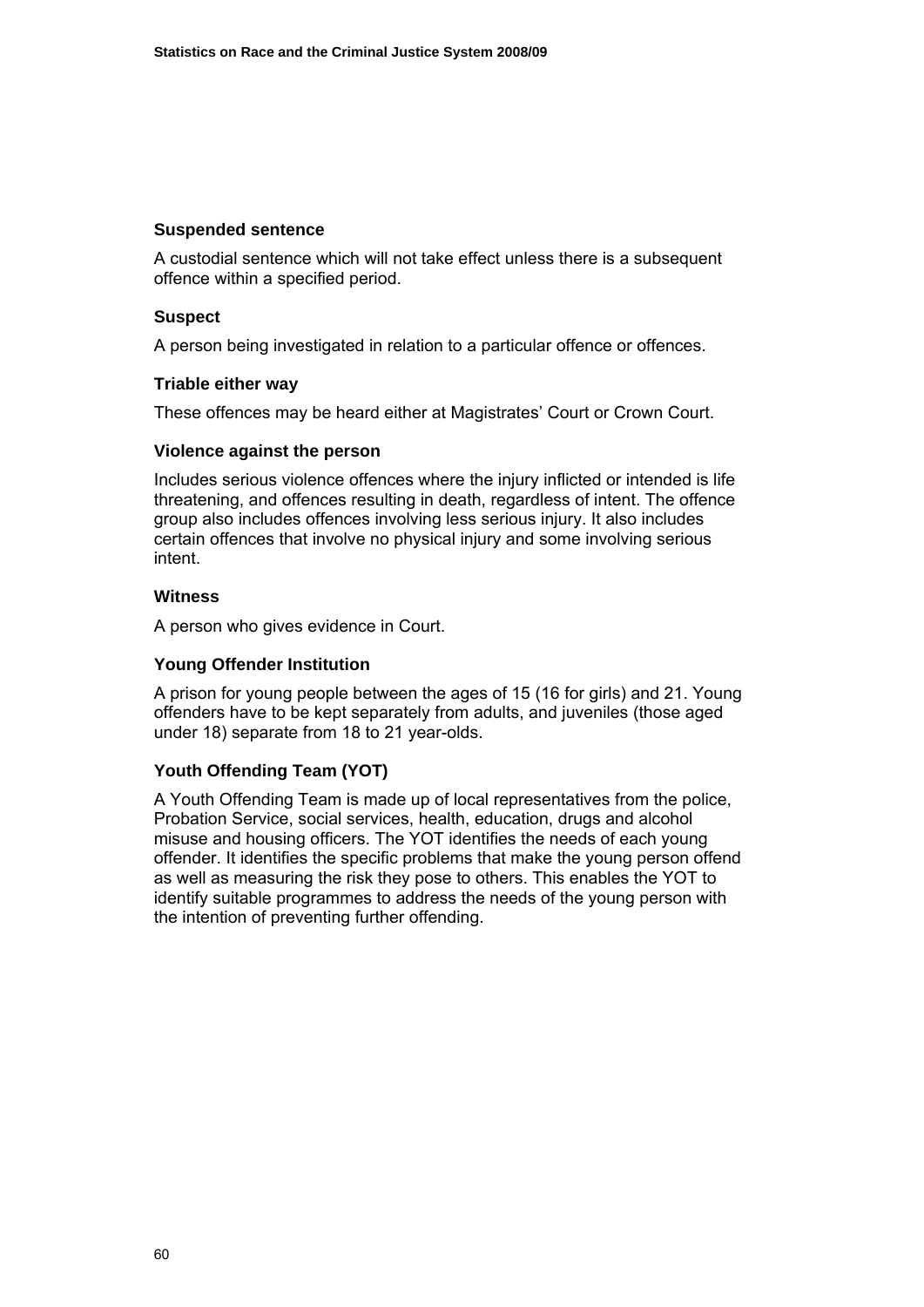### Suspended sentence

A custodial sentence which will not take effect unless there is a subsequent offence within a specified period.

### Suspect

A person being investigated in relation to a particular offence or offences.

### Triable either way

These offences may be heard either at Magistrates' Court or Crown Court.

### Violence against the person

Includes serious violence offences where the injury inflicted or intended is life threatening, and offences resulting in death, regardless of intent. The offence group also includes offences involving less serious injury. It also includes certain offences that involve no physical injury and some involving serious intent.

### Witness

A person who gives evidence in Court.

### Young Offender Institution

A prison for young people between the ages of 15 (16 for girls) and 21. Young offenders have to be kept separately from adults, and juveniles (those aged under 18) separate from 18 to 21 year-olds.

### Youth Offending Team (YOT)

A Youth Offending Team is made up of local representatives from the police, Probation Service, social services, health, education, drugs and alcohol misuse and housing officers. The YOT identifies the needs of each young offender. It identifies the specific problems that make the young person offend as well as measuring the risk they pose to others. This enables the YOT to identify suitable programmes to address the needs of the young person with the intention of preventing further offending.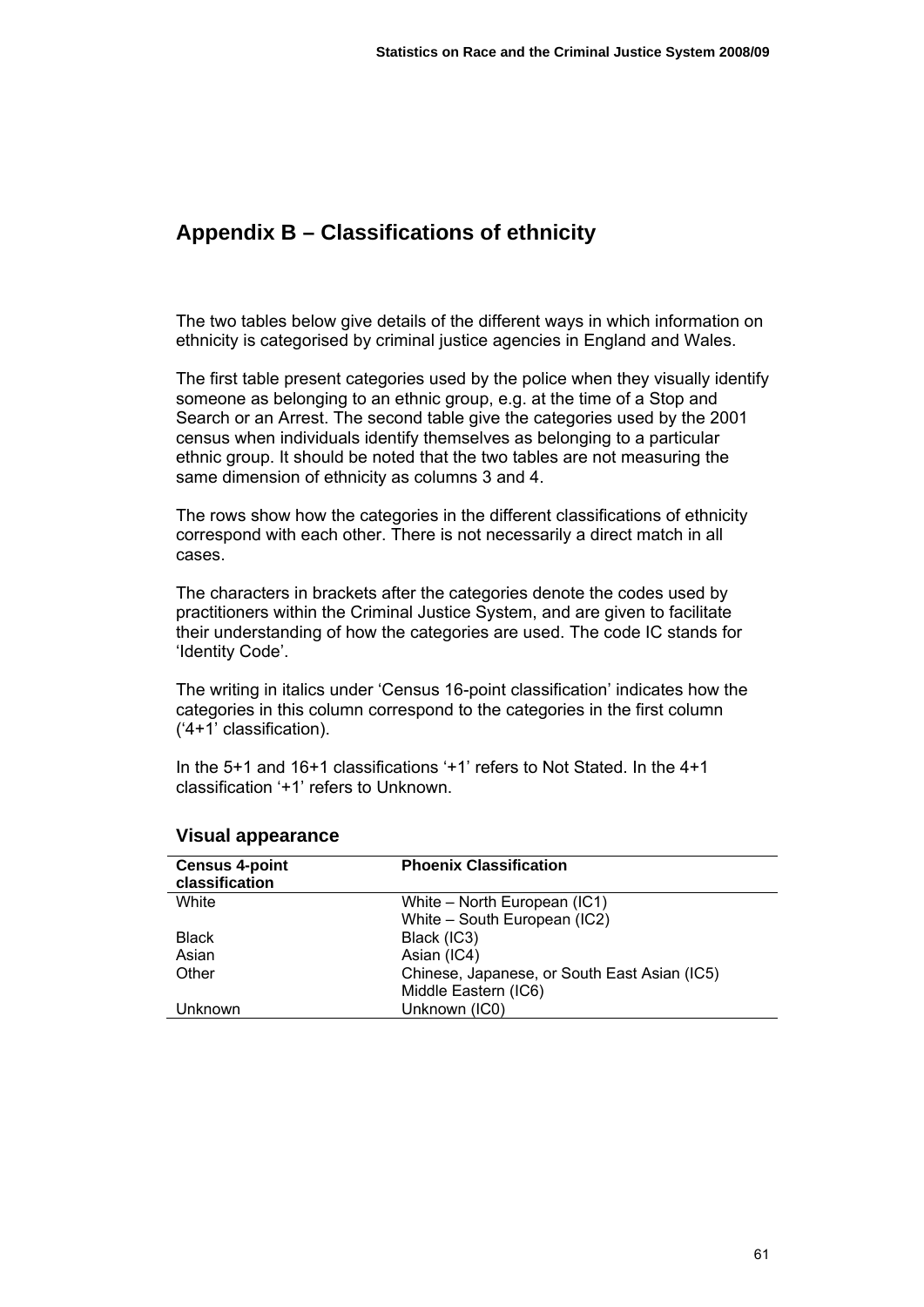# Appendix B – Classifications of ethnicity

The two tables below give details of the different ways in which information on ethnicity is categorised by criminal justice agencies in England and Wales.

The first table present categories used by the police when they visually identify someone as belonging to an ethnic group, e.g. at the time of a Stop and Search or an Arrest. The second table give the categories used by the 2001 census when individuals identify themselves as belonging to a particular ethnic group. It should be noted that the two tables are not measuring the same dimension of ethnicity as columns 3 and 4.

The rows show how the categories in the different classifications of ethnicity correspond with each other. There is not necessarily a direct match in all cases.

The characters in brackets after the categories denote the codes used by practitioners within the Criminal Justice System, and are given to facilitate their understanding of how the categories are used. The code IC stands for 'Identity Code'.

The writing in italics under 'Census 16-point classification' indicates how the categories in this column correspond to the categories in the first column ('4+1' classification).

In the 5+1 and 16+1 classifications '+1' refers to Not Stated. In the 4+1 classification '+1' refers to Unknown.

## Visual appearance

| Census 4-point classification | Phoenix Classification |
|---|---|
| White | White – North European (IC1)<br>White – South European (IC2) |
| Black | Black (IC3) |
| Asian | Asian (IC4) |
| Other | Chinese, Japanese, or South East Asian (IC5)<br>Middle Eastern (IC6) |
| Unknown | Unknown (IC0) |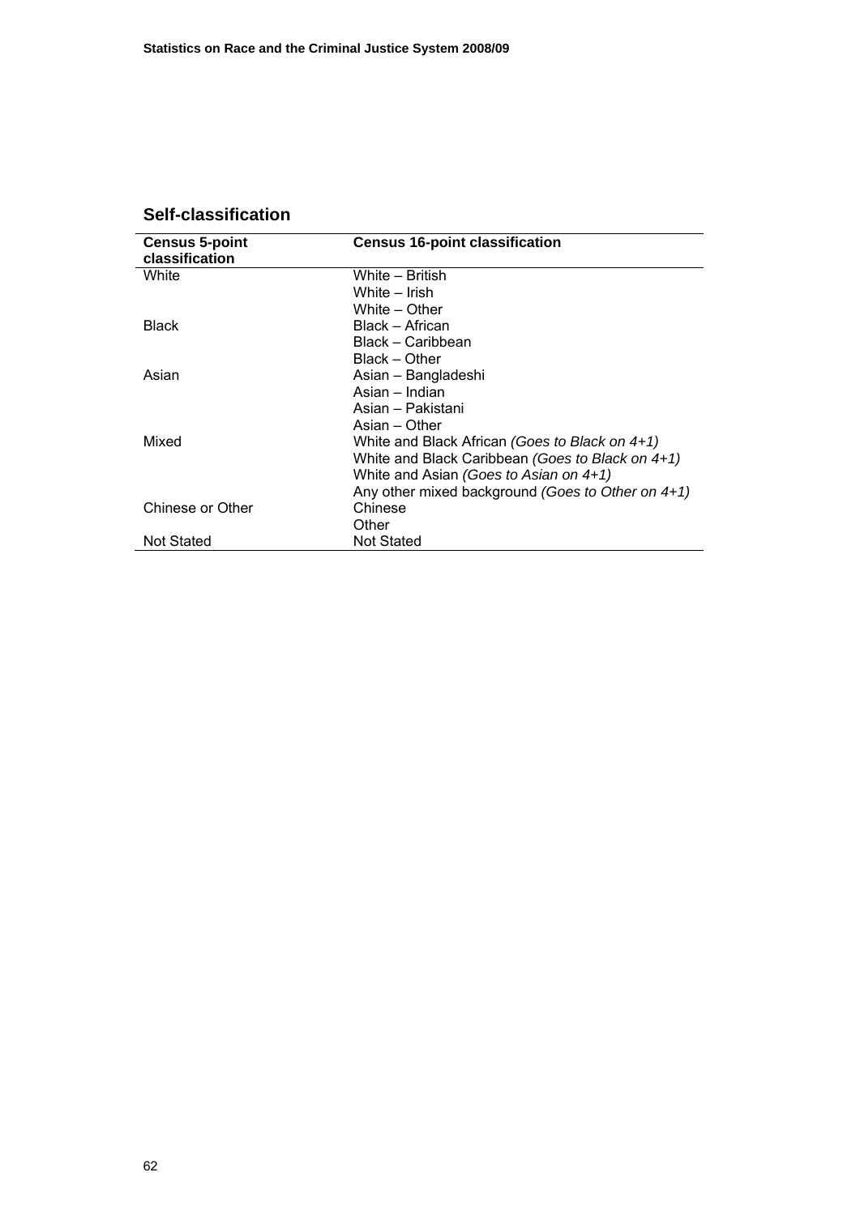## Self-classification

| Census 5-point classification | Census 16-point classification |
|---|---|
| White | White – British |
| | White – Irish |
| | White – Other |
| Black | Black – African |
| | Black – Caribbean |
| | Black – Other |
| Asian | Asian – Bangladeshi |
| | Asian – Indian |
| | Asian – Pakistani |
| | Asian – Other |
| Mixed | White and Black African *(Goes to Black on 4+1)* |
| | White and Black Caribbean *(Goes to Black on 4+1)* |
| | White and Asian *(Goes to Asian on 4+1)* |
| | Any other mixed background *(Goes to Other on 4+1)* |
| Chinese or Other | Chinese |
| | Other |
| Not Stated | Not Stated |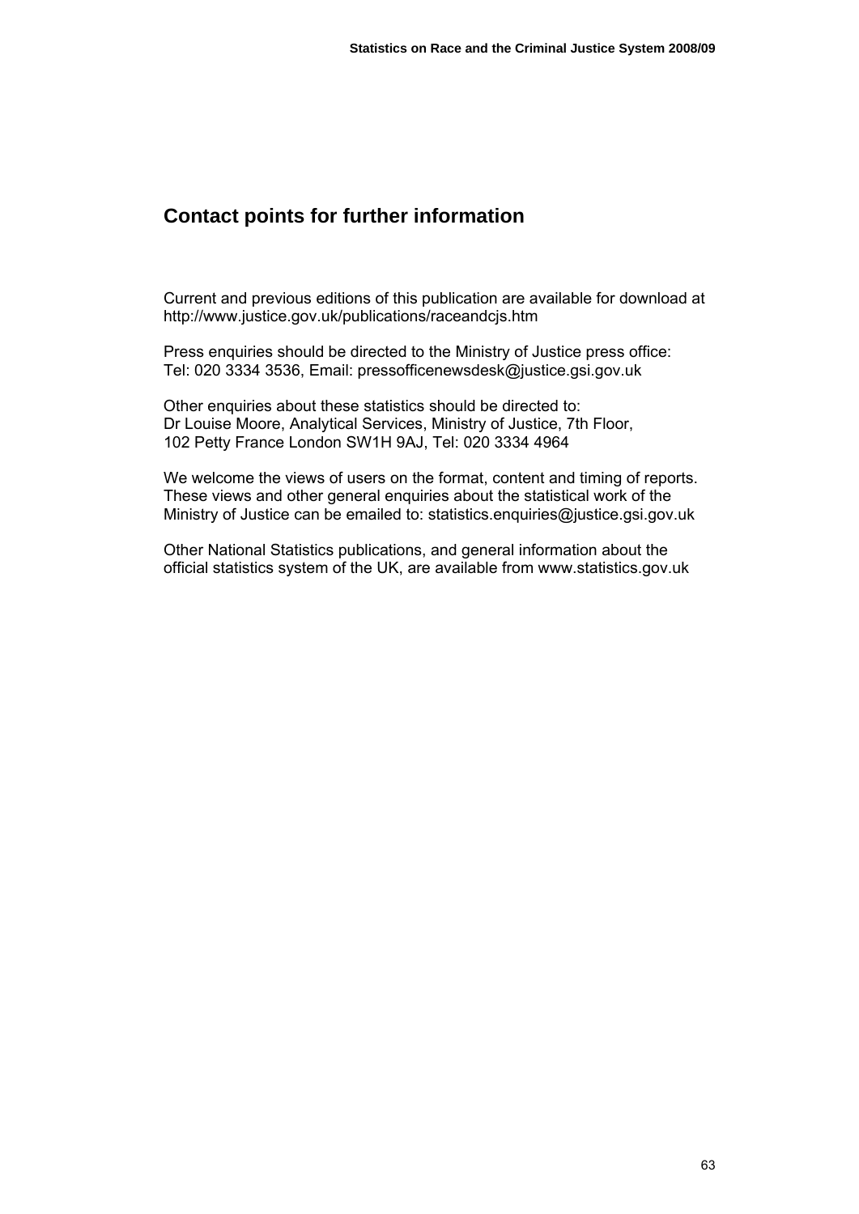## Contact points for further information

Current and previous editions of this publication are available for download at http://www.justice.gov.uk/publications/raceandcjs.htm

Press enquiries should be directed to the Ministry of Justice press office:
Tel: 020 3334 3536, Email: pressofficenewsdesk@justice.gsi.gov.uk

Other enquiries about these statistics should be directed to:
Dr Louise Moore, Analytical Services, Ministry of Justice, 7th Floor,
102 Petty France London SW1H 9AJ, Tel: 020 3334 4964

We welcome the views of users on the format, content and timing of reports. These views and other general enquiries about the statistical work of the Ministry of Justice can be emailed to: statistics.enquiries@justice.gsi.gov.uk

Other National Statistics publications, and general information about the official statistics system of the UK, are available from www.statistics.gov.uk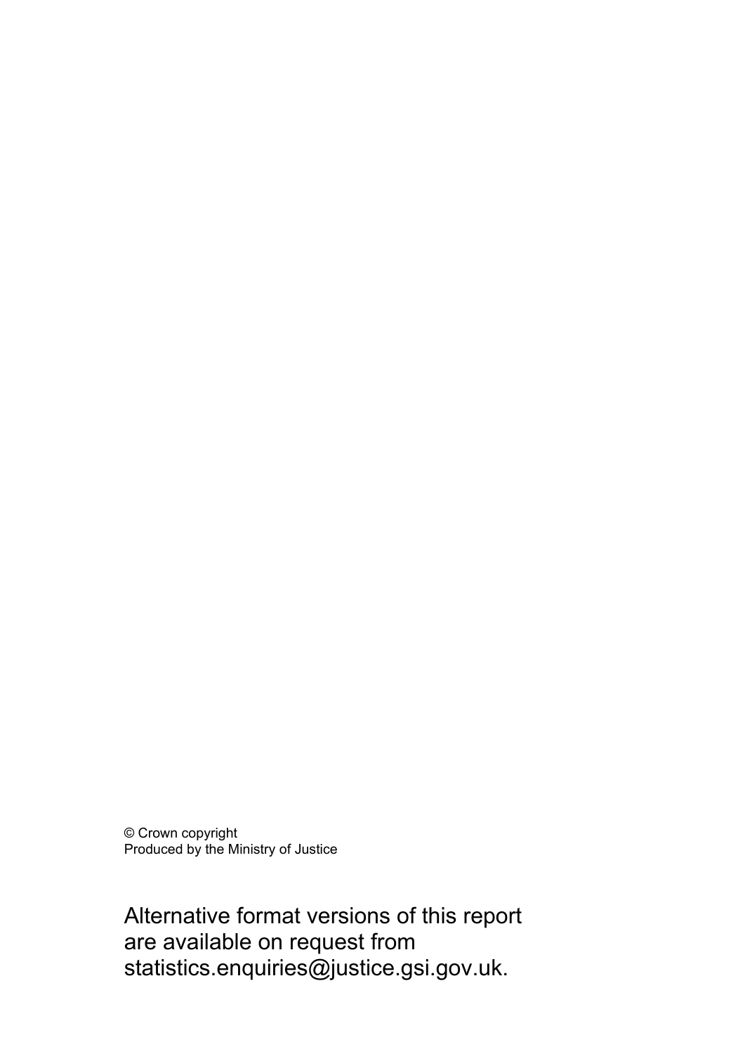© Crown copyright
Produced by the Ministry of Justice

Alternative format versions of this report are available on request from statistics.enquiries@justice.gsi.gov.uk.